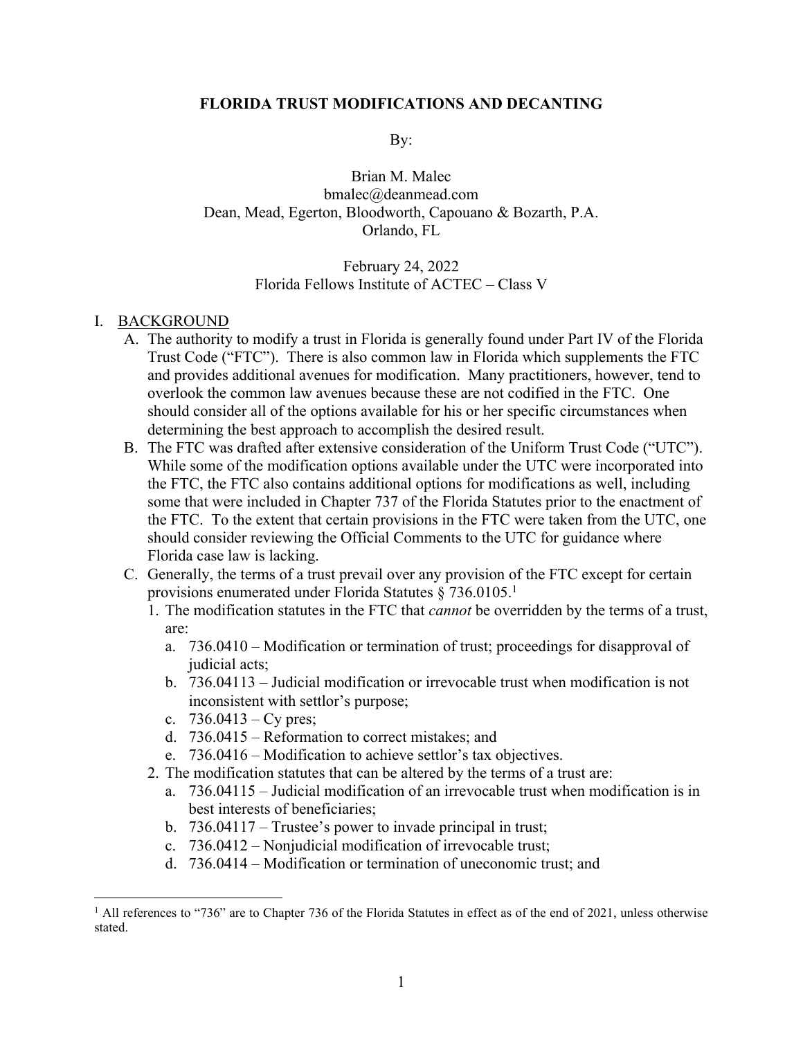# FLORIDA TRUST MODIFICATIONS AND DECANTING

By:

Brian M. Malec
bmalec@deanmead.com
Dean, Mead, Egerton, Bloodworth, Capouano & Bozarth, P.A.
Orlando, FL

February 24, 2022
Florida Fellows Institute of ACTEC – Class V

## I. BACKGROUND

A. The authority to modify a trust in Florida is generally found under Part IV of the Florida Trust Code ("FTC"). There is also common law in Florida which supplements the FTC and provides additional avenues for modification. Many practitioners, however, tend to overlook the common law avenues because these are not codified in the FTC. One should consider all of the options available for his or her specific circumstances when determining the best approach to accomplish the desired result.

B. The FTC was drafted after extensive consideration of the Uniform Trust Code ("UTC"). While some of the modification options available under the UTC were incorporated into the FTC, the FTC also contains additional options for modifications as well, including some that were included in Chapter 737 of the Florida Statutes prior to the enactment of the FTC. To the extent that certain provisions in the FTC were taken from the UTC, one should consider reviewing the Official Comments to the UTC for guidance where Florida case law is lacking.

C. Generally, the terms of a trust prevail over any provision of the FTC except for certain provisions enumerated under Florida Statutes § 736.0105.[1]

1. The modification statutes in the FTC that *cannot* be overridden by the terms of a trust, are:
   a. 736.0410 – Modification or termination of trust; proceedings for disapproval of judicial acts;
   b. 736.04113 – Judicial modification or irrevocable trust when modification is not inconsistent with settlor's purpose;
   c. 736.0413 – Cy pres;
   d. 736.0415 – Reformation to correct mistakes; and
   e. 736.0416 – Modification to achieve settlor's tax objectives.
2. The modification statutes that can be altered by the terms of a trust are:
   a. 736.04115 – Judicial modification of an irrevocable trust when modification is in best interests of beneficiaries;
   b. 736.04117 – Trustee's power to invade principal in trust;
   c. 736.0412 – Nonjudicial modification of irrevocable trust;
   d. 736.0414 – Modification or termination of uneconomic trust; and

[1] All references to "736" are to Chapter 736 of the Florida Statutes in effect as of the end of 2021, unless otherwise stated.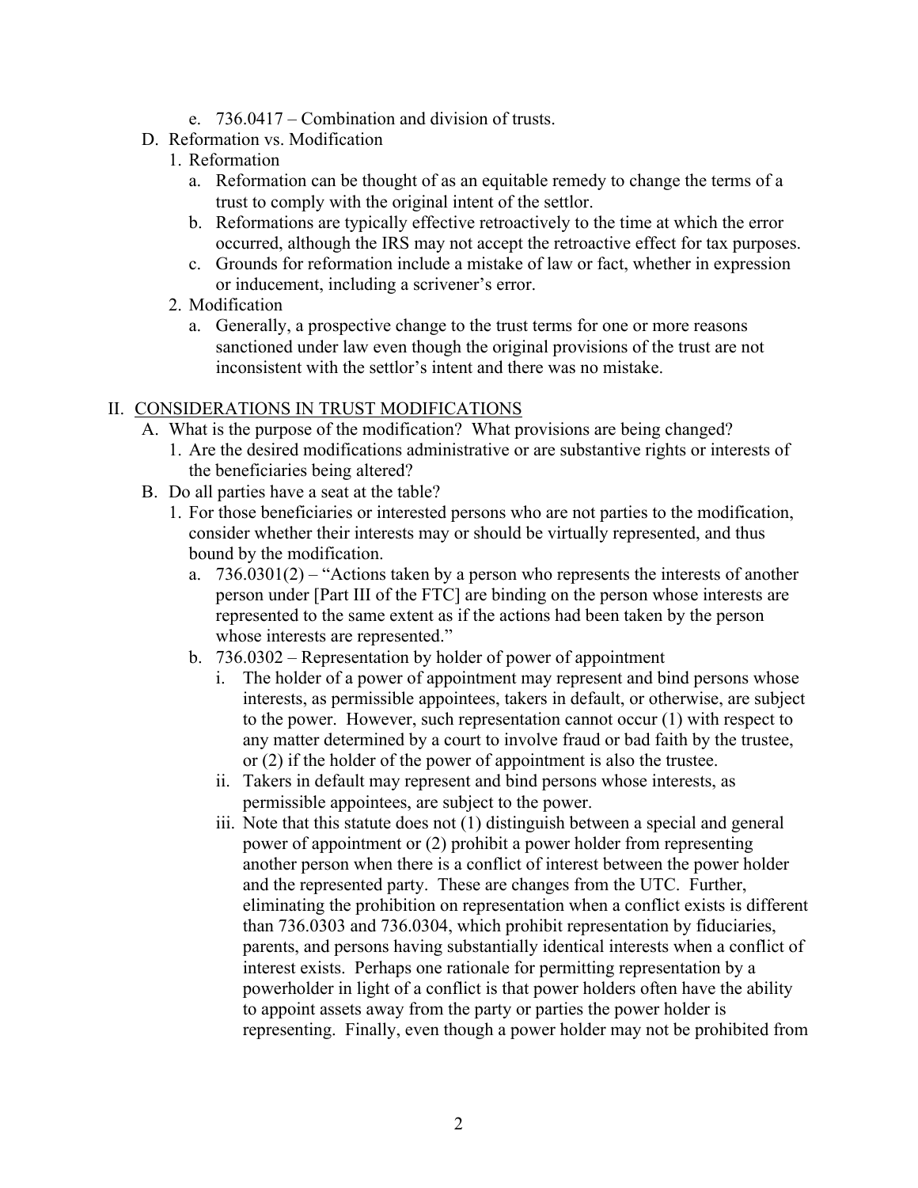e. 736.0417 – Combination and division of trusts.

D. Reformation vs. Modification

   1. Reformation

      a. Reformation can be thought of as an equitable remedy to change the terms of a trust to comply with the original intent of the settlor.

      b. Reformations are typically effective retroactively to the time at which the error occurred, although the IRS may not accept the retroactive effect for tax purposes.

      c. Grounds for reformation include a mistake of law or fact, whether in expression or inducement, including a scrivener's error.

   2. Modification

      a. Generally, a prospective change to the trust terms for one or more reasons sanctioned under law even though the original provisions of the trust are not inconsistent with the settlor's intent and there was no mistake.

## II. <u>CONSIDERATIONS IN TRUST MODIFICATIONS</u>

A. What is the purpose of the modification? What provisions are being changed?

   1. Are the desired modifications administrative or are substantive rights or interests of the beneficiaries being altered?

B. Do all parties have a seat at the table?

   1. For those beneficiaries or interested persons who are not parties to the modification, consider whether their interests may or should be virtually represented, and thus bound by the modification.

      a. 736.0301(2) – "Actions taken by a person who represents the interests of another person under [Part III of the FTC] are binding on the person whose interests are represented to the same extent as if the actions had been taken by the person whose interests are represented."

      b. 736.0302 – Representation by holder of power of appointment

         i. The holder of a power of appointment may represent and bind persons whose interests, as permissible appointees, takers in default, or otherwise, are subject to the power. However, such representation cannot occur (1) with respect to any matter determined by a court to involve fraud or bad faith by the trustee, or (2) if the holder of the power of appointment is also the trustee.

         ii. Takers in default may represent and bind persons whose interests, as permissible appointees, are subject to the power.

         iii. Note that this statute does not (1) distinguish between a special and general power of appointment or (2) prohibit a power holder from representing another person when there is a conflict of interest between the power holder and the represented party. These are changes from the UTC. Further, eliminating the prohibition on representation when a conflict exists is different than 736.0303 and 736.0304, which prohibit representation by fiduciaries, parents, and persons having substantially identical interests when a conflict of interest exists. Perhaps one rationale for permitting representation by a powerholder in light of a conflict is that power holders often have the ability to appoint assets away from the party or parties the power holder is representing. Finally, even though a power holder may not be prohibited from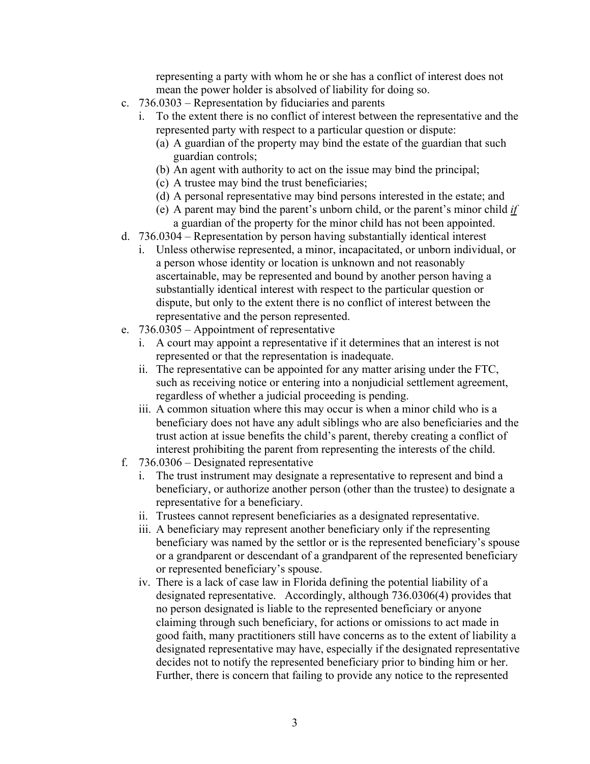representing a party with whom he or she has a conflict of interest does not mean the power holder is absolved of liability for doing so.

c. 736.0303 – Representation by fiduciaries and parents
   i. To the extent there is no conflict of interest between the representative and the represented party with respect to a particular question or dispute:
      (a) A guardian of the property may bind the estate of the guardian that such guardian controls;
      (b) An agent with authority to act on the issue may bind the principal;
      (c) A trustee may bind the trust beneficiaries;
      (d) A personal representative may bind persons interested in the estate; and
      (e) A parent may bind the parent's unborn child, or the parent's minor child <u>*if*</u> a guardian of the property for the minor child has not been appointed.

d. 736.0304 – Representation by person having substantially identical interest
   i. Unless otherwise represented, a minor, incapacitated, or unborn individual, or a person whose identity or location is unknown and not reasonably ascertainable, may be represented and bound by another person having a substantially identical interest with respect to the particular question or dispute, but only to the extent there is no conflict of interest between the representative and the person represented.

e. 736.0305 – Appointment of representative
   i. A court may appoint a representative if it determines that an interest is not represented or that the representation is inadequate.
   ii. The representative can be appointed for any matter arising under the FTC, such as receiving notice or entering into a nonjudicial settlement agreement, regardless of whether a judicial proceeding is pending.
   iii. A common situation where this may occur is when a minor child who is a beneficiary does not have any adult siblings who are also beneficiaries and the trust action at issue benefits the child's parent, thereby creating a conflict of interest prohibiting the parent from representing the interests of the child.

f. 736.0306 – Designated representative
   i. The trust instrument may designate a representative to represent and bind a beneficiary, or authorize another person (other than the trustee) to designate a representative for a beneficiary.
   ii. Trustees cannot represent beneficiaries as a designated representative.
   iii. A beneficiary may represent another beneficiary only if the representing beneficiary was named by the settlor or is the represented beneficiary's spouse or a grandparent or descendant of a grandparent of the represented beneficiary or represented beneficiary's spouse.
   iv. There is a lack of case law in Florida defining the potential liability of a designated representative. Accordingly, although 736.0306(4) provides that no person designated is liable to the represented beneficiary or anyone claiming through such beneficiary, for actions or omissions to act made in good faith, many practitioners still have concerns as to the extent of liability a designated representative may have, especially if the designated representative decides not to notify the represented beneficiary prior to binding him or her. Further, there is concern that failing to provide any notice to the represented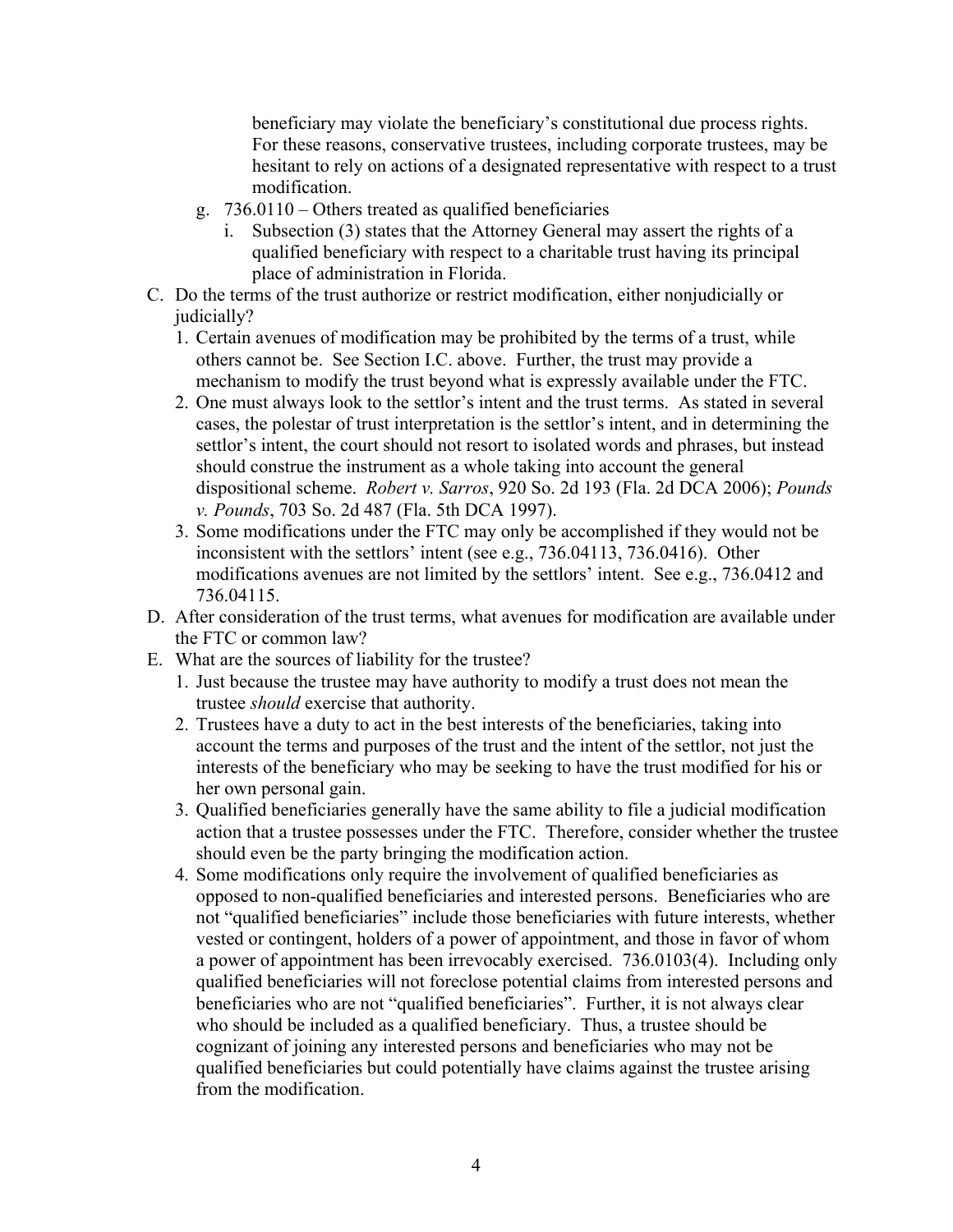beneficiary may violate the beneficiary's constitutional due process rights. For these reasons, conservative trustees, including corporate trustees, may be hesitant to rely on actions of a designated representative with respect to a trust modification.

   g. 736.0110 – Others treated as qualified beneficiaries
      i. Subsection (3) states that the Attorney General may assert the rights of a qualified beneficiary with respect to a charitable trust having its principal place of administration in Florida.

C. Do the terms of the trust authorize or restrict modification, either nonjudicially or judicially?
   1. Certain avenues of modification may be prohibited by the terms of a trust, while others cannot be. See Section I.C. above. Further, the trust may provide a mechanism to modify the trust beyond what is expressly available under the FTC.
   2. One must always look to the settlor's intent and the trust terms. As stated in several cases, the polestar of trust interpretation is the settlor's intent, and in determining the settlor's intent, the court should not resort to isolated words and phrases, but instead should construe the instrument as a whole taking into account the general dispositional scheme. *Robert v. Sarros*, 920 So. 2d 193 (Fla. 2d DCA 2006); *Pounds v. Pounds*, 703 So. 2d 487 (Fla. 5th DCA 1997).
   3. Some modifications under the FTC may only be accomplished if they would not be inconsistent with the settlors' intent (see e.g., 736.04113, 736.0416). Other modifications avenues are not limited by the settlors' intent. See e.g., 736.0412 and 736.04115.

D. After consideration of the trust terms, what avenues for modification are available under the FTC or common law?

E. What are the sources of liability for the trustee?
   1. Just because the trustee may have authority to modify a trust does not mean the trustee *should* exercise that authority.
   2. Trustees have a duty to act in the best interests of the beneficiaries, taking into account the terms and purposes of the trust and the intent of the settlor, not just the interests of the beneficiary who may be seeking to have the trust modified for his or her own personal gain.
   3. Qualified beneficiaries generally have the same ability to file a judicial modification action that a trustee possesses under the FTC. Therefore, consider whether the trustee should even be the party bringing the modification action.
   4. Some modifications only require the involvement of qualified beneficiaries as opposed to non-qualified beneficiaries and interested persons. Beneficiaries who are not "qualified beneficiaries" include those beneficiaries with future interests, whether vested or contingent, holders of a power of appointment, and those in favor of whom a power of appointment has been irrevocably exercised. 736.0103(4). Including only qualified beneficiaries will not foreclose potential claims from interested persons and beneficiaries who are not "qualified beneficiaries". Further, it is not always clear who should be included as a qualified beneficiary. Thus, a trustee should be cognizant of joining any interested persons and beneficiaries who may not be qualified beneficiaries but could potentially have claims against the trustee arising from the modification.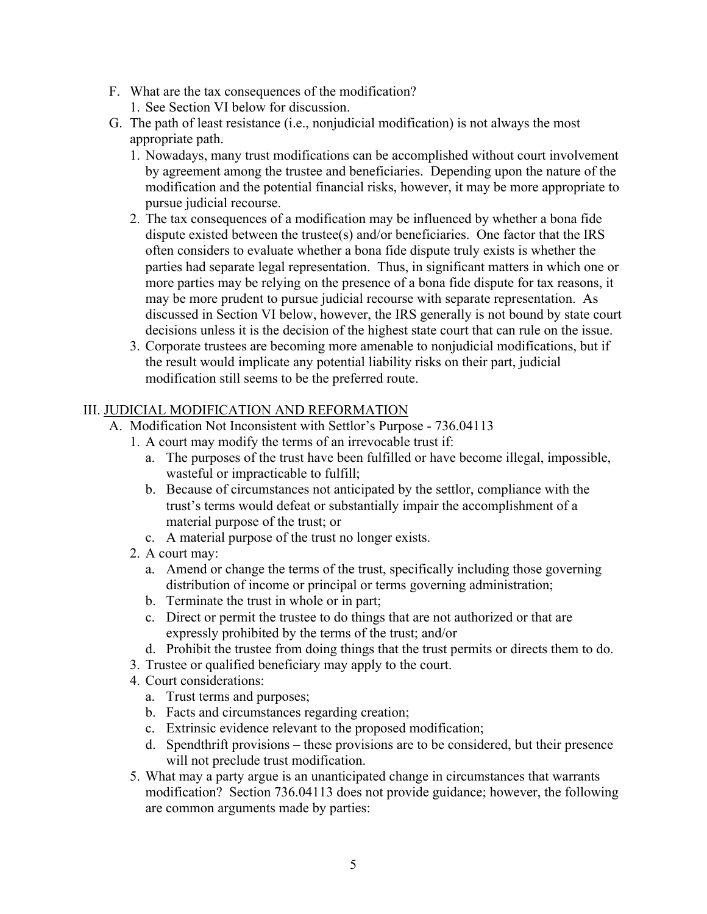F. What are the tax consequences of the modification?
   1. See Section VI below for discussion.

G. The path of least resistance (i.e., nonjudicial modification) is not always the most appropriate path.
   1. Nowadays, many trust modifications can be accomplished without court involvement by agreement among the trustee and beneficiaries. Depending upon the nature of the modification and the potential financial risks, however, it may be more appropriate to pursue judicial recourse.
   2. The tax consequences of a modification may be influenced by whether a bona fide dispute existed between the trustee(s) and/or beneficiaries. One factor that the IRS often considers to evaluate whether a bona fide dispute truly exists is whether the parties had separate legal representation. Thus, in significant matters in which one or more parties may be relying on the presence of a bona fide dispute for tax reasons, it may be more prudent to pursue judicial recourse with separate representation. As discussed in Section VI below, however, the IRS generally is not bound by state court decisions unless it is the decision of the highest state court that can rule on the issue.
   3. Corporate trustees are becoming more amenable to nonjudicial modifications, but if the result would implicate any potential liability risks on their part, judicial modification still seems to be the preferred route.

## III. JUDICIAL MODIFICATION AND REFORMATION

A. Modification Not Inconsistent with Settlor's Purpose - 736.04113
   1. A court may modify the terms of an irrevocable trust if:
      a. The purposes of the trust have been fulfilled or have become illegal, impossible, wasteful or impracticable to fulfill;
      b. Because of circumstances not anticipated by the settlor, compliance with the trust's terms would defeat or substantially impair the accomplishment of a material purpose of the trust; or
      c. A material purpose of the trust no longer exists.
   2. A court may:
      a. Amend or change the terms of the trust, specifically including those governing distribution of income or principal or terms governing administration;
      b. Terminate the trust in whole or in part;
      c. Direct or permit the trustee to do things that are not authorized or that are expressly prohibited by the terms of the trust; and/or
      d. Prohibit the trustee from doing things that the trust permits or directs them to do.
   3. Trustee or qualified beneficiary may apply to the court.
   4. Court considerations:
      a. Trust terms and purposes;
      b. Facts and circumstances regarding creation;
      c. Extrinsic evidence relevant to the proposed modification;
      d. Spendthrift provisions – these provisions are to be considered, but their presence will not preclude trust modification.
   5. What may a party argue is an unanticipated change in circumstances that warrants modification? Section 736.04113 does not provide guidance; however, the following are common arguments made by parties: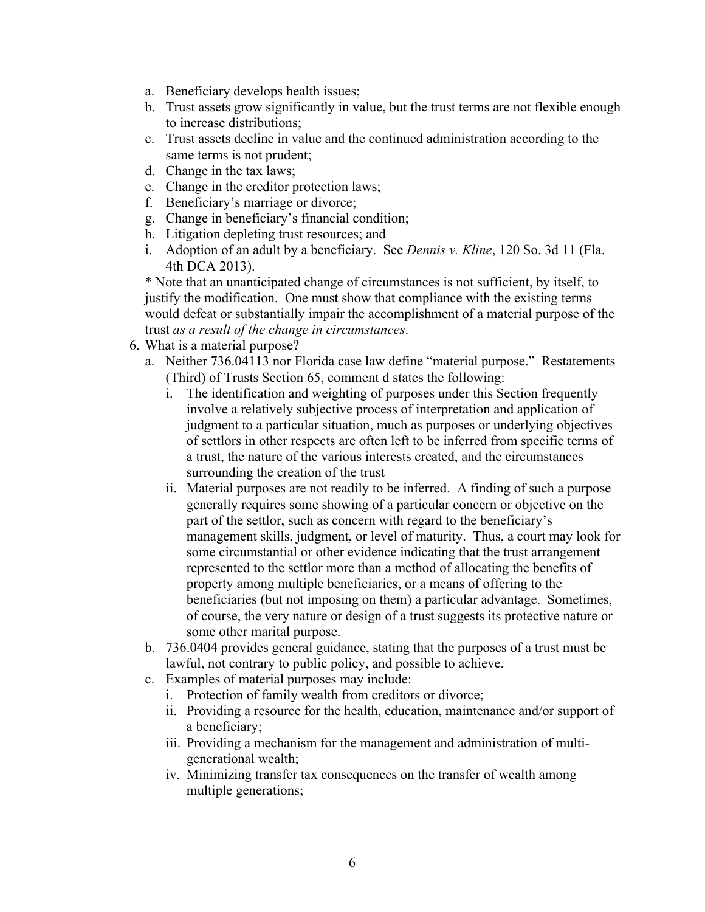a. Beneficiary develops health issues;
   b. Trust assets grow significantly in value, but the trust terms are not flexible enough to increase distributions;
   c. Trust assets decline in value and the continued administration according to the same terms is not prudent;
   d. Change in the tax laws;
   e. Change in the creditor protection laws;
   f. Beneficiary's marriage or divorce;
   g. Change in beneficiary's financial condition;
   h. Litigation depleting trust resources; and
   i. Adoption of an adult by a beneficiary. See *Dennis v. Kline*, 120 So. 3d 11 (Fla. 4th DCA 2013).

   \* Note that an unanticipated change of circumstances is not sufficient, by itself, to justify the modification. One must show that compliance with the existing terms would defeat or substantially impair the accomplishment of a material purpose of the trust *as a result of the change in circumstances*.

6. What is a material purpose?
   a. Neither 736.04113 nor Florida case law define "material purpose." Restatements (Third) of Trusts Section 65, comment d states the following:
      i. The identification and weighting of purposes under this Section frequently involve a relatively subjective process of interpretation and application of judgment to a particular situation, much as purposes or underlying objectives of settlors in other respects are often left to be inferred from specific terms of a trust, the nature of the various interests created, and the circumstances surrounding the creation of the trust
      ii. Material purposes are not readily to be inferred. A finding of such a purpose generally requires some showing of a particular concern or objective on the part of the settlor, such as concern with regard to the beneficiary's management skills, judgment, or level of maturity. Thus, a court may look for some circumstantial or other evidence indicating that the trust arrangement represented to the settlor more than a method of allocating the benefits of property among multiple beneficiaries, or a means of offering to the beneficiaries (but not imposing on them) a particular advantage. Sometimes, of course, the very nature or design of a trust suggests its protective nature or some other marital purpose.
   b. 736.0404 provides general guidance, stating that the purposes of a trust must be lawful, not contrary to public policy, and possible to achieve.
   c. Examples of material purposes may include:
      i. Protection of family wealth from creditors or divorce;
      ii. Providing a resource for the health, education, maintenance and/or support of a beneficiary;
      iii. Providing a mechanism for the management and administration of multi-generational wealth;
      iv. Minimizing transfer tax consequences on the transfer of wealth among multiple generations;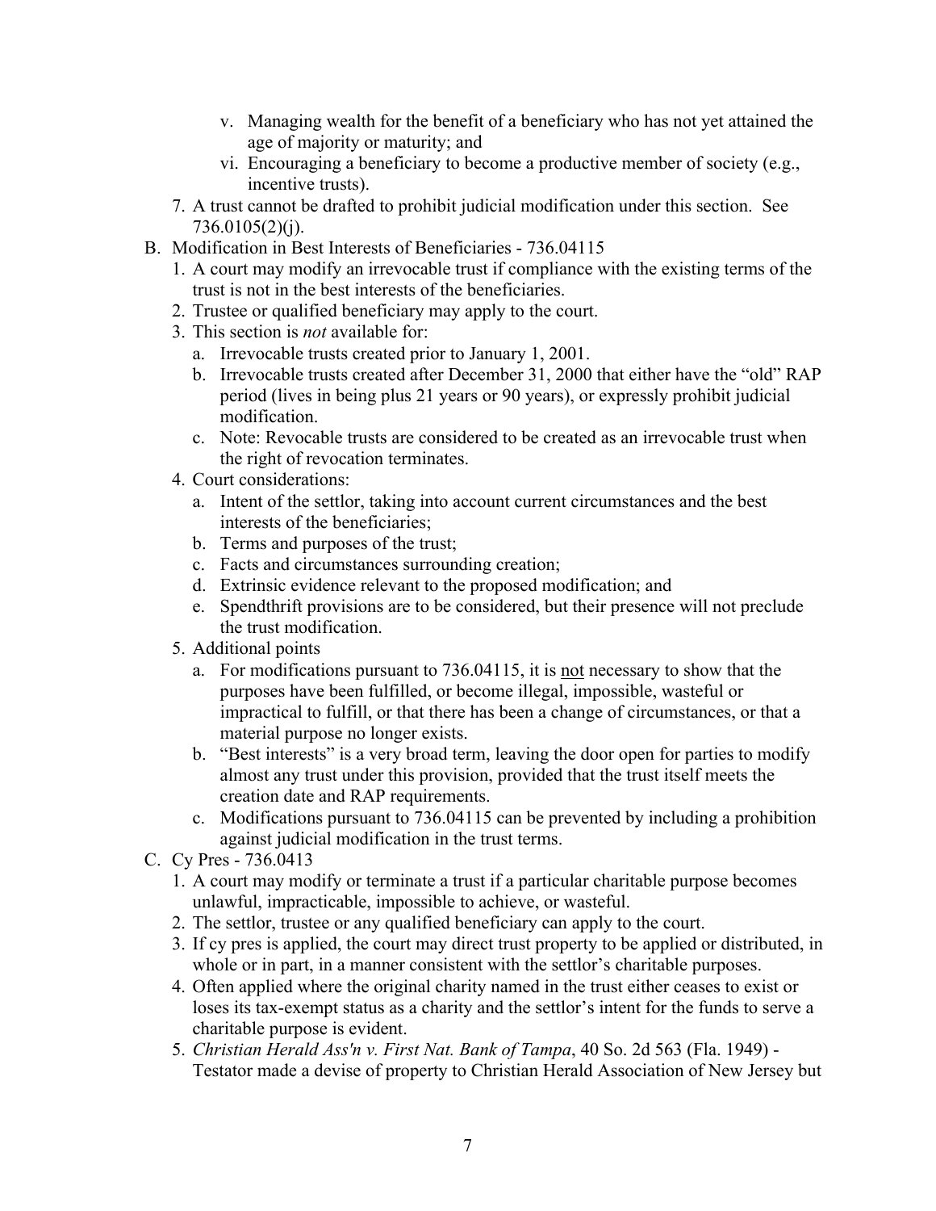- v. Managing wealth for the benefit of a beneficiary who has not yet attained the age of majority or maturity; and
   - vi. Encouraging a beneficiary to become a productive member of society (e.g., incentive trusts).
  7. A trust cannot be drafted to prohibit judicial modification under this section. See 736.0105(2)(j).

B. Modification in Best Interests of Beneficiaries - 736.04115
  1. A court may modify an irrevocable trust if compliance with the existing terms of the trust is not in the best interests of the beneficiaries.
  2. Trustee or qualified beneficiary may apply to the court.
  3. This section is *not* available for:
     - a. Irrevocable trusts created prior to January 1, 2001.
     - b. Irrevocable trusts created after December 31, 2000 that either have the "old" RAP period (lives in being plus 21 years or 90 years), or expressly prohibit judicial modification.
     - c. Note: Revocable trusts are considered to be created as an irrevocable trust when the right of revocation terminates.
  4. Court considerations:
     - a. Intent of the settlor, taking into account current circumstances and the best interests of the beneficiaries;
     - b. Terms and purposes of the trust;
     - c. Facts and circumstances surrounding creation;
     - d. Extrinsic evidence relevant to the proposed modification; and
     - e. Spendthrift provisions are to be considered, but their presence will not preclude the trust modification.
  5. Additional points
     - a. For modifications pursuant to 736.04115, it is <u>not</u> necessary to show that the purposes have been fulfilled, or become illegal, impossible, wasteful or impractical to fulfill, or that there has been a change of circumstances, or that a material purpose no longer exists.
     - b. "Best interests" is a very broad term, leaving the door open for parties to modify almost any trust under this provision, provided that the trust itself meets the creation date and RAP requirements.
     - c. Modifications pursuant to 736.04115 can be prevented by including a prohibition against judicial modification in the trust terms.

C. Cy Pres - 736.0413
  1. A court may modify or terminate a trust if a particular charitable purpose becomes unlawful, impracticable, impossible to achieve, or wasteful.
  2. The settlor, trustee or any qualified beneficiary can apply to the court.
  3. If cy pres is applied, the court may direct trust property to be applied or distributed, in whole or in part, in a manner consistent with the settlor's charitable purposes.
  4. Often applied where the original charity named in the trust either ceases to exist or loses its tax-exempt status as a charity and the settlor's intent for the funds to serve a charitable purpose is evident.
  5. *Christian Herald Ass'n v. First Nat. Bank of Tampa*, 40 So. 2d 563 (Fla. 1949) - Testator made a devise of property to Christian Herald Association of New Jersey but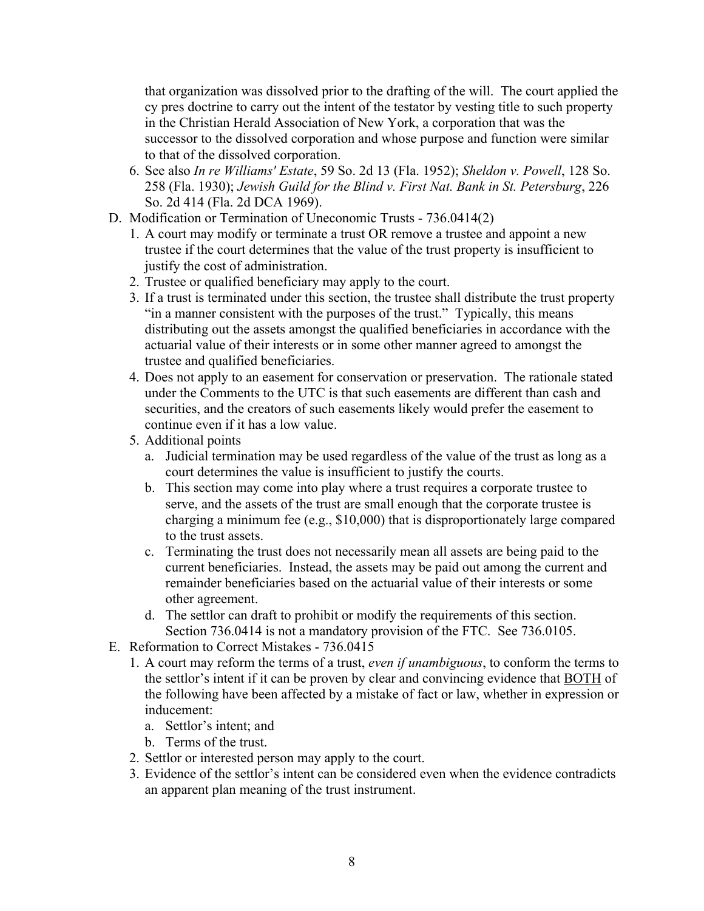that organization was dissolved prior to the drafting of the will. The court applied the cy pres doctrine to carry out the intent of the testator by vesting title to such property in the Christian Herald Association of New York, a corporation that was the successor to the dissolved corporation and whose purpose and function were similar to that of the dissolved corporation.

6. See also *In re Williams' Estate*, 59 So. 2d 13 (Fla. 1952); *Sheldon v. Powell*, 128 So. 258 (Fla. 1930); *Jewish Guild for the Blind v. First Nat. Bank in St. Petersburg*, 226 So. 2d 414 (Fla. 2d DCA 1969).

D. Modification or Termination of Uneconomic Trusts - 736.0414(2)
   1. A court may modify or terminate a trust OR remove a trustee and appoint a new trustee if the court determines that the value of the trust property is insufficient to justify the cost of administration.
   2. Trustee or qualified beneficiary may apply to the court.
   3. If a trust is terminated under this section, the trustee shall distribute the trust property "in a manner consistent with the purposes of the trust." Typically, this means distributing out the assets amongst the qualified beneficiaries in accordance with the actuarial value of their interests or in some other manner agreed to amongst the trustee and qualified beneficiaries.
   4. Does not apply to an easement for conservation or preservation. The rationale stated under the Comments to the UTC is that such easements are different than cash and securities, and the creators of such easements likely would prefer the easement to continue even if it has a low value.
   5. Additional points
      a. Judicial termination may be used regardless of the value of the trust as long as a court determines the value is insufficient to justify the courts.
      b. This section may come into play where a trust requires a corporate trustee to serve, and the assets of the trust are small enough that the corporate trustee is charging a minimum fee (e.g., $10,000) that is disproportionately large compared to the trust assets.
      c. Terminating the trust does not necessarily mean all assets are being paid to the current beneficiaries. Instead, the assets may be paid out among the current and remainder beneficiaries based on the actuarial value of their interests or some other agreement.
      d. The settlor can draft to prohibit or modify the requirements of this section. Section 736.0414 is not a mandatory provision of the FTC. See 736.0105.

E. Reformation to Correct Mistakes - 736.0415
   1. A court may reform the terms of a trust, *even if unambiguous*, to conform the terms to the settlor's intent if it can be proven by clear and convincing evidence that <u>BOTH</u> of the following have been affected by a mistake of fact or law, whether in expression or inducement:
      a. Settlor's intent; and
      b. Terms of the trust.
   2. Settlor or interested person may apply to the court.
   3. Evidence of the settlor's intent can be considered even when the evidence contradicts an apparent plan meaning of the trust instrument.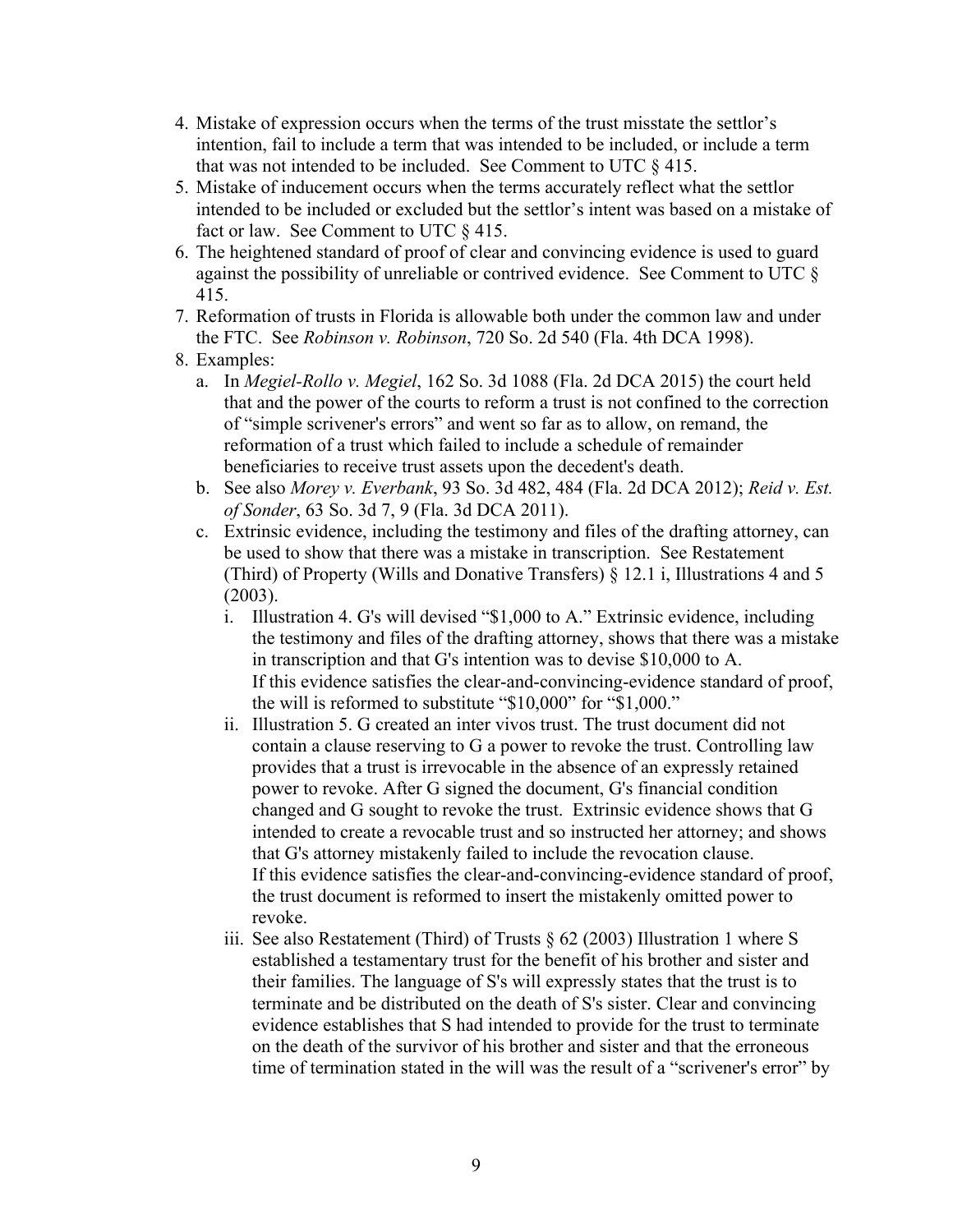4. Mistake of expression occurs when the terms of the trust misstate the settlor's intention, fail to include a term that was intended to be included, or include a term that was not intended to be included. See Comment to UTC § 415.
5. Mistake of inducement occurs when the terms accurately reflect what the settlor intended to be included or excluded but the settlor's intent was based on a mistake of fact or law. See Comment to UTC § 415.
6. The heightened standard of proof of clear and convincing evidence is used to guard against the possibility of unreliable or contrived evidence. See Comment to UTC § 415.
7. Reformation of trusts in Florida is allowable both under the common law and under the FTC. See *Robinson v. Robinson*, 720 So. 2d 540 (Fla. 4th DCA 1998).
8. Examples:
   a. In *Megiel-Rollo v. Megiel*, 162 So. 3d 1088 (Fla. 2d DCA 2015) the court held that and the power of the courts to reform a trust is not confined to the correction of "simple scrivener's errors" and went so far as to allow, on remand, the reformation of a trust which failed to include a schedule of remainder beneficiaries to receive trust assets upon the decedent's death.
   b. See also *Morey v. Everbank*, 93 So. 3d 482, 484 (Fla. 2d DCA 2012); *Reid v. Est. of Sonder*, 63 So. 3d 7, 9 (Fla. 3d DCA 2011).
   c. Extrinsic evidence, including the testimony and files of the drafting attorney, can be used to show that there was a mistake in transcription. See Restatement (Third) of Property (Wills and Donative Transfers) § 12.1 i, Illustrations 4 and 5 (2003).
      i. Illustration 4. G's will devised "$1,000 to A." Extrinsic evidence, including the testimony and files of the drafting attorney, shows that there was a mistake in transcription and that G's intention was to devise $10,000 to A. If this evidence satisfies the clear-and-convincing-evidence standard of proof, the will is reformed to substitute "$10,000" for "$1,000."
      ii. Illustration 5. G created an inter vivos trust. The trust document did not contain a clause reserving to G a power to revoke the trust. Controlling law provides that a trust is irrevocable in the absence of an expressly retained power to revoke. After G signed the document, G's financial condition changed and G sought to revoke the trust. Extrinsic evidence shows that G intended to create a revocable trust and so instructed her attorney; and shows that G's attorney mistakenly failed to include the revocation clause. If this evidence satisfies the clear-and-convincing-evidence standard of proof, the trust document is reformed to insert the mistakenly omitted power to revoke.
      iii. See also Restatement (Third) of Trusts § 62 (2003) Illustration 1 where S established a testamentary trust for the benefit of his brother and sister and their families. The language of S's will expressly states that the trust is to terminate and be distributed on the death of S's sister. Clear and convincing evidence establishes that S had intended to provide for the trust to terminate on the death of the survivor of his brother and sister and that the erroneous time of termination stated in the will was the result of a "scrivener's error" by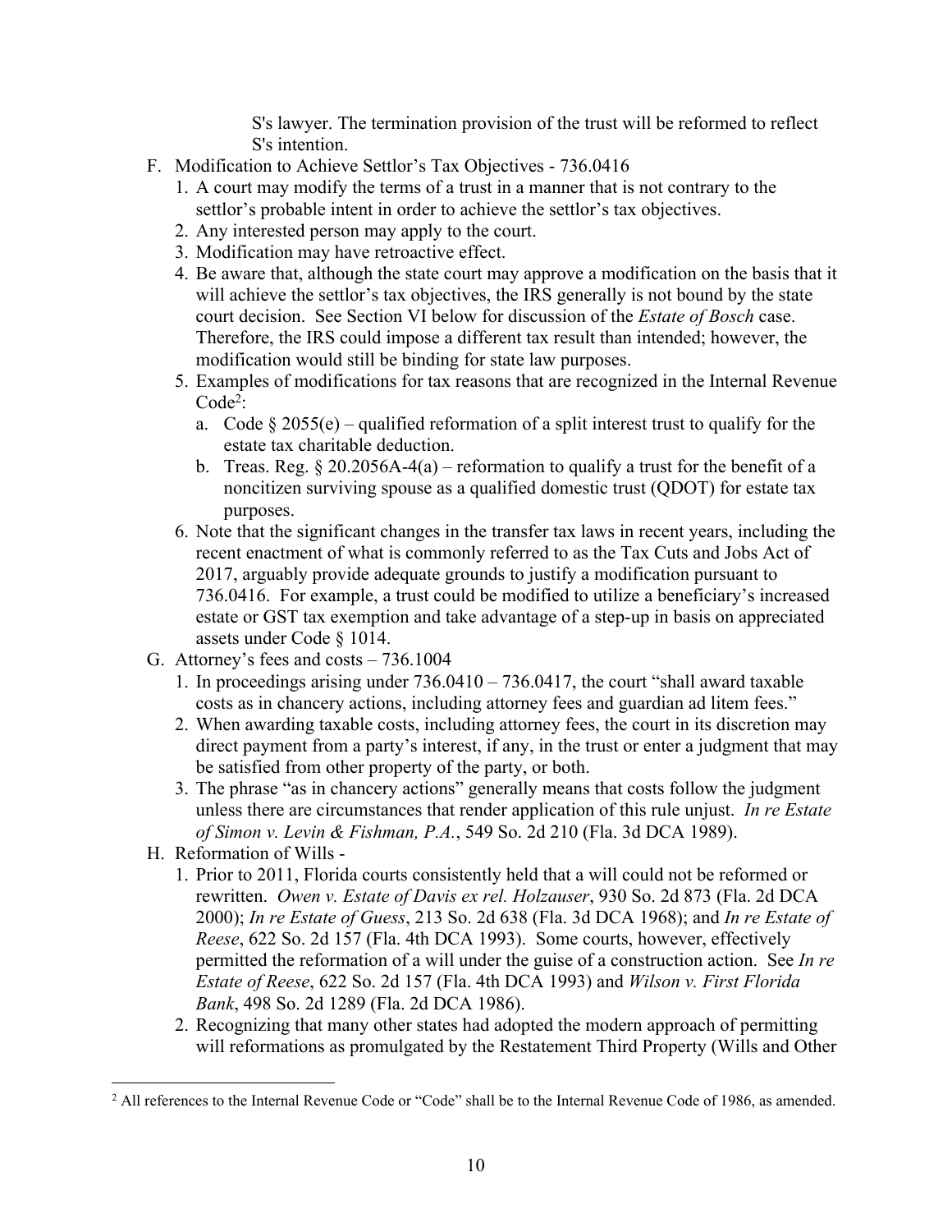S's lawyer. The termination provision of the trust will be reformed to reflect S's intention.

F. Modification to Achieve Settlor's Tax Objectives - 736.0416
   1. A court may modify the terms of a trust in a manner that is not contrary to the settlor's probable intent in order to achieve the settlor's tax objectives.
   2. Any interested person may apply to the court.
   3. Modification may have retroactive effect.
   4. Be aware that, although the state court may approve a modification on the basis that it will achieve the settlor's tax objectives, the IRS generally is not bound by the state court decision. See Section VI below for discussion of the *Estate of Bosch* case. Therefore, the IRS could impose a different tax result than intended; however, the modification would still be binding for state law purposes.
   5. Examples of modifications for tax reasons that are recognized in the Internal Revenue Code[2]:
      a. Code § 2055(e) – qualified reformation of a split interest trust to qualify for the estate tax charitable deduction.
      b. Treas. Reg. § 20.2056A-4(a) – reformation to qualify a trust for the benefit of a noncitizen surviving spouse as a qualified domestic trust (QDOT) for estate tax purposes.
   6. Note that the significant changes in the transfer tax laws in recent years, including the recent enactment of what is commonly referred to as the Tax Cuts and Jobs Act of 2017, arguably provide adequate grounds to justify a modification pursuant to 736.0416. For example, a trust could be modified to utilize a beneficiary's increased estate or GST tax exemption and take advantage of a step-up in basis on appreciated assets under Code § 1014.

G. Attorney's fees and costs – 736.1004
   1. In proceedings arising under 736.0410 – 736.0417, the court "shall award taxable costs as in chancery actions, including attorney fees and guardian ad litem fees."
   2. When awarding taxable costs, including attorney fees, the court in its discretion may direct payment from a party's interest, if any, in the trust or enter a judgment that may be satisfied from other property of the party, or both.
   3. The phrase "as in chancery actions" generally means that costs follow the judgment unless there are circumstances that render application of this rule unjust. *In re Estate of Simon v. Levin & Fishman, P.A.*, 549 So. 2d 210 (Fla. 3d DCA 1989).

H. Reformation of Wills -
   1. Prior to 2011, Florida courts consistently held that a will could not be reformed or rewritten. *Owen v. Estate of Davis ex rel. Holzauser*, 930 So. 2d 873 (Fla. 2d DCA 2000); *In re Estate of Guess*, 213 So. 2d 638 (Fla. 3d DCA 1968); and *In re Estate of Reese*, 622 So. 2d 157 (Fla. 4th DCA 1993). Some courts, however, effectively permitted the reformation of a will under the guise of a construction action. See *In re Estate of Reese*, 622 So. 2d 157 (Fla. 4th DCA 1993) and *Wilson v. First Florida Bank*, 498 So. 2d 1289 (Fla. 2d DCA 1986).
   2. Recognizing that many other states had adopted the modern approach of permitting will reformations as promulgated by the Restatement Third Property (Wills and Other

[2] All references to the Internal Revenue Code or "Code" shall be to the Internal Revenue Code of 1986, as amended.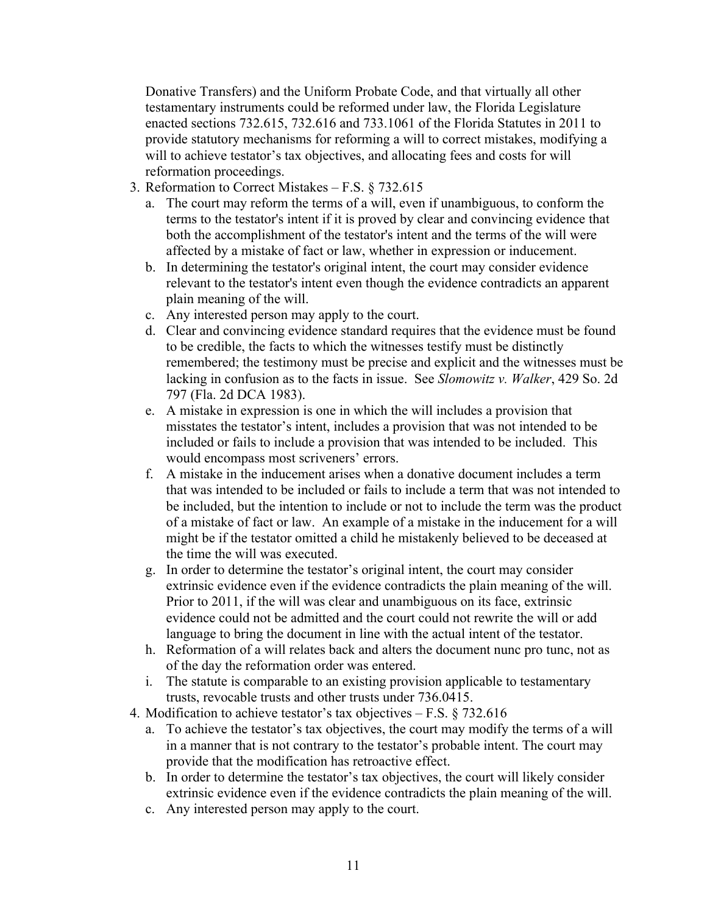Donative Transfers) and the Uniform Probate Code, and that virtually all other testamentary instruments could be reformed under law, the Florida Legislature enacted sections 732.615, 732.616 and 733.1061 of the Florida Statutes in 2011 to provide statutory mechanisms for reforming a will to correct mistakes, modifying a will to achieve testator's tax objectives, and allocating fees and costs for will reformation proceedings.

3. Reformation to Correct Mistakes – F.S. § 732.615
   a. The court may reform the terms of a will, even if unambiguous, to conform the terms to the testator's intent if it is proved by clear and convincing evidence that both the accomplishment of the testator's intent and the terms of the will were affected by a mistake of fact or law, whether in expression or inducement.
   b. In determining the testator's original intent, the court may consider evidence relevant to the testator's intent even though the evidence contradicts an apparent plain meaning of the will.
   c. Any interested person may apply to the court.
   d. Clear and convincing evidence standard requires that the evidence must be found to be credible, the facts to which the witnesses testify must be distinctly remembered; the testimony must be precise and explicit and the witnesses must be lacking in confusion as to the facts in issue. See *Slomowitz v. Walker*, 429 So. 2d 797 (Fla. 2d DCA 1983).
   e. A mistake in expression is one in which the will includes a provision that misstates the testator's intent, includes a provision that was not intended to be included or fails to include a provision that was intended to be included. This would encompass most scriveners' errors.
   f. A mistake in the inducement arises when a donative document includes a term that was intended to be included or fails to include a term that was not intended to be included, but the intention to include or not to include the term was the product of a mistake of fact or law. An example of a mistake in the inducement for a will might be if the testator omitted a child he mistakenly believed to be deceased at the time the will was executed.
   g. In order to determine the testator's original intent, the court may consider extrinsic evidence even if the evidence contradicts the plain meaning of the will. Prior to 2011, if the will was clear and unambiguous on its face, extrinsic evidence could not be admitted and the court could not rewrite the will or add language to bring the document in line with the actual intent of the testator.
   h. Reformation of a will relates back and alters the document nunc pro tunc, not as of the day the reformation order was entered.
   i. The statute is comparable to an existing provision applicable to testamentary trusts, revocable trusts and other trusts under 736.0415.
4. Modification to achieve testator's tax objectives – F.S. § 732.616
   a. To achieve the testator's tax objectives, the court may modify the terms of a will in a manner that is not contrary to the testator's probable intent. The court may provide that the modification has retroactive effect.
   b. In order to determine the testator's tax objectives, the court will likely consider extrinsic evidence even if the evidence contradicts the plain meaning of the will.
   c. Any interested person may apply to the court.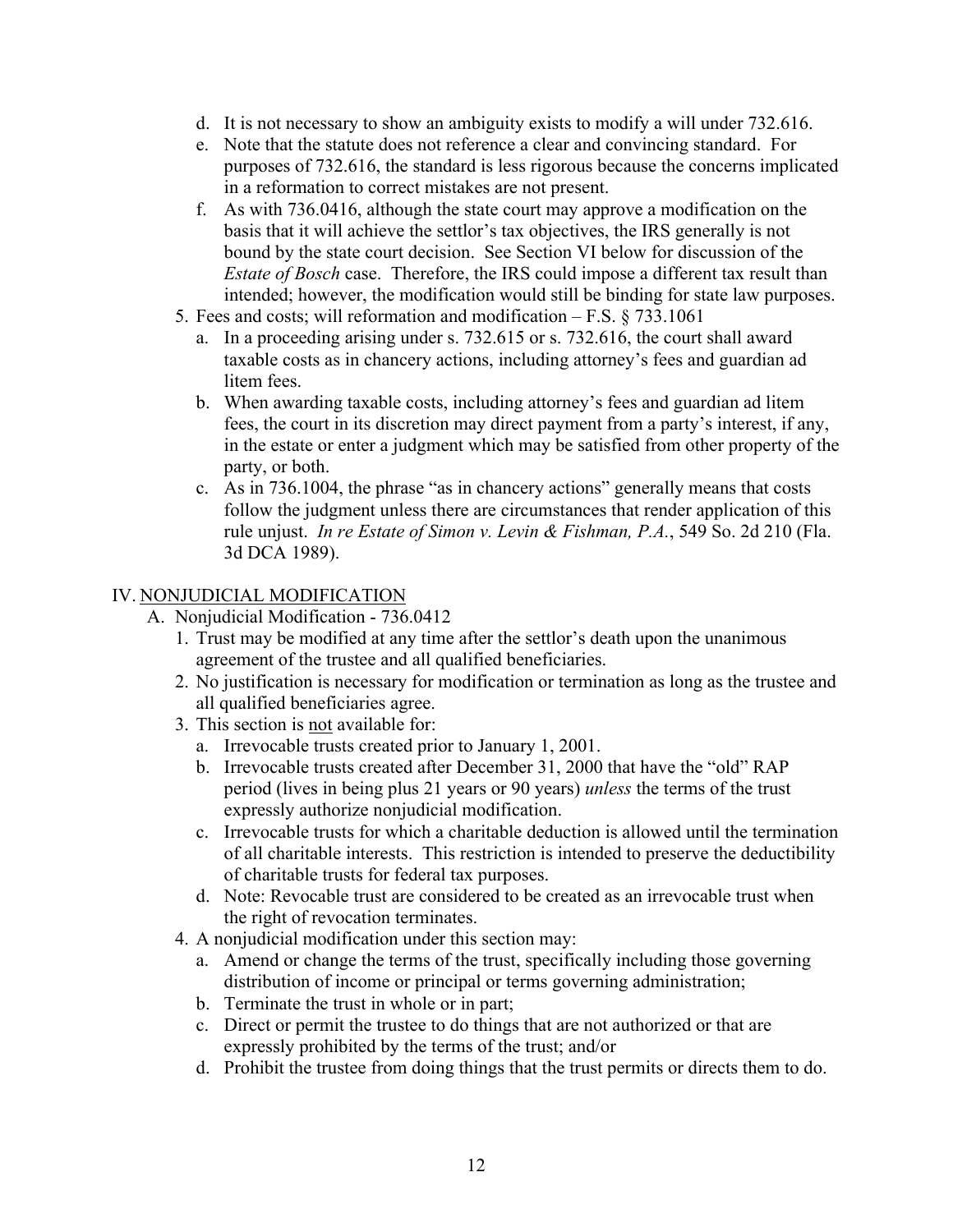d. It is not necessary to show an ambiguity exists to modify a will under 732.616.
e. Note that the statute does not reference a clear and convincing standard. For purposes of 732.616, the standard is less rigorous because the concerns implicated in a reformation to correct mistakes are not present.
f. As with 736.0416, although the state court may approve a modification on the basis that it will achieve the settlor's tax objectives, the IRS generally is not bound by the state court decision. See Section VI below for discussion of the *Estate of Bosch* case. Therefore, the IRS could impose a different tax result than intended; however, the modification would still be binding for state law purposes.

5. Fees and costs; will reformation and modification – F.S. § 733.1061
   a. In a proceeding arising under s. 732.615 or s. 732.616, the court shall award taxable costs as in chancery actions, including attorney's fees and guardian ad litem fees.
   b. When awarding taxable costs, including attorney's fees and guardian ad litem fees, the court in its discretion may direct payment from a party's interest, if any, in the estate or enter a judgment which may be satisfied from other property of the party, or both.
   c. As in 736.1004, the phrase "as in chancery actions" generally means that costs follow the judgment unless there are circumstances that render application of this rule unjust. *In re Estate of Simon v. Levin & Fishman, P.A.*, 549 So. 2d 210 (Fla. 3d DCA 1989).

## IV. NONJUDICIAL MODIFICATION

### A. Nonjudicial Modification - 736.0412

1. Trust may be modified at any time after the settlor's death upon the unanimous agreement of the trustee and all qualified beneficiaries.
2. No justification is necessary for modification or termination as long as the trustee and all qualified beneficiaries agree.
3. This section is not available for:
   a. Irrevocable trusts created prior to January 1, 2001.
   b. Irrevocable trusts created after December 31, 2000 that have the "old" RAP period (lives in being plus 21 years or 90 years) *unless* the terms of the trust expressly authorize nonjudicial modification.
   c. Irrevocable trusts for which a charitable deduction is allowed until the termination of all charitable interests. This restriction is intended to preserve the deductibility of charitable trusts for federal tax purposes.
   d. Note: Revocable trust are considered to be created as an irrevocable trust when the right of revocation terminates.
4. A nonjudicial modification under this section may:
   a. Amend or change the terms of the trust, specifically including those governing distribution of income or principal or terms governing administration;
   b. Terminate the trust in whole or in part;
   c. Direct or permit the trustee to do things that are not authorized or that are expressly prohibited by the terms of the trust; and/or
   d. Prohibit the trustee from doing things that the trust permits or directs them to do.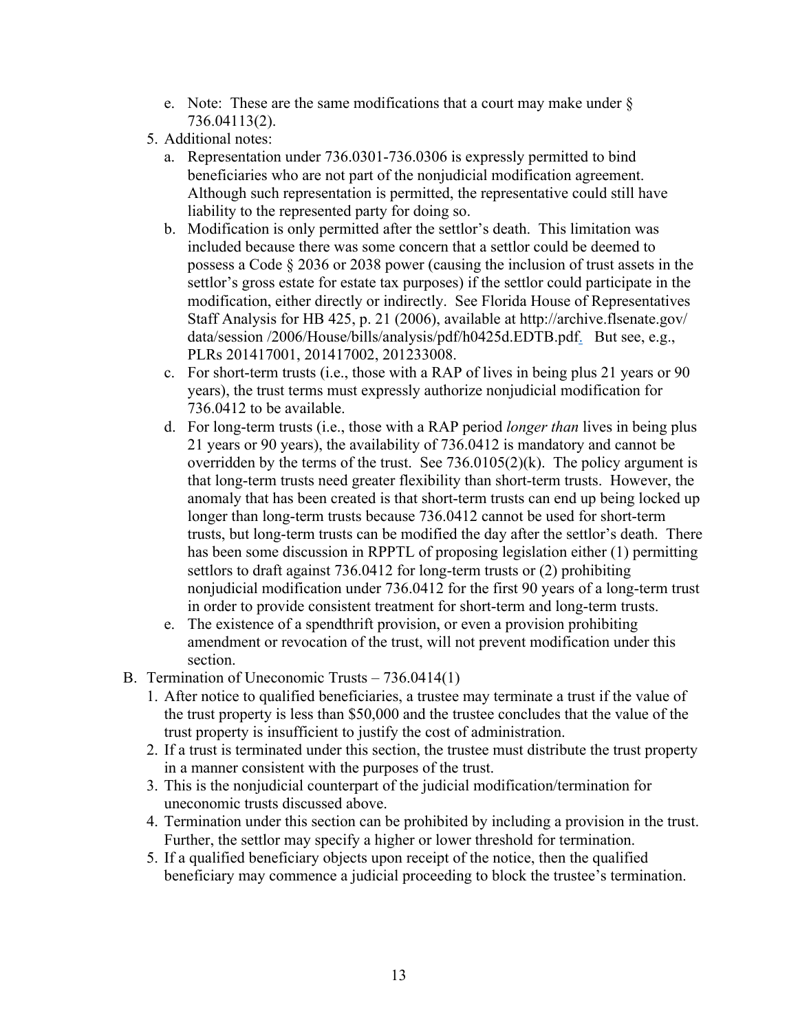e. Note: These are the same modifications that a court may make under § 736.04113(2).

5. Additional notes:
   a. Representation under 736.0301-736.0306 is expressly permitted to bind beneficiaries who are not part of the nonjudicial modification agreement. Although such representation is permitted, the representative could still have liability to the represented party for doing so.
   b. Modification is only permitted after the settlor's death. This limitation was included because there was some concern that a settlor could be deemed to possess a Code § 2036 or 2038 power (causing the inclusion of trust assets in the settlor's gross estate for estate tax purposes) if the settlor could participate in the modification, either directly or indirectly. See Florida House of Representatives Staff Analysis for HB 425, p. 21 (2006), available at http://archive.flsenate.gov/data/session /2006/House/bills/analysis/pdf/h0425d.EDTB.pdf. But see, e.g., PLRs 201417001, 201417002, 201233008.
   c. For short-term trusts (i.e., those with a RAP of lives in being plus 21 years or 90 years), the trust terms must expressly authorize nonjudicial modification for 736.0412 to be available.
   d. For long-term trusts (i.e., those with a RAP period *longer than* lives in being plus 21 years or 90 years), the availability of 736.0412 is mandatory and cannot be overridden by the terms of the trust. See 736.0105(2)(k). The policy argument is that long-term trusts need greater flexibility than short-term trusts. However, the anomaly that has been created is that short-term trusts can end up being locked up longer than long-term trusts because 736.0412 cannot be used for short-term trusts, but long-term trusts can be modified the day after the settlor's death. There has been some discussion in RPPTL of proposing legislation either (1) permitting settlors to draft against 736.0412 for long-term trusts or (2) prohibiting nonjudicial modification under 736.0412 for the first 90 years of a long-term trust in order to provide consistent treatment for short-term and long-term trusts.
   e. The existence of a spendthrift provision, or even a provision prohibiting amendment or revocation of the trust, will not prevent modification under this section.

B. Termination of Uneconomic Trusts – 736.0414(1)
   1. After notice to qualified beneficiaries, a trustee may terminate a trust if the value of the trust property is less than $50,000 and the trustee concludes that the value of the trust property is insufficient to justify the cost of administration.
   2. If a trust is terminated under this section, the trustee must distribute the trust property in a manner consistent with the purposes of the trust.
   3. This is the nonjudicial counterpart of the judicial modification/termination for uneconomic trusts discussed above.
   4. Termination under this section can be prohibited by including a provision in the trust. Further, the settlor may specify a higher or lower threshold for termination.
   5. If a qualified beneficiary objects upon receipt of the notice, then the qualified beneficiary may commence a judicial proceeding to block the trustee's termination.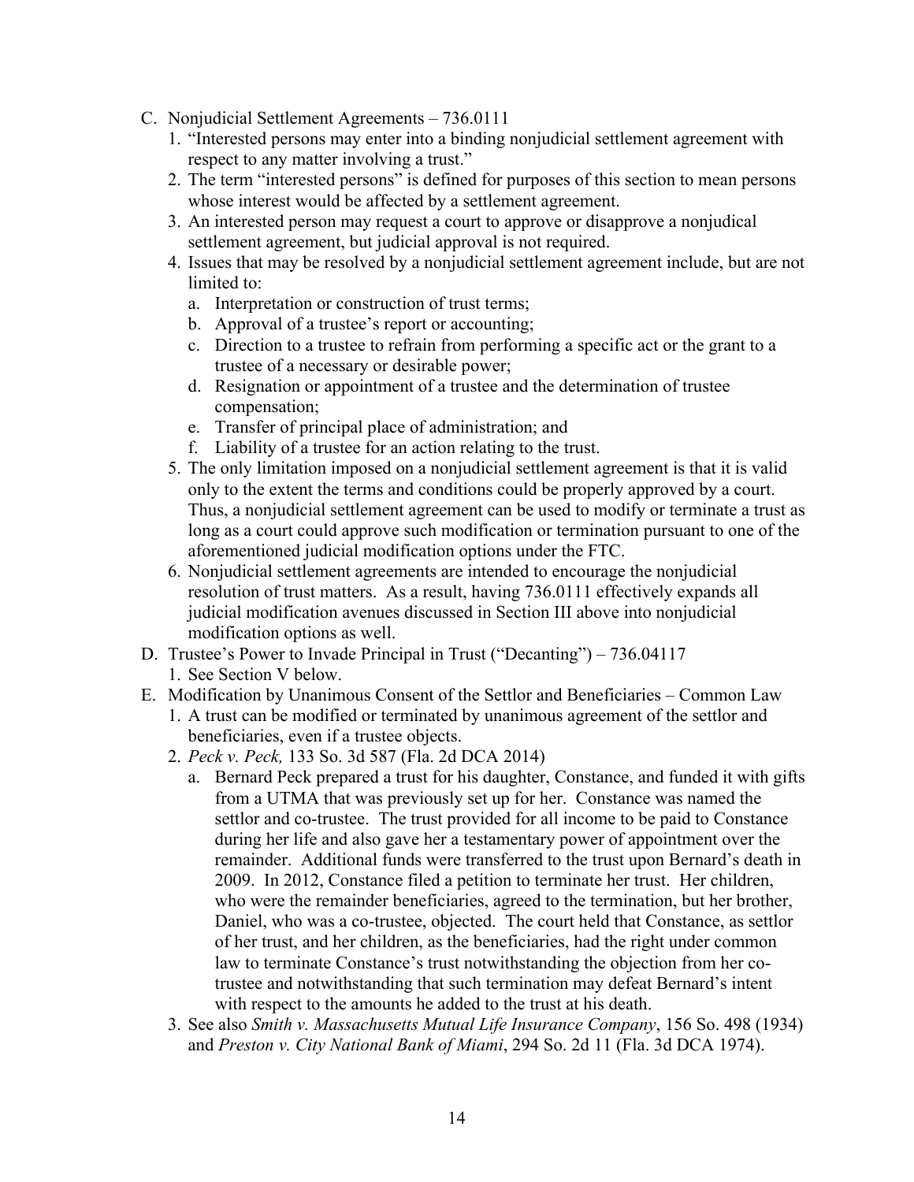C. Nonjudicial Settlement Agreements – 736.0111
   1. "Interested persons may enter into a binding nonjudicial settlement agreement with respect to any matter involving a trust."
   2. The term "interested persons" is defined for purposes of this section to mean persons whose interest would be affected by a settlement agreement.
   3. An interested person may request a court to approve or disapprove a nonjudical settlement agreement, but judicial approval is not required.
   4. Issues that may be resolved by a nonjudicial settlement agreement include, but are not limited to:
      a. Interpretation or construction of trust terms;
      b. Approval of a trustee's report or accounting;
      c. Direction to a trustee to refrain from performing a specific act or the grant to a trustee of a necessary or desirable power;
      d. Resignation or appointment of a trustee and the determination of trustee compensation;
      e. Transfer of principal place of administration; and
      f. Liability of a trustee for an action relating to the trust.
   5. The only limitation imposed on a nonjudicial settlement agreement is that it is valid only to the extent the terms and conditions could be properly approved by a court. Thus, a nonjudicial settlement agreement can be used to modify or terminate a trust as long as a court could approve such modification or termination pursuant to one of the aforementioned judicial modification options under the FTC.
   6. Nonjudicial settlement agreements are intended to encourage the nonjudicial resolution of trust matters. As a result, having 736.0111 effectively expands all judicial modification avenues discussed in Section III above into nonjudicial modification options as well.

D. Trustee's Power to Invade Principal in Trust ("Decanting") – 736.04117
   1. See Section V below.

E. Modification by Unanimous Consent of the Settlor and Beneficiaries – Common Law
   1. A trust can be modified or terminated by unanimous agreement of the settlor and beneficiaries, even if a trustee objects.
   2. *Peck v. Peck,* 133 So. 3d 587 (Fla. 2d DCA 2014)
      a. Bernard Peck prepared a trust for his daughter, Constance, and funded it with gifts from a UTMA that was previously set up for her. Constance was named the settlor and co-trustee. The trust provided for all income to be paid to Constance during her life and also gave her a testamentary power of appointment over the remainder. Additional funds were transferred to the trust upon Bernard's death in 2009. In 2012, Constance filed a petition to terminate her trust. Her children, who were the remainder beneficiaries, agreed to the termination, but her brother, Daniel, who was a co-trustee, objected. The court held that Constance, as settlor of her trust, and her children, as the beneficiaries, had the right under common law to terminate Constance's trust notwithstanding the objection from her co-trustee and notwithstanding that such termination may defeat Bernard's intent with respect to the amounts he added to the trust at his death.
   3. See also *Smith v. Massachusetts Mutual Life Insurance Company*, 156 So. 498 (1934) and *Preston v. City National Bank of Miami*, 294 So. 2d 11 (Fla. 3d DCA 1974).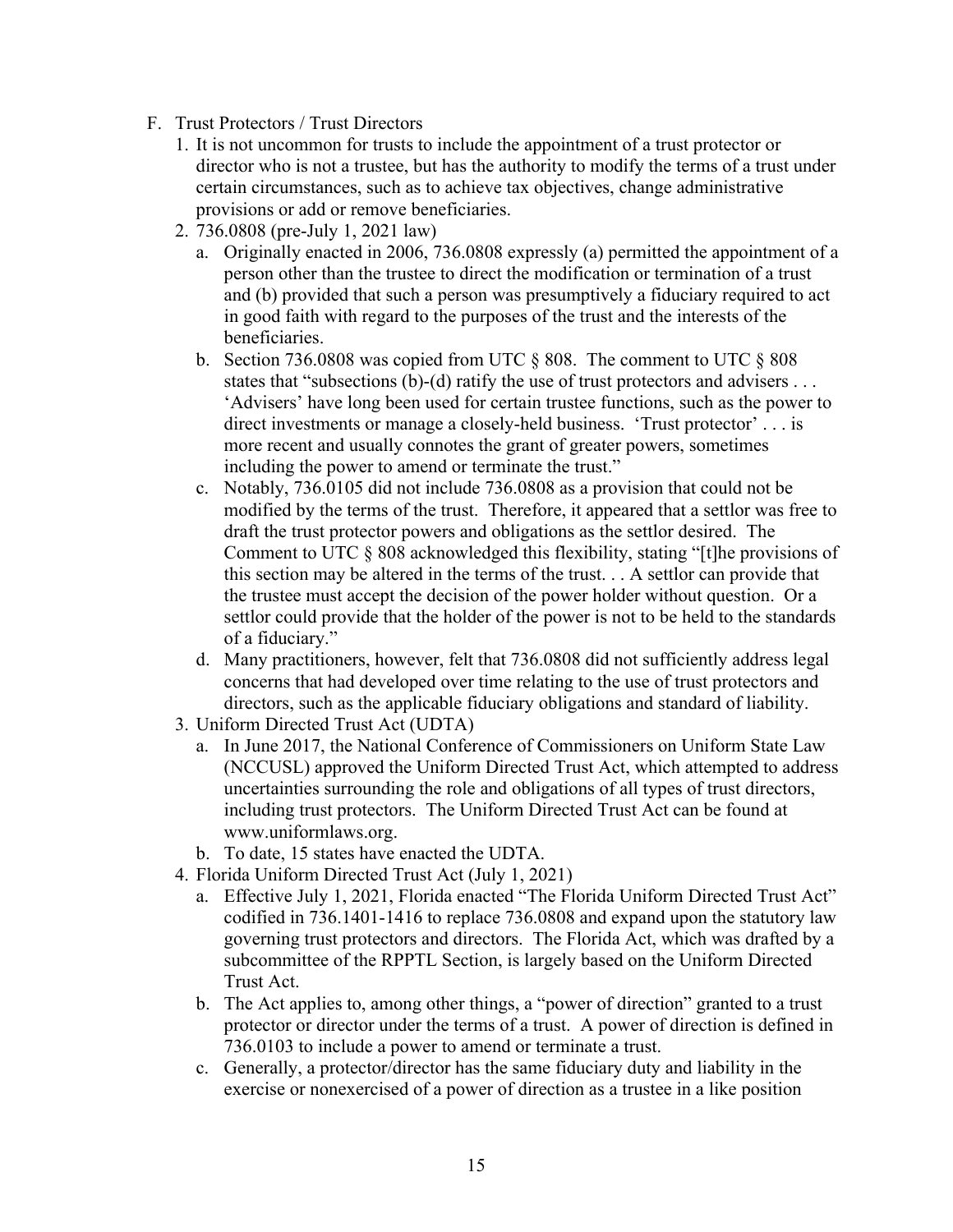F. Trust Protectors / Trust Directors

1. It is not uncommon for trusts to include the appointment of a trust protector or director who is not a trustee, but has the authority to modify the terms of a trust under certain circumstances, such as to achieve tax objectives, change administrative provisions or add or remove beneficiaries.
2. 736.0808 (pre-July 1, 2021 law)
   a. Originally enacted in 2006, 736.0808 expressly (a) permitted the appointment of a person other than the trustee to direct the modification or termination of a trust and (b) provided that such a person was presumptively a fiduciary required to act in good faith with regard to the purposes of the trust and the interests of the beneficiaries.
   b. Section 736.0808 was copied from UTC § 808. The comment to UTC § 808 states that "subsections (b)-(d) ratify the use of trust protectors and advisers . . . 'Advisers' have long been used for certain trustee functions, such as the power to direct investments or manage a closely-held business. 'Trust protector' . . . is more recent and usually connotes the grant of greater powers, sometimes including the power to amend or terminate the trust."
   c. Notably, 736.0105 did not include 736.0808 as a provision that could not be modified by the terms of the trust. Therefore, it appeared that a settlor was free to draft the trust protector powers and obligations as the settlor desired. The Comment to UTC § 808 acknowledged this flexibility, stating "[t]he provisions of this section may be altered in the terms of the trust. . . A settlor can provide that the trustee must accept the decision of the power holder without question. Or a settlor could provide that the holder of the power is not to be held to the standards of a fiduciary."
   d. Many practitioners, however, felt that 736.0808 did not sufficiently address legal concerns that had developed over time relating to the use of trust protectors and directors, such as the applicable fiduciary obligations and standard of liability.
3. Uniform Directed Trust Act (UDTA)
   a. In June 2017, the National Conference of Commissioners on Uniform State Law (NCCUSL) approved the Uniform Directed Trust Act, which attempted to address uncertainties surrounding the role and obligations of all types of trust directors, including trust protectors. The Uniform Directed Trust Act can be found at www.uniformlaws.org.
   b. To date, 15 states have enacted the UDTA.
4. Florida Uniform Directed Trust Act (July 1, 2021)
   a. Effective July 1, 2021, Florida enacted "The Florida Uniform Directed Trust Act" codified in 736.1401-1416 to replace 736.0808 and expand upon the statutory law governing trust protectors and directors. The Florida Act, which was drafted by a subcommittee of the RPPTL Section, is largely based on the Uniform Directed Trust Act.
   b. The Act applies to, among other things, a "power of direction" granted to a trust protector or director under the terms of a trust. A power of direction is defined in 736.0103 to include a power to amend or terminate a trust.
   c. Generally, a protector/director has the same fiduciary duty and liability in the exercise or nonexercised of a power of direction as a trustee in a like position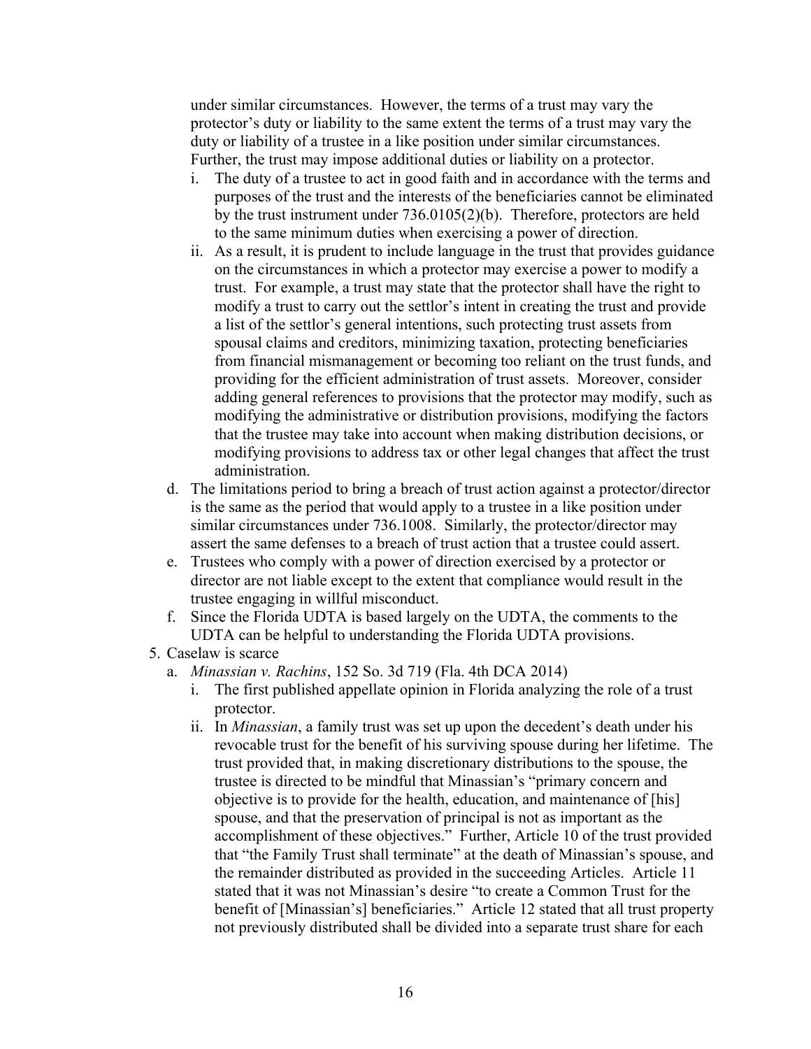under similar circumstances. However, the terms of a trust may vary the protector's duty or liability to the same extent the terms of a trust may vary the duty or liability of a trustee in a like position under similar circumstances. Further, the trust may impose additional duties or liability on a protector.

   i. The duty of a trustee to act in good faith and in accordance with the terms and purposes of the trust and the interests of the beneficiaries cannot be eliminated by the trust instrument under 736.0105(2)(b). Therefore, protectors are held to the same minimum duties when exercising a power of direction.
   ii. As a result, it is prudent to include language in the trust that provides guidance on the circumstances in which a protector may exercise a power to modify a trust. For example, a trust may state that the protector shall have the right to modify a trust to carry out the settlor's intent in creating the trust and provide a list of the settlor's general intentions, such protecting trust assets from spousal claims and creditors, minimizing taxation, protecting beneficiaries from financial mismanagement or becoming too reliant on the trust funds, and providing for the efficient administration of trust assets. Moreover, consider adding general references to provisions that the protector may modify, such as modifying the administrative or distribution provisions, modifying the factors that the trustee may take into account when making distribution decisions, or modifying provisions to address tax or other legal changes that affect the trust administration.

d. The limitations period to bring a breach of trust action against a protector/director is the same as the period that would apply to a trustee in a like position under similar circumstances under 736.1008. Similarly, the protector/director may assert the same defenses to a breach of trust action that a trustee could assert.

e. Trustees who comply with a power of direction exercised by a protector or director are not liable except to the extent that compliance would result in the trustee engaging in willful misconduct.

f. Since the Florida UDTA is based largely on the UDTA, the comments to the UDTA can be helpful to understanding the Florida UDTA provisions.

5. Caselaw is scarce
   a. *Minassian v. Rachins*, 152 So. 3d 719 (Fla. 4th DCA 2014)
      i. The first published appellate opinion in Florida analyzing the role of a trust protector.
      ii. In *Minassian*, a family trust was set up upon the decedent's death under his revocable trust for the benefit of his surviving spouse during her lifetime. The trust provided that, in making discretionary distributions to the spouse, the trustee is directed to be mindful that Minassian's "primary concern and objective is to provide for the health, education, and maintenance of [his] spouse, and that the preservation of principal is not as important as the accomplishment of these objectives." Further, Article 10 of the trust provided that "the Family Trust shall terminate" at the death of Minassian's spouse, and the remainder distributed as provided in the succeeding Articles. Article 11 stated that it was not Minassian's desire "to create a Common Trust for the benefit of [Minassian's] beneficiaries." Article 12 stated that all trust property not previously distributed shall be divided into a separate trust share for each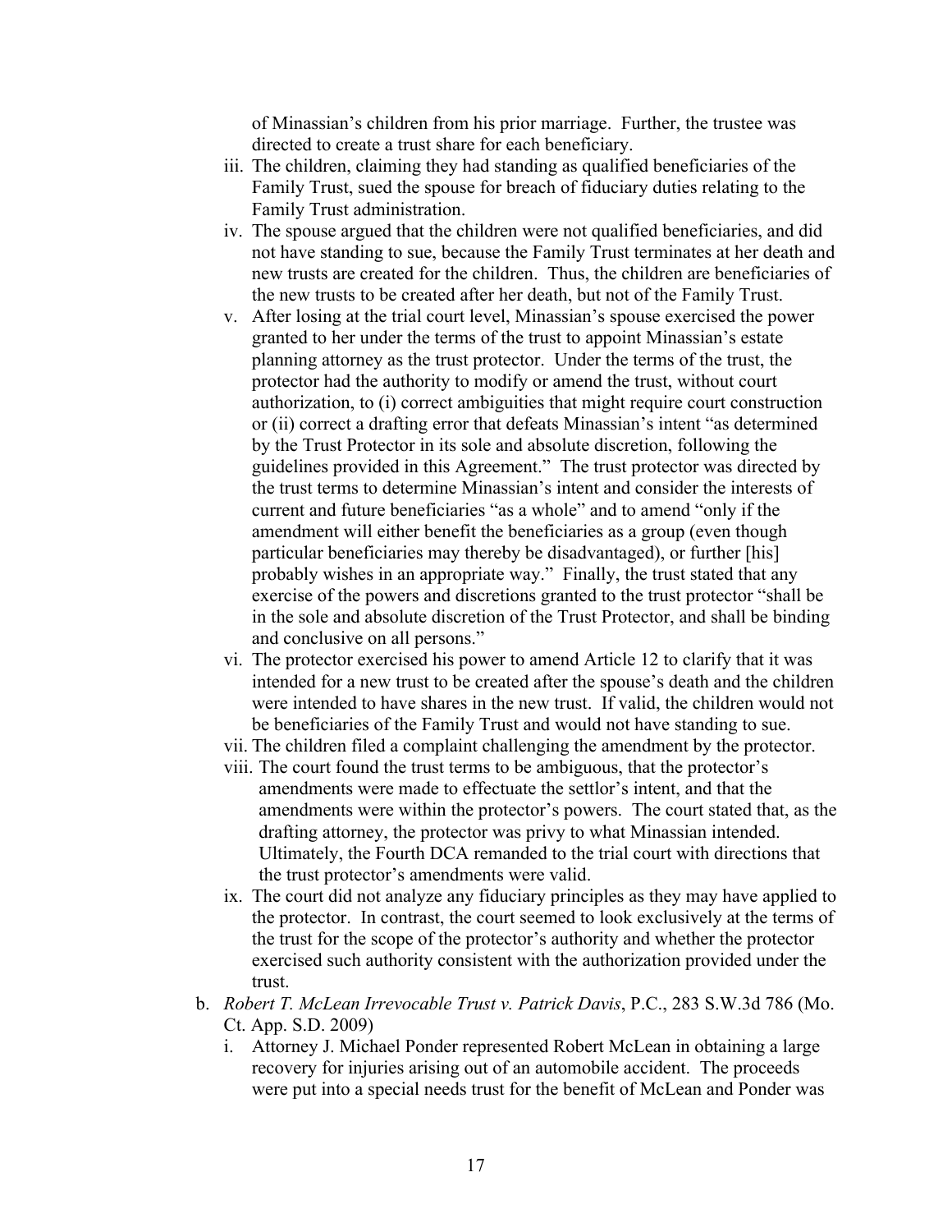of Minassian's children from his prior marriage. Further, the trustee was directed to create a trust share for each beneficiary.

iii. The children, claiming they had standing as qualified beneficiaries of the Family Trust, sued the spouse for breach of fiduciary duties relating to the Family Trust administration.

iv. The spouse argued that the children were not qualified beneficiaries, and did not have standing to sue, because the Family Trust terminates at her death and new trusts are created for the children. Thus, the children are beneficiaries of the new trusts to be created after her death, but not of the Family Trust.

v. After losing at the trial court level, Minassian's spouse exercised the power granted to her under the terms of the trust to appoint Minassian's estate planning attorney as the trust protector. Under the terms of the trust, the protector had the authority to modify or amend the trust, without court authorization, to (i) correct ambiguities that might require court construction or (ii) correct a drafting error that defeats Minassian's intent "as determined by the Trust Protector in its sole and absolute discretion, following the guidelines provided in this Agreement." The trust protector was directed by the trust terms to determine Minassian's intent and consider the interests of current and future beneficiaries "as a whole" and to amend "only if the amendment will either benefit the beneficiaries as a group (even though particular beneficiaries may thereby be disadvantaged), or further [his] probably wishes in an appropriate way." Finally, the trust stated that any exercise of the powers and discretions granted to the trust protector "shall be in the sole and absolute discretion of the Trust Protector, and shall be binding and conclusive on all persons."

vi. The protector exercised his power to amend Article 12 to clarify that it was intended for a new trust to be created after the spouse's death and the children were intended to have shares in the new trust. If valid, the children would not be beneficiaries of the Family Trust and would not have standing to sue.

vii. The children filed a complaint challenging the amendment by the protector.

viii. The court found the trust terms to be ambiguous, that the protector's amendments were made to effectuate the settlor's intent, and that the amendments were within the protector's powers. The court stated that, as the drafting attorney, the protector was privy to what Minassian intended. Ultimately, the Fourth DCA remanded to the trial court with directions that the trust protector's amendments were valid.

ix. The court did not analyze any fiduciary principles as they may have applied to the protector. In contrast, the court seemed to look exclusively at the terms of the trust for the scope of the protector's authority and whether the protector exercised such authority consistent with the authorization provided under the trust.

b. *Robert T. McLean Irrevocable Trust v. Patrick Davis*, P.C., 283 S.W.3d 786 (Mo. Ct. App. S.D. 2009)

i. Attorney J. Michael Ponder represented Robert McLean in obtaining a large recovery for injuries arising out of an automobile accident. The proceeds were put into a special needs trust for the benefit of McLean and Ponder was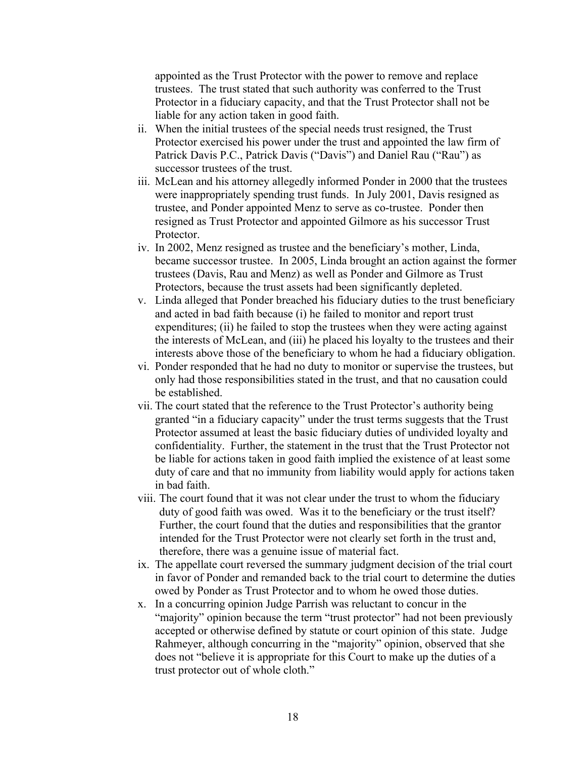appointed as the Trust Protector with the power to remove and replace trustees. The trust stated that such authority was conferred to the Trust Protector in a fiduciary capacity, and that the Trust Protector shall not be liable for any action taken in good faith.

ii. When the initial trustees of the special needs trust resigned, the Trust Protector exercised his power under the trust and appointed the law firm of Patrick Davis P.C., Patrick Davis ("Davis") and Daniel Rau ("Rau") as successor trustees of the trust.

iii. McLean and his attorney allegedly informed Ponder in 2000 that the trustees were inappropriately spending trust funds. In July 2001, Davis resigned as trustee, and Ponder appointed Menz to serve as co-trustee. Ponder then resigned as Trust Protector and appointed Gilmore as his successor Trust Protector.

iv. In 2002, Menz resigned as trustee and the beneficiary's mother, Linda, became successor trustee. In 2005, Linda brought an action against the former trustees (Davis, Rau and Menz) as well as Ponder and Gilmore as Trust Protectors, because the trust assets had been significantly depleted.

v. Linda alleged that Ponder breached his fiduciary duties to the trust beneficiary and acted in bad faith because (i) he failed to monitor and report trust expenditures; (ii) he failed to stop the trustees when they were acting against the interests of McLean, and (iii) he placed his loyalty to the trustees and their interests above those of the beneficiary to whom he had a fiduciary obligation.

vi. Ponder responded that he had no duty to monitor or supervise the trustees, but only had those responsibilities stated in the trust, and that no causation could be established.

vii. The court stated that the reference to the Trust Protector's authority being granted "in a fiduciary capacity" under the trust terms suggests that the Trust Protector assumed at least the basic fiduciary duties of undivided loyalty and confidentiality. Further, the statement in the trust that the Trust Protector not be liable for actions taken in good faith implied the existence of at least some duty of care and that no immunity from liability would apply for actions taken in bad faith.

viii. The court found that it was not clear under the trust to whom the fiduciary duty of good faith was owed. Was it to the beneficiary or the trust itself? Further, the court found that the duties and responsibilities that the grantor intended for the Trust Protector were not clearly set forth in the trust and, therefore, there was a genuine issue of material fact.

ix. The appellate court reversed the summary judgment decision of the trial court in favor of Ponder and remanded back to the trial court to determine the duties owed by Ponder as Trust Protector and to whom he owed those duties.

x. In a concurring opinion Judge Parrish was reluctant to concur in the "majority" opinion because the term "trust protector" had not been previously accepted or otherwise defined by statute or court opinion of this state. Judge Rahmeyer, although concurring in the "majority" opinion, observed that she does not "believe it is appropriate for this Court to make up the duties of a trust protector out of whole cloth."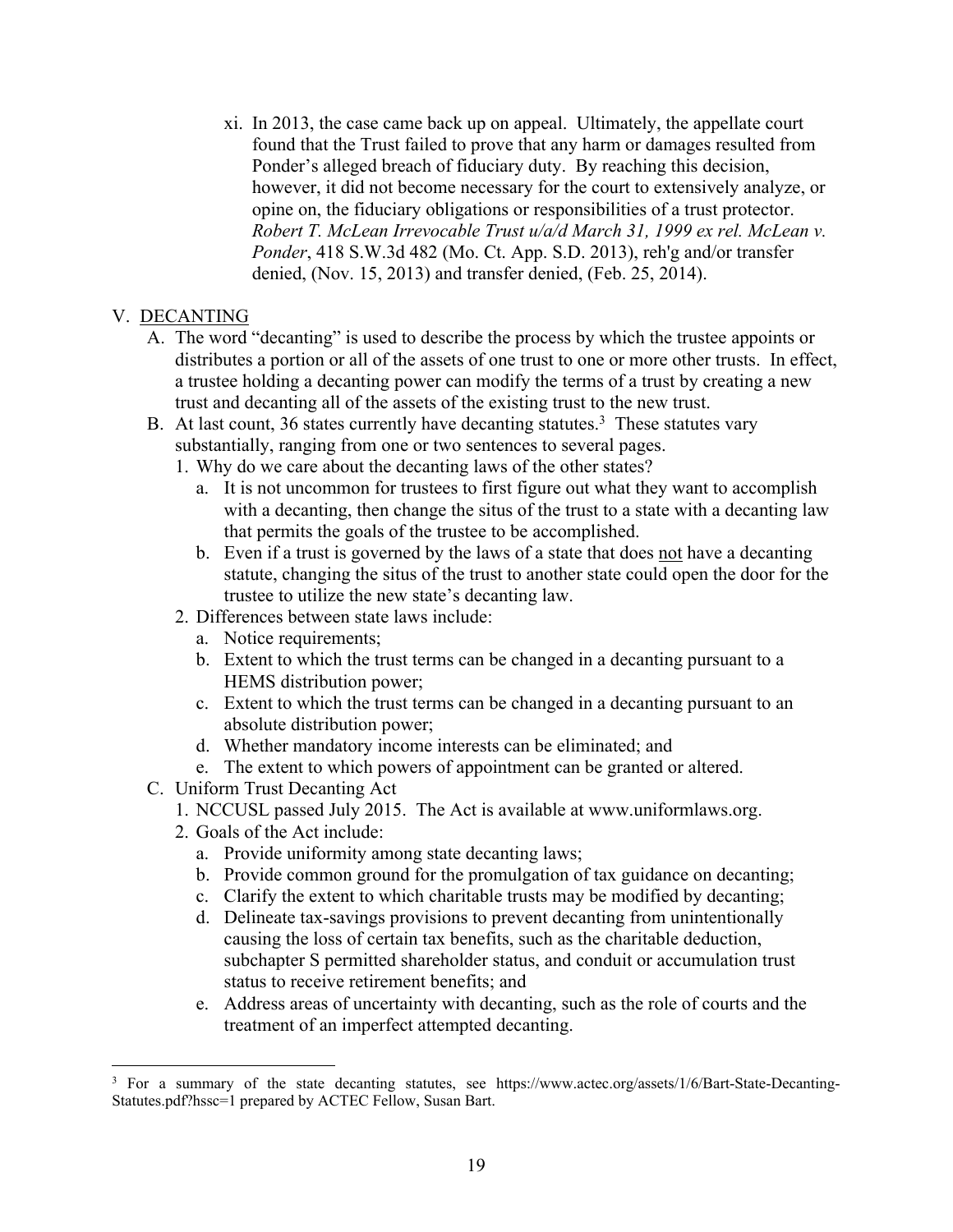xi. In 2013, the case came back up on appeal. Ultimately, the appellate court found that the Trust failed to prove that any harm or damages resulted from Ponder's alleged breach of fiduciary duty. By reaching this decision, however, it did not become necessary for the court to extensively analyze, or opine on, the fiduciary obligations or responsibilities of a trust protector. *Robert T. McLean Irrevocable Trust u/a/d March 31, 1999 ex rel. McLean v. Ponder*, 418 S.W.3d 482 (Mo. Ct. App. S.D. 2013), reh'g and/or transfer denied, (Nov. 15, 2013) and transfer denied, (Feb. 25, 2014).

V. <u>DECANTING</u>

A. The word "decanting" is used to describe the process by which the trustee appoints or distributes a portion or all of the assets of one trust to one or more other trusts. In effect, a trustee holding a decanting power can modify the terms of a trust by creating a new trust and decanting all of the assets of the existing trust to the new trust.

B. At last count, 36 states currently have decanting statutes.[3] These statutes vary substantially, ranging from one or two sentences to several pages.

1. Why do we care about the decanting laws of the other states?
   a. It is not uncommon for trustees to first figure out what they want to accomplish with a decanting, then change the situs of the trust to a state with a decanting law that permits the goals of the trustee to be accomplished.
   b. Even if a trust is governed by the laws of a state that does <u>not</u> have a decanting statute, changing the situs of the trust to another state could open the door for the trustee to utilize the new state's decanting law.
2. Differences between state laws include:
   a. Notice requirements;
   b. Extent to which the trust terms can be changed in a decanting pursuant to a HEMS distribution power;
   c. Extent to which the trust terms can be changed in a decanting pursuant to an absolute distribution power;
   d. Whether mandatory income interests can be eliminated; and
   e. The extent to which powers of appointment can be granted or altered.

C. Uniform Trust Decanting Act

1. NCCUSL passed July 2015. The Act is available at www.uniformlaws.org.
2. Goals of the Act include:
   a. Provide uniformity among state decanting laws;
   b. Provide common ground for the promulgation of tax guidance on decanting;
   c. Clarify the extent to which charitable trusts may be modified by decanting;
   d. Delineate tax-savings provisions to prevent decanting from unintentionally causing the loss of certain tax benefits, such as the charitable deduction, subchapter S permitted shareholder status, and conduit or accumulation trust status to receive retirement benefits; and
   e. Address areas of uncertainty with decanting, such as the role of courts and the treatment of an imperfect attempted decanting.

---

[3] For a summary of the state decanting statutes, see https://www.actec.org/assets/1/6/Bart-State-Decanting-Statutes.pdf?hssc=1 prepared by ACTEC Fellow, Susan Bart.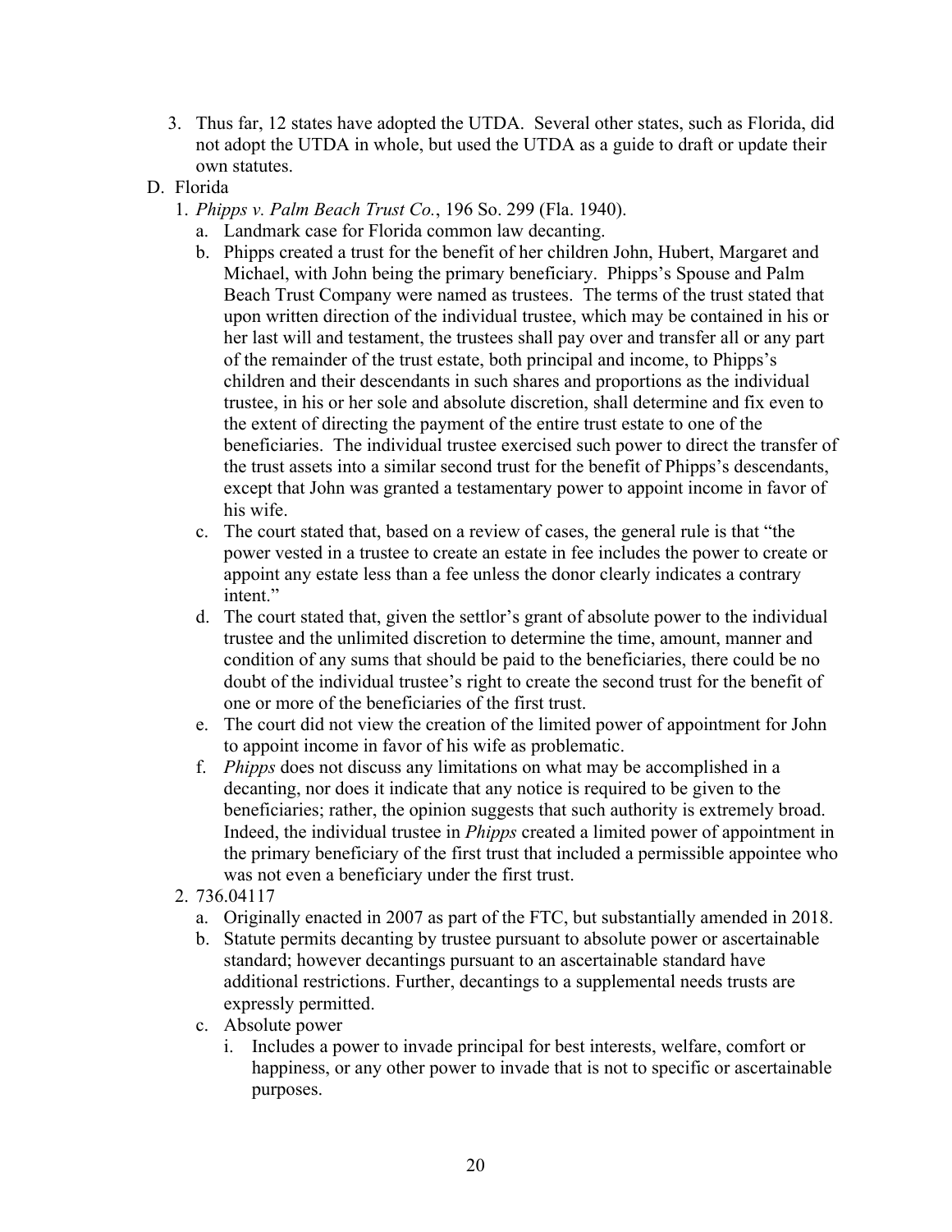3. Thus far, 12 states have adopted the UTDA. Several other states, such as Florida, did not adopt the UTDA in whole, but used the UTDA as a guide to draft or update their own statutes.

D. Florida

1. *Phipps v. Palm Beach Trust Co.*, 196 So. 299 (Fla. 1940).
   a. Landmark case for Florida common law decanting.
   b. Phipps created a trust for the benefit of her children John, Hubert, Margaret and Michael, with John being the primary beneficiary. Phipps's Spouse and Palm Beach Trust Company were named as trustees. The terms of the trust stated that upon written direction of the individual trustee, which may be contained in his or her last will and testament, the trustees shall pay over and transfer all or any part of the remainder of the trust estate, both principal and income, to Phipps's children and their descendants in such shares and proportions as the individual trustee, in his or her sole and absolute discretion, shall determine and fix even to the extent of directing the payment of the entire trust estate to one of the beneficiaries. The individual trustee exercised such power to direct the transfer of the trust assets into a similar second trust for the benefit of Phipps's descendants, except that John was granted a testamentary power to appoint income in favor of his wife.
   c. The court stated that, based on a review of cases, the general rule is that "the power vested in a trustee to create an estate in fee includes the power to create or appoint any estate less than a fee unless the donor clearly indicates a contrary intent."
   d. The court stated that, given the settlor's grant of absolute power to the individual trustee and the unlimited discretion to determine the time, amount, manner and condition of any sums that should be paid to the beneficiaries, there could be no doubt of the individual trustee's right to create the second trust for the benefit of one or more of the beneficiaries of the first trust.
   e. The court did not view the creation of the limited power of appointment for John to appoint income in favor of his wife as problematic.
   f. *Phipps* does not discuss any limitations on what may be accomplished in a decanting, nor does it indicate that any notice is required to be given to the beneficiaries; rather, the opinion suggests that such authority is extremely broad. Indeed, the individual trustee in *Phipps* created a limited power of appointment in the primary beneficiary of the first trust that included a permissible appointee who was not even a beneficiary under the first trust.

2. 736.04117
   a. Originally enacted in 2007 as part of the FTC, but substantially amended in 2018.
   b. Statute permits decanting by trustee pursuant to absolute power or ascertainable standard; however decantings pursuant to an ascertainable standard have additional restrictions. Further, decantings to a supplemental needs trusts are expressly permitted.
   c. Absolute power
      i. Includes a power to invade principal for best interests, welfare, comfort or happiness, or any other power to invade that is not to specific or ascertainable purposes.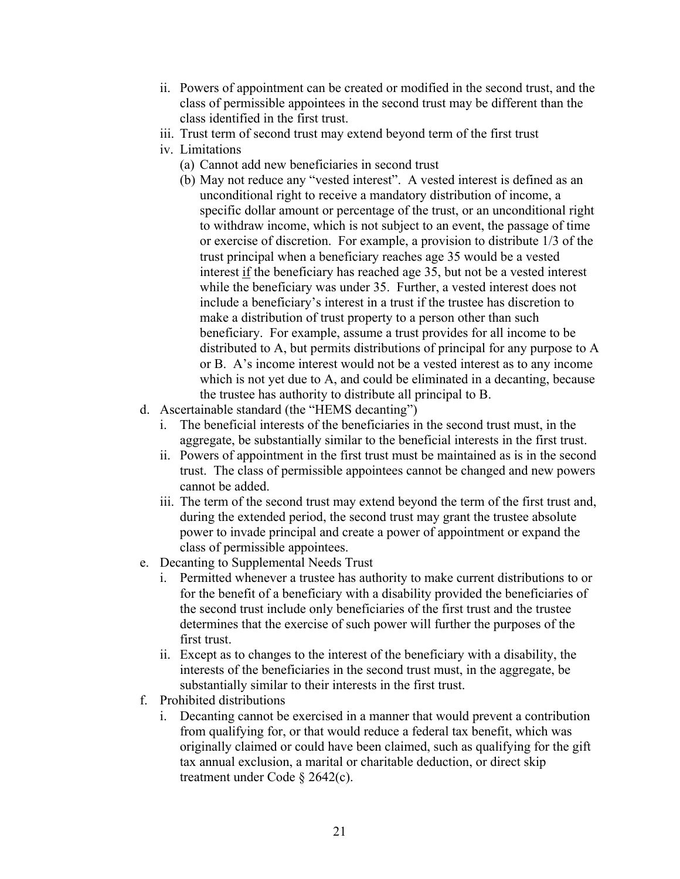ii. Powers of appointment can be created or modified in the second trust, and the class of permissible appointees in the second trust may be different than the class identified in the first trust.

iii. Trust term of second trust may extend beyond term of the first trust

iv. Limitations

(a) Cannot add new beneficiaries in second trust

(b) May not reduce any "vested interest". A vested interest is defined as an unconditional right to receive a mandatory distribution of income, a specific dollar amount or percentage of the trust, or an unconditional right to withdraw income, which is not subject to an event, the passage of time or exercise of discretion. For example, a provision to distribute 1/3 of the trust principal when a beneficiary reaches age 35 would be a vested interest <u>if</u> the beneficiary has reached age 35, but not be a vested interest while the beneficiary was under 35. Further, a vested interest does not include a beneficiary's interest in a trust if the trustee has discretion to make a distribution of trust property to a person other than such beneficiary. For example, assume a trust provides for all income to be distributed to A, but permits distributions of principal for any purpose to A or B. A's income interest would not be a vested interest as to any income which is not yet due to A, and could be eliminated in a decanting, because the trustee has authority to distribute all principal to B.

d. Ascertainable standard (the "HEMS decanting")

i. The beneficial interests of the beneficiaries in the second trust must, in the aggregate, be substantially similar to the beneficial interests in the first trust.

ii. Powers of appointment in the first trust must be maintained as is in the second trust. The class of permissible appointees cannot be changed and new powers cannot be added.

iii. The term of the second trust may extend beyond the term of the first trust and, during the extended period, the second trust may grant the trustee absolute power to invade principal and create a power of appointment or expand the class of permissible appointees.

e. Decanting to Supplemental Needs Trust

i. Permitted whenever a trustee has authority to make current distributions to or for the benefit of a beneficiary with a disability provided the beneficiaries of the second trust include only beneficiaries of the first trust and the trustee determines that the exercise of such power will further the purposes of the first trust.

ii. Except as to changes to the interest of the beneficiary with a disability, the interests of the beneficiaries in the second trust must, in the aggregate, be substantially similar to their interests in the first trust.

f. Prohibited distributions

i. Decanting cannot be exercised in a manner that would prevent a contribution from qualifying for, or that would reduce a federal tax benefit, which was originally claimed or could have been claimed, such as qualifying for the gift tax annual exclusion, a marital or charitable deduction, or direct skip treatment under Code § 2642(c).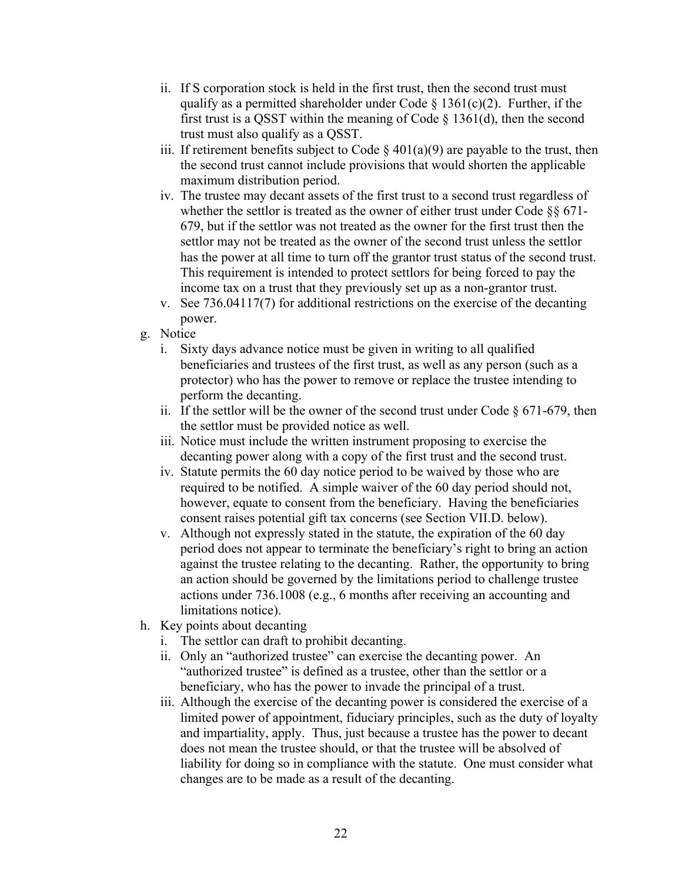ii. If S corporation stock is held in the first trust, then the second trust must qualify as a permitted shareholder under Code § 1361(c)(2). Further, if the first trust is a QSST within the meaning of Code § 1361(d), then the second trust must also qualify as a QSST.

iii. If retirement benefits subject to Code § 401(a)(9) are payable to the trust, then the second trust cannot include provisions that would shorten the applicable maximum distribution period.

iv. The trustee may decant assets of the first trust to a second trust regardless of whether the settlor is treated as the owner of either trust under Code §§ 671-679, but if the settlor was not treated as the owner for the first trust then the settlor may not be treated as the owner of the second trust unless the settlor has the power at all time to turn off the grantor trust status of the second trust. This requirement is intended to protect settlors for being forced to pay the income tax on a trust that they previously set up as a non-grantor trust.

v. See 736.04117(7) for additional restrictions on the exercise of the decanting power.

g. Notice

i. Sixty days advance notice must be given in writing to all qualified beneficiaries and trustees of the first trust, as well as any person (such as a protector) who has the power to remove or replace the trustee intending to perform the decanting.

ii. If the settlor will be the owner of the second trust under Code § 671-679, then the settlor must be provided notice as well.

iii. Notice must include the written instrument proposing to exercise the decanting power along with a copy of the first trust and the second trust.

iv. Statute permits the 60 day notice period to be waived by those who are required to be notified. A simple waiver of the 60 day period should not, however, equate to consent from the beneficiary. Having the beneficiaries consent raises potential gift tax concerns (see Section VII.D. below).

v. Although not expressly stated in the statute, the expiration of the 60 day period does not appear to terminate the beneficiary's right to bring an action against the trustee relating to the decanting. Rather, the opportunity to bring an action should be governed by the limitations period to challenge trustee actions under 736.1008 (e.g., 6 months after receiving an accounting and limitations notice).

h. Key points about decanting

i. The settlor can draft to prohibit decanting.

ii. Only an "authorized trustee" can exercise the decanting power. An "authorized trustee" is defined as a trustee, other than the settlor or a beneficiary, who has the power to invade the principal of a trust.

iii. Although the exercise of the decanting power is considered the exercise of a limited power of appointment, fiduciary principles, such as the duty of loyalty and impartiality, apply. Thus, just because a trustee has the power to decant does not mean the trustee should, or that the trustee will be absolved of liability for doing so in compliance with the statute. One must consider what changes are to be made as a result of the decanting.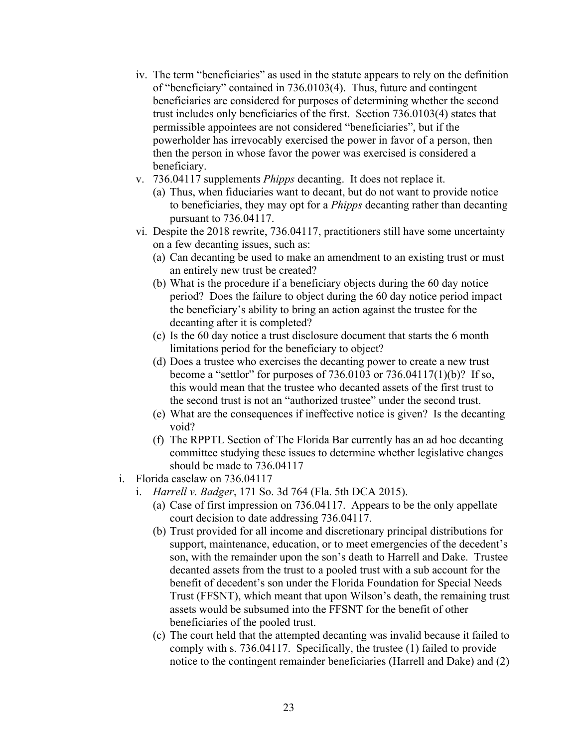iv. The term "beneficiaries" as used in the statute appears to rely on the definition of "beneficiary" contained in 736.0103(4). Thus, future and contingent beneficiaries are considered for purposes of determining whether the second trust includes only beneficiaries of the first. Section 736.0103(4) states that permissible appointees are not considered "beneficiaries", but if the powerholder has irrevocably exercised the power in favor of a person, then then the person in whose favor the power was exercised is considered a beneficiary.

v. 736.04117 supplements *Phipps* decanting. It does not replace it.
   - (a) Thus, when fiduciaries want to decant, but do not want to provide notice to beneficiaries, they may opt for a *Phipps* decanting rather than decanting pursuant to 736.04117.

vi. Despite the 2018 rewrite, 736.04117, practitioners still have some uncertainty on a few decanting issues, such as:
   - (a) Can decanting be used to make an amendment to an existing trust or must an entirely new trust be created?
   - (b) What is the procedure if a beneficiary objects during the 60 day notice period? Does the failure to object during the 60 day notice period impact the beneficiary's ability to bring an action against the trustee for the decanting after it is completed?
   - (c) Is the 60 day notice a trust disclosure document that starts the 6 month limitations period for the beneficiary to object?
   - (d) Does a trustee who exercises the decanting power to create a new trust become a "settlor" for purposes of 736.0103 or 736.04117(1)(b)? If so, this would mean that the trustee who decanted assets of the first trust to the second trust is not an "authorized trustee" under the second trust.
   - (e) What are the consequences if ineffective notice is given? Is the decanting void?
   - (f) The RPPTL Section of The Florida Bar currently has an ad hoc decanting committee studying these issues to determine whether legislative changes should be made to 736.04117

i. Florida caselaw on 736.04117
   i. *Harrell v. Badger*, 171 So. 3d 764 (Fla. 5th DCA 2015).
      - (a) Case of first impression on 736.04117. Appears to be the only appellate court decision to date addressing 736.04117.
      - (b) Trust provided for all income and discretionary principal distributions for support, maintenance, education, or to meet emergencies of the decedent's son, with the remainder upon the son's death to Harrell and Dake. Trustee decanted assets from the trust to a pooled trust with a sub account for the benefit of decedent's son under the Florida Foundation for Special Needs Trust (FFSNT), which meant that upon Wilson's death, the remaining trust assets would be subsumed into the FFSNT for the benefit of other beneficiaries of the pooled trust.
      - (c) The court held that the attempted decanting was invalid because it failed to comply with s. 736.04117. Specifically, the trustee (1) failed to provide notice to the contingent remainder beneficiaries (Harrell and Dake) and (2)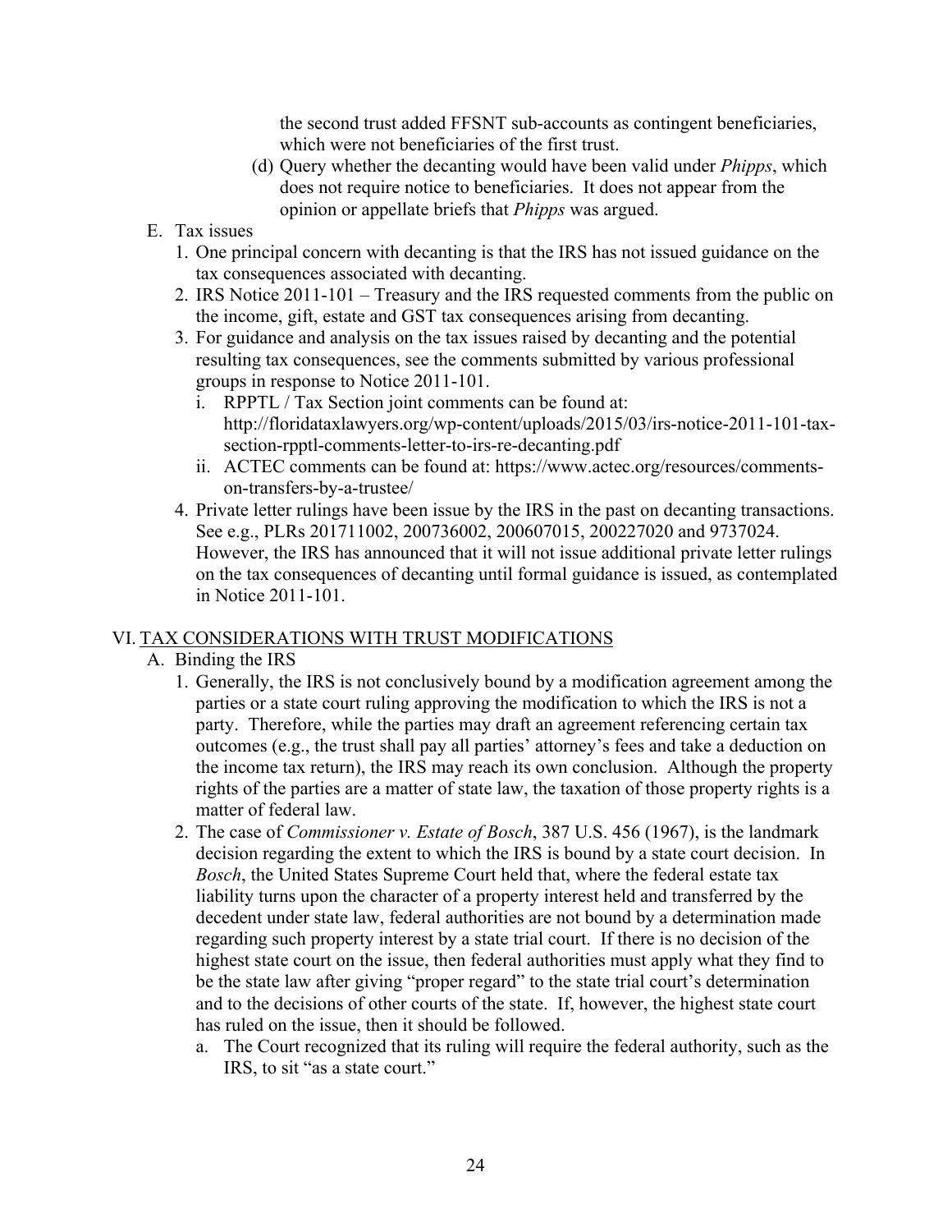the second trust added FFSNT sub-accounts as contingent beneficiaries, which were not beneficiaries of the first trust.

(d) Query whether the decanting would have been valid under *Phipps*, which does not require notice to beneficiaries. It does not appear from the opinion or appellate briefs that *Phipps* was argued.

E. Tax issues

1. One principal concern with decanting is that the IRS has not issued guidance on the tax consequences associated with decanting.
2. IRS Notice 2011-101 – Treasury and the IRS requested comments from the public on the income, gift, estate and GST tax consequences arising from decanting.
3. For guidance and analysis on the tax issues raised by decanting and the potential resulting tax consequences, see the comments submitted by various professional groups in response to Notice 2011-101.
   i. RPPTL / Tax Section joint comments can be found at: http://floridataxlawyers.org/wp-content/uploads/2015/03/irs-notice-2011-101-tax-section-rpptl-comments-letter-to-irs-re-decanting.pdf
   ii. ACTEC comments can be found at: https://www.actec.org/resources/comments-on-transfers-by-a-trustee/
4. Private letter rulings have been issue by the IRS in the past on decanting transactions. See e.g., PLRs 201711002, 200736002, 200607015, 200227020 and 9737024. However, the IRS has announced that it will not issue additional private letter rulings on the tax consequences of decanting until formal guidance is issued, as contemplated in Notice 2011-101.

## VI. TAX CONSIDERATIONS WITH TRUST MODIFICATIONS

A. Binding the IRS

1. Generally, the IRS is not conclusively bound by a modification agreement among the parties or a state court ruling approving the modification to which the IRS is not a party. Therefore, while the parties may draft an agreement referencing certain tax outcomes (e.g., the trust shall pay all parties' attorney's fees and take a deduction on the income tax return), the IRS may reach its own conclusion. Although the property rights of the parties are a matter of state law, the taxation of those property rights is a matter of federal law.
2. The case of *Commissioner v. Estate of Bosch*, 387 U.S. 456 (1967), is the landmark decision regarding the extent to which the IRS is bound by a state court decision. In *Bosch*, the United States Supreme Court held that, where the federal estate tax liability turns upon the character of a property interest held and transferred by the decedent under state law, federal authorities are not bound by a determination made regarding such property interest by a state trial court. If there is no decision of the highest state court on the issue, then federal authorities must apply what they find to be the state law after giving "proper regard" to the state trial court's determination and to the decisions of other courts of the state. If, however, the highest state court has ruled on the issue, then it should be followed.
   a. The Court recognized that its ruling will require the federal authority, such as the IRS, to sit "as a state court."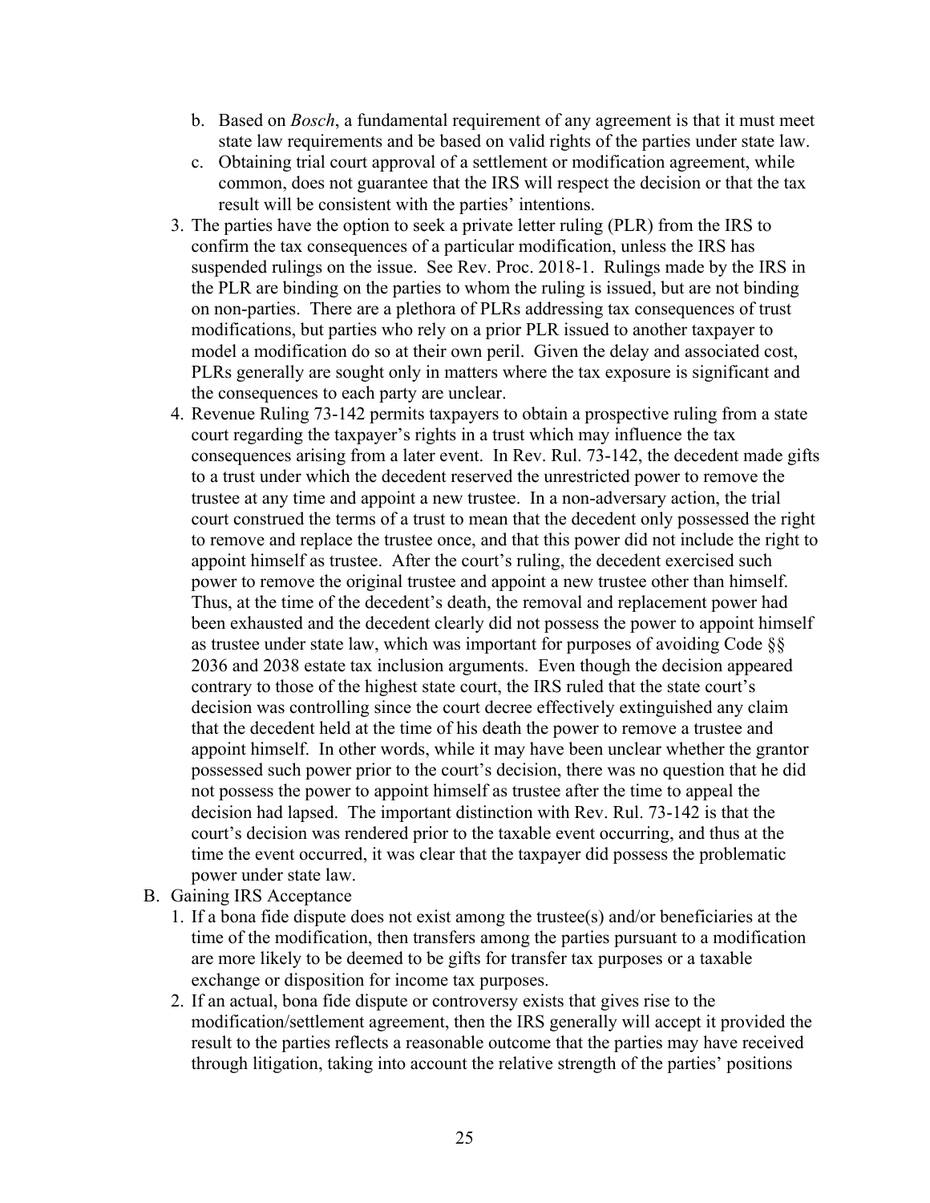b. Based on *Bosch*, a fundamental requirement of any agreement is that it must meet state law requirements and be based on valid rights of the parties under state law.

c. Obtaining trial court approval of a settlement or modification agreement, while common, does not guarantee that the IRS will respect the decision or that the tax result will be consistent with the parties' intentions.

3. The parties have the option to seek a private letter ruling (PLR) from the IRS to confirm the tax consequences of a particular modification, unless the IRS has suspended rulings on the issue. See Rev. Proc. 2018-1. Rulings made by the IRS in the PLR are binding on the parties to whom the ruling is issued, but are not binding on non-parties. There are a plethora of PLRs addressing tax consequences of trust modifications, but parties who rely on a prior PLR issued to another taxpayer to model a modification do so at their own peril. Given the delay and associated cost, PLRs generally are sought only in matters where the tax exposure is significant and the consequences to each party are unclear.

4. Revenue Ruling 73-142 permits taxpayers to obtain a prospective ruling from a state court regarding the taxpayer's rights in a trust which may influence the tax consequences arising from a later event. In Rev. Rul. 73-142, the decedent made gifts to a trust under which the decedent reserved the unrestricted power to remove the trustee at any time and appoint a new trustee. In a non-adversary action, the trial court construed the terms of a trust to mean that the decedent only possessed the right to remove and replace the trustee once, and that this power did not include the right to appoint himself as trustee. After the court's ruling, the decedent exercised such power to remove the original trustee and appoint a new trustee other than himself. Thus, at the time of the decedent's death, the removal and replacement power had been exhausted and the decedent clearly did not possess the power to appoint himself as trustee under state law, which was important for purposes of avoiding Code §§ 2036 and 2038 estate tax inclusion arguments. Even though the decision appeared contrary to those of the highest state court, the IRS ruled that the state court's decision was controlling since the court decree effectively extinguished any claim that the decedent held at the time of his death the power to remove a trustee and appoint himself. In other words, while it may have been unclear whether the grantor possessed such power prior to the court's decision, there was no question that he did not possess the power to appoint himself as trustee after the time to appeal the decision had lapsed. The important distinction with Rev. Rul. 73-142 is that the court's decision was rendered prior to the taxable event occurring, and thus at the time the event occurred, it was clear that the taxpayer did possess the problematic power under state law.

B. Gaining IRS Acceptance

1. If a bona fide dispute does not exist among the trustee(s) and/or beneficiaries at the time of the modification, then transfers among the parties pursuant to a modification are more likely to be deemed to be gifts for transfer tax purposes or a taxable exchange or disposition for income tax purposes.

2. If an actual, bona fide dispute or controversy exists that gives rise to the modification/settlement agreement, then the IRS generally will accept it provided the result to the parties reflects a reasonable outcome that the parties may have received through litigation, taking into account the relative strength of the parties' positions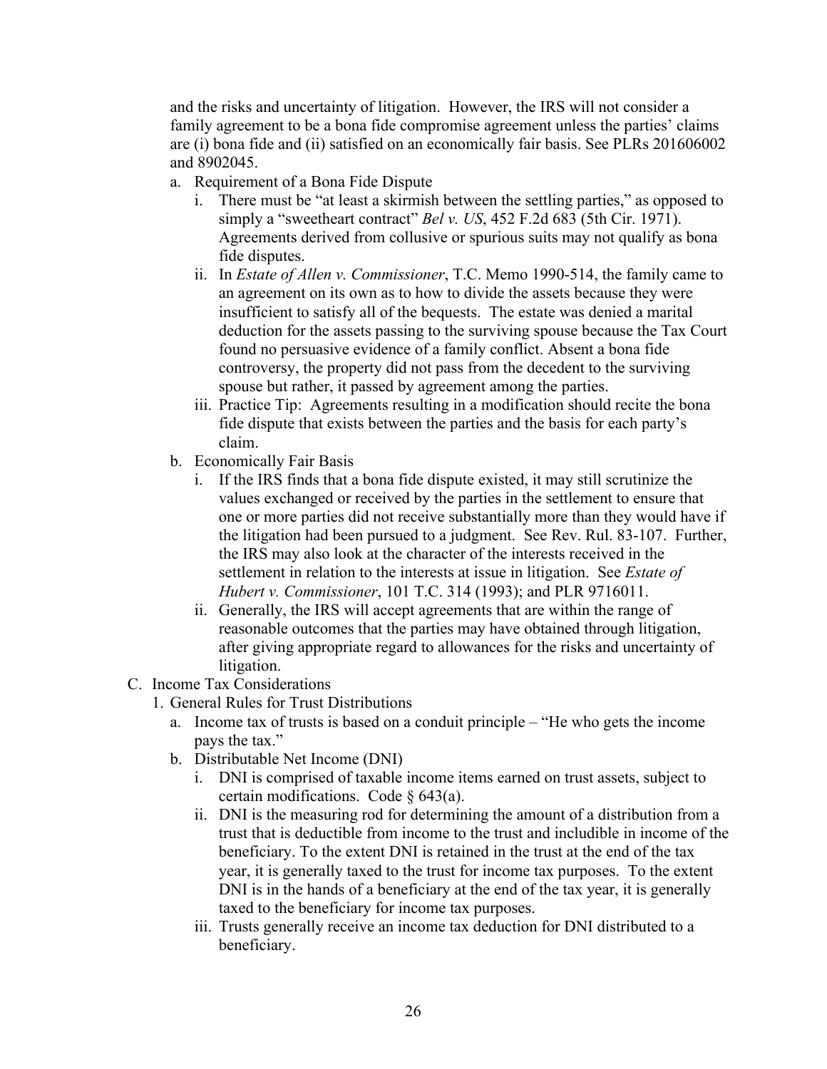and the risks and uncertainty of litigation. However, the IRS will not consider a family agreement to be a bona fide compromise agreement unless the parties' claims are (i) bona fide and (ii) satisfied on an economically fair basis. See PLRs 201606002 and 8902045.

a. Requirement of a Bona Fide Dispute

   i. There must be "at least a skirmish between the settling parties," as opposed to simply a "sweetheart contract" *Bel v. US*, 452 F.2d 683 (5th Cir. 1971). Agreements derived from collusive or spurious suits may not qualify as bona fide disputes.

   ii. In *Estate of Allen v. Commissioner*, T.C. Memo 1990-514, the family came to an agreement on its own as to how to divide the assets because they were insufficient to satisfy all of the bequests. The estate was denied a marital deduction for the assets passing to the surviving spouse because the Tax Court found no persuasive evidence of a family conflict. Absent a bona fide controversy, the property did not pass from the decedent to the surviving spouse but rather, it passed by agreement among the parties.

   iii. Practice Tip: Agreements resulting in a modification should recite the bona fide dispute that exists between the parties and the basis for each party's claim.

b. Economically Fair Basis

   i. If the IRS finds that a bona fide dispute existed, it may still scrutinize the values exchanged or received by the parties in the settlement to ensure that one or more parties did not receive substantially more than they would have if the litigation had been pursued to a judgment. See Rev. Rul. 83-107. Further, the IRS may also look at the character of the interests received in the settlement in relation to the interests at issue in litigation. See *Estate of Hubert v. Commissioner*, 101 T.C. 314 (1993); and PLR 9716011.

   ii. Generally, the IRS will accept agreements that are within the range of reasonable outcomes that the parties may have obtained through litigation, after giving appropriate regard to allowances for the risks and uncertainty of litigation.

C. Income Tax Considerations

1. General Rules for Trust Distributions

   a. Income tax of trusts is based on a conduit principle – "He who gets the income pays the tax."

   b. Distributable Net Income (DNI)

      i. DNI is comprised of taxable income items earned on trust assets, subject to certain modifications. Code § 643(a).

      ii. DNI is the measuring rod for determining the amount of a distribution from a trust that is deductible from income to the trust and includible in income of the beneficiary. To the extent DNI is retained in the trust at the end of the tax year, it is generally taxed to the trust for income tax purposes. To the extent DNI is in the hands of a beneficiary at the end of the tax year, it is generally taxed to the beneficiary for income tax purposes.

      iii. Trusts generally receive an income tax deduction for DNI distributed to a beneficiary.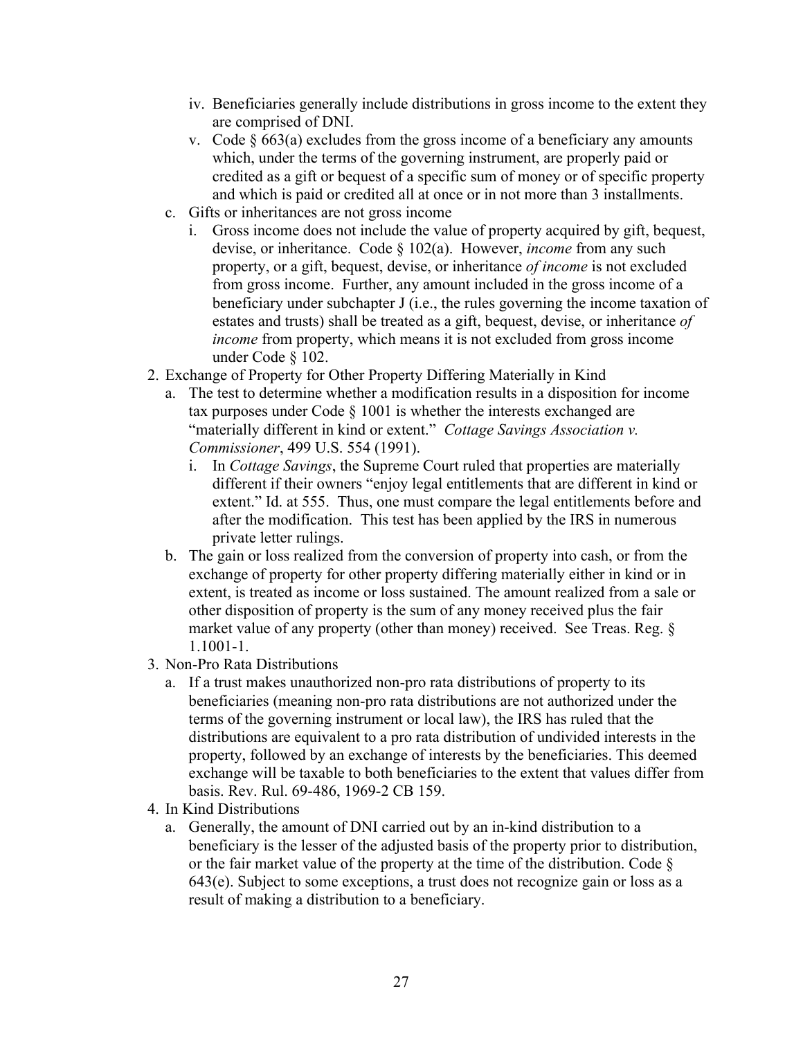iv. Beneficiaries generally include distributions in gross income to the extent they are comprised of DNI.
   v. Code § 663(a) excludes from the gross income of a beneficiary any amounts which, under the terms of the governing instrument, are properly paid or credited as a gift or bequest of a specific sum of money or of specific property and which is paid or credited all at once or in not more than 3 installments.

   c. Gifts or inheritances are not gross income
      i. Gross income does not include the value of property acquired by gift, bequest, devise, or inheritance. Code § 102(a). However, *income* from any such property, or a gift, bequest, devise, or inheritance *of income* is not excluded from gross income. Further, any amount included in the gross income of a beneficiary under subchapter J (i.e., the rules governing the income taxation of estates and trusts) shall be treated as a gift, bequest, devise, or inheritance *of income* from property, which means it is not excluded from gross income under Code § 102.

2. Exchange of Property for Other Property Differing Materially in Kind
   a. The test to determine whether a modification results in a disposition for income tax purposes under Code § 1001 is whether the interests exchanged are "materially different in kind or extent." *Cottage Savings Association v. Commissioner*, 499 U.S. 554 (1991).
      i. In *Cottage Savings*, the Supreme Court ruled that properties are materially different if their owners "enjoy legal entitlements that are different in kind or extent." Id. at 555. Thus, one must compare the legal entitlements before and after the modification. This test has been applied by the IRS in numerous private letter rulings.
   b. The gain or loss realized from the conversion of property into cash, or from the exchange of property for other property differing materially either in kind or in extent, is treated as income or loss sustained. The amount realized from a sale or other disposition of property is the sum of any money received plus the fair market value of any property (other than money) received. See Treas. Reg. § 1.1001-1.

3. Non-Pro Rata Distributions
   a. If a trust makes unauthorized non-pro rata distributions of property to its beneficiaries (meaning non-pro rata distributions are not authorized under the terms of the governing instrument or local law), the IRS has ruled that the distributions are equivalent to a pro rata distribution of undivided interests in the property, followed by an exchange of interests by the beneficiaries. This deemed exchange will be taxable to both beneficiaries to the extent that values differ from basis. Rev. Rul. 69-486, 1969-2 CB 159.

4. In Kind Distributions
   a. Generally, the amount of DNI carried out by an in-kind distribution to a beneficiary is the lesser of the adjusted basis of the property prior to distribution, or the fair market value of the property at the time of the distribution. Code § 643(e). Subject to some exceptions, a trust does not recognize gain or loss as a result of making a distribution to a beneficiary.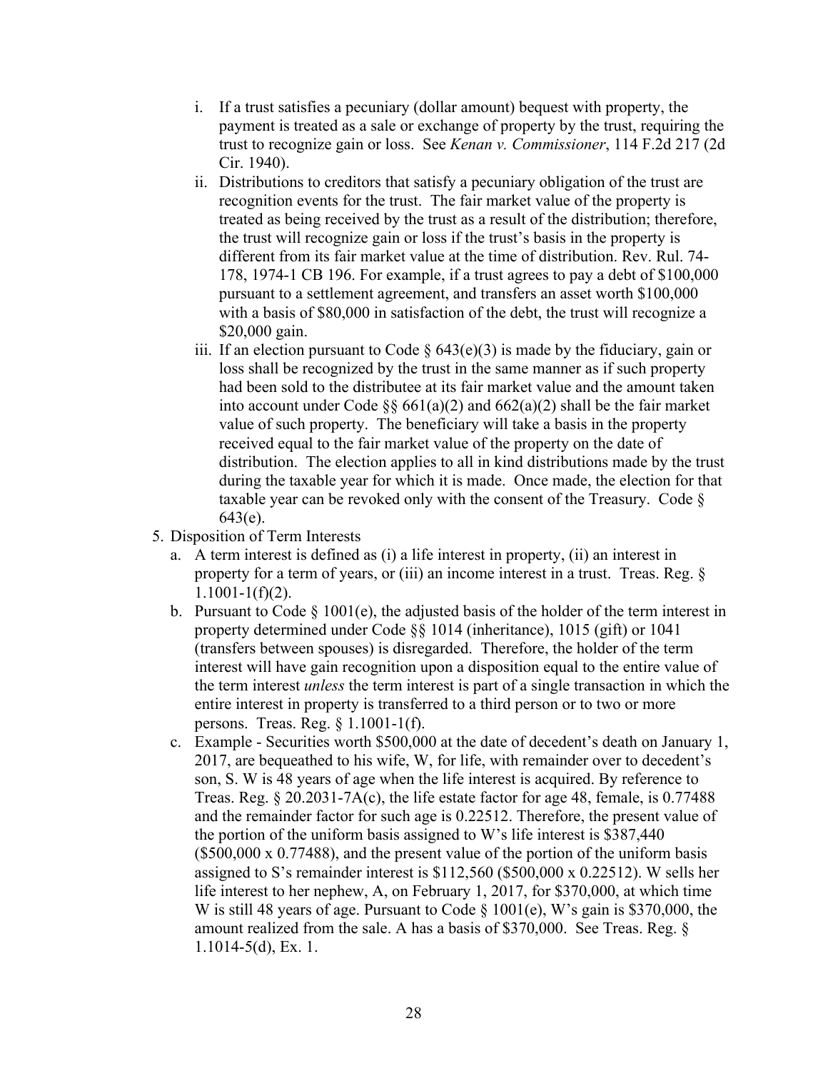i. If a trust satisfies a pecuniary (dollar amount) bequest with property, the payment is treated as a sale or exchange of property by the trust, requiring the trust to recognize gain or loss. See *Kenan v. Commissioner*, 114 F.2d 217 (2d Cir. 1940).
   ii. Distributions to creditors that satisfy a pecuniary obligation of the trust are recognition events for the trust. The fair market value of the property is treated as being received by the trust as a result of the distribution; therefore, the trust will recognize gain or loss if the trust's basis in the property is different from its fair market value at the time of distribution. Rev. Rul. 74-178, 1974-1 CB 196. For example, if a trust agrees to pay a debt of $100,000 pursuant to a settlement agreement, and transfers an asset worth $100,000 with a basis of $80,000 in satisfaction of the debt, the trust will recognize a $20,000 gain.
   iii. If an election pursuant to Code § 643(e)(3) is made by the fiduciary, gain or loss shall be recognized by the trust in the same manner as if such property had been sold to the distributee at its fair market value and the amount taken into account under Code §§ 661(a)(2) and 662(a)(2) shall be the fair market value of such property. The beneficiary will take a basis in the property received equal to the fair market value of the property on the date of distribution. The election applies to all in kind distributions made by the trust during the taxable year for which it is made. Once made, the election for that taxable year can be revoked only with the consent of the Treasury. Code § 643(e).

5. Disposition of Term Interests
   a. A term interest is defined as (i) a life interest in property, (ii) an interest in property for a term of years, or (iii) an income interest in a trust. Treas. Reg. § 1.1001-1(f)(2).
   b. Pursuant to Code § 1001(e), the adjusted basis of the holder of the term interest in property determined under Code §§ 1014 (inheritance), 1015 (gift) or 1041 (transfers between spouses) is disregarded. Therefore, the holder of the term interest will have gain recognition upon a disposition equal to the entire value of the term interest *unless* the term interest is part of a single transaction in which the entire interest in property is transferred to a third person or to two or more persons. Treas. Reg. § 1.1001-1(f).
   c. Example - Securities worth $500,000 at the date of decedent's death on January 1, 2017, are bequeathed to his wife, W, for life, with remainder over to decedent's son, S. W is 48 years of age when the life interest is acquired. By reference to Treas. Reg. § 20.2031-7A(c), the life estate factor for age 48, female, is 0.77488 and the remainder factor for such age is 0.22512. Therefore, the present value of the portion of the uniform basis assigned to W's life interest is $387,440 ($500,000 x 0.77488), and the present value of the portion of the uniform basis assigned to S's remainder interest is $112,560 ($500,000 x 0.22512). W sells her life interest to her nephew, A, on February 1, 2017, for $370,000, at which time W is still 48 years of age. Pursuant to Code § 1001(e), W's gain is $370,000, the amount realized from the sale. A has a basis of $370,000. See Treas. Reg. § 1.1014-5(d), Ex. 1.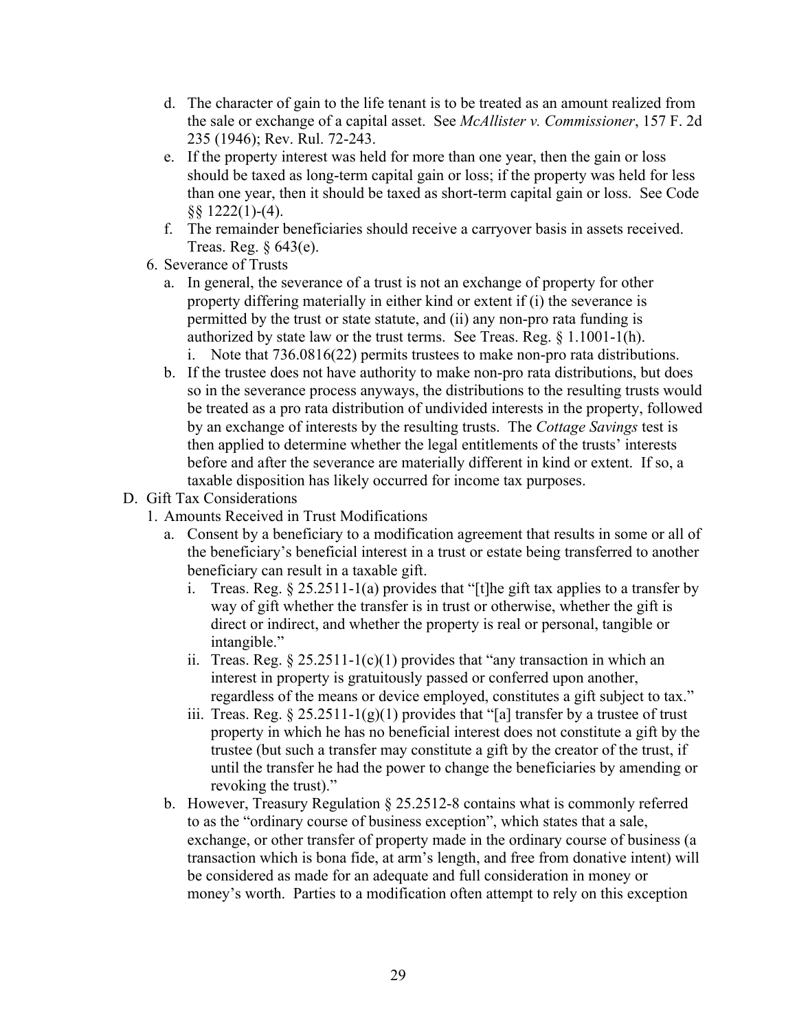d. The character of gain to the life tenant is to be treated as an amount realized from the sale or exchange of a capital asset. See *McAllister v. Commissioner*, 157 F. 2d 235 (1946); Rev. Rul. 72-243.

e. If the property interest was held for more than one year, then the gain or loss should be taxed as long-term capital gain or loss; if the property was held for less than one year, then it should be taxed as short-term capital gain or loss. See Code §§ 1222(1)-(4).

f. The remainder beneficiaries should receive a carryover basis in assets received. Treas. Reg. § 643(e).

6. Severance of Trusts

   a. In general, the severance of a trust is not an exchange of property for other property differing materially in either kind or extent if (i) the severance is permitted by the trust or state statute, and (ii) any non-pro rata funding is authorized by state law or the trust terms. See Treas. Reg. § 1.1001-1(h).

      i. Note that 736.0816(22) permits trustees to make non-pro rata distributions.

   b. If the trustee does not have authority to make non-pro rata distributions, but does so in the severance process anyways, the distributions to the resulting trusts would be treated as a pro rata distribution of undivided interests in the property, followed by an exchange of interests by the resulting trusts. The *Cottage Savings* test is then applied to determine whether the legal entitlements of the trusts' interests before and after the severance are materially different in kind or extent. If so, a taxable disposition has likely occurred for income tax purposes.

D. Gift Tax Considerations

1. Amounts Received in Trust Modifications

   a. Consent by a beneficiary to a modification agreement that results in some or all of the beneficiary's beneficial interest in a trust or estate being transferred to another beneficiary can result in a taxable gift.

      i. Treas. Reg. § 25.2511-1(a) provides that "[t]he gift tax applies to a transfer by way of gift whether the transfer is in trust or otherwise, whether the gift is direct or indirect, and whether the property is real or personal, tangible or intangible."

      ii. Treas. Reg. § 25.2511-1(c)(1) provides that "any transaction in which an interest in property is gratuitously passed or conferred upon another, regardless of the means or device employed, constitutes a gift subject to tax."

      iii. Treas. Reg. § 25.2511-1(g)(1) provides that "[a] transfer by a trustee of trust property in which he has no beneficial interest does not constitute a gift by the trustee (but such a transfer may constitute a gift by the creator of the trust, if until the transfer he had the power to change the beneficiaries by amending or revoking the trust)."

   b. However, Treasury Regulation § 25.2512-8 contains what is commonly referred to as the "ordinary course of business exception", which states that a sale, exchange, or other transfer of property made in the ordinary course of business (a transaction which is bona fide, at arm's length, and free from donative intent) will be considered as made for an adequate and full consideration in money or money's worth. Parties to a modification often attempt to rely on this exception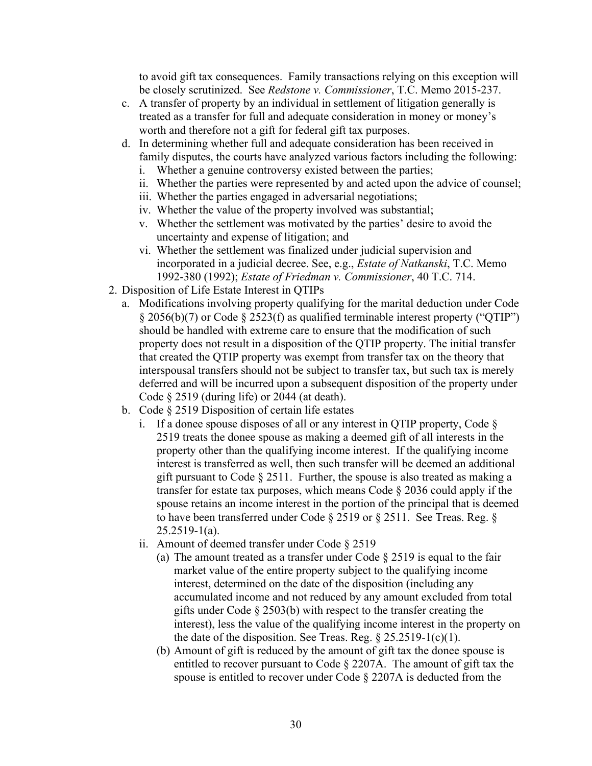to avoid gift tax consequences. Family transactions relying on this exception will be closely scrutinized. See *Redstone v. Commissioner*, T.C. Memo 2015-237.

c. A transfer of property by an individual in settlement of litigation generally is treated as a transfer for full and adequate consideration in money or money's worth and therefore not a gift for federal gift tax purposes.

d. In determining whether full and adequate consideration has been received in family disputes, the courts have analyzed various factors including the following:

   i. Whether a genuine controversy existed between the parties;

   ii. Whether the parties were represented by and acted upon the advice of counsel;

   iii. Whether the parties engaged in adversarial negotiations;

   iv. Whether the value of the property involved was substantial;

   v. Whether the settlement was motivated by the parties' desire to avoid the uncertainty and expense of litigation; and

   vi. Whether the settlement was finalized under judicial supervision and incorporated in a judicial decree. See, e.g., *Estate of Natkanski*, T.C. Memo 1992-380 (1992); *Estate of Friedman v. Commissioner*, 40 T.C. 714.

2. Disposition of Life Estate Interest in QTIPs

   a. Modifications involving property qualifying for the marital deduction under Code § 2056(b)(7) or Code § 2523(f) as qualified terminable interest property ("QTIP") should be handled with extreme care to ensure that the modification of such property does not result in a disposition of the QTIP property. The initial transfer that created the QTIP property was exempt from transfer tax on the theory that interspousal transfers should not be subject to transfer tax, but such tax is merely deferred and will be incurred upon a subsequent disposition of the property under Code § 2519 (during life) or 2044 (at death).

   b. Code § 2519 Disposition of certain life estates

      i. If a donee spouse disposes of all or any interest in QTIP property, Code § 2519 treats the donee spouse as making a deemed gift of all interests in the property other than the qualifying income interest. If the qualifying income interest is transferred as well, then such transfer will be deemed an additional gift pursuant to Code § 2511. Further, the spouse is also treated as making a transfer for estate tax purposes, which means Code § 2036 could apply if the spouse retains an income interest in the portion of the principal that is deemed to have been transferred under Code § 2519 or § 2511. See Treas. Reg. § 25.2519-1(a).

      ii. Amount of deemed transfer under Code § 2519

         (a) The amount treated as a transfer under Code § 2519 is equal to the fair market value of the entire property subject to the qualifying income interest, determined on the date of the disposition (including any accumulated income and not reduced by any amount excluded from total gifts under Code § 2503(b) with respect to the transfer creating the interest), less the value of the qualifying income interest in the property on the date of the disposition. See Treas. Reg. § 25.2519-1(c)(1).

         (b) Amount of gift is reduced by the amount of gift tax the donee spouse is entitled to recover pursuant to Code § 2207A. The amount of gift tax the spouse is entitled to recover under Code § 2207A is deducted from the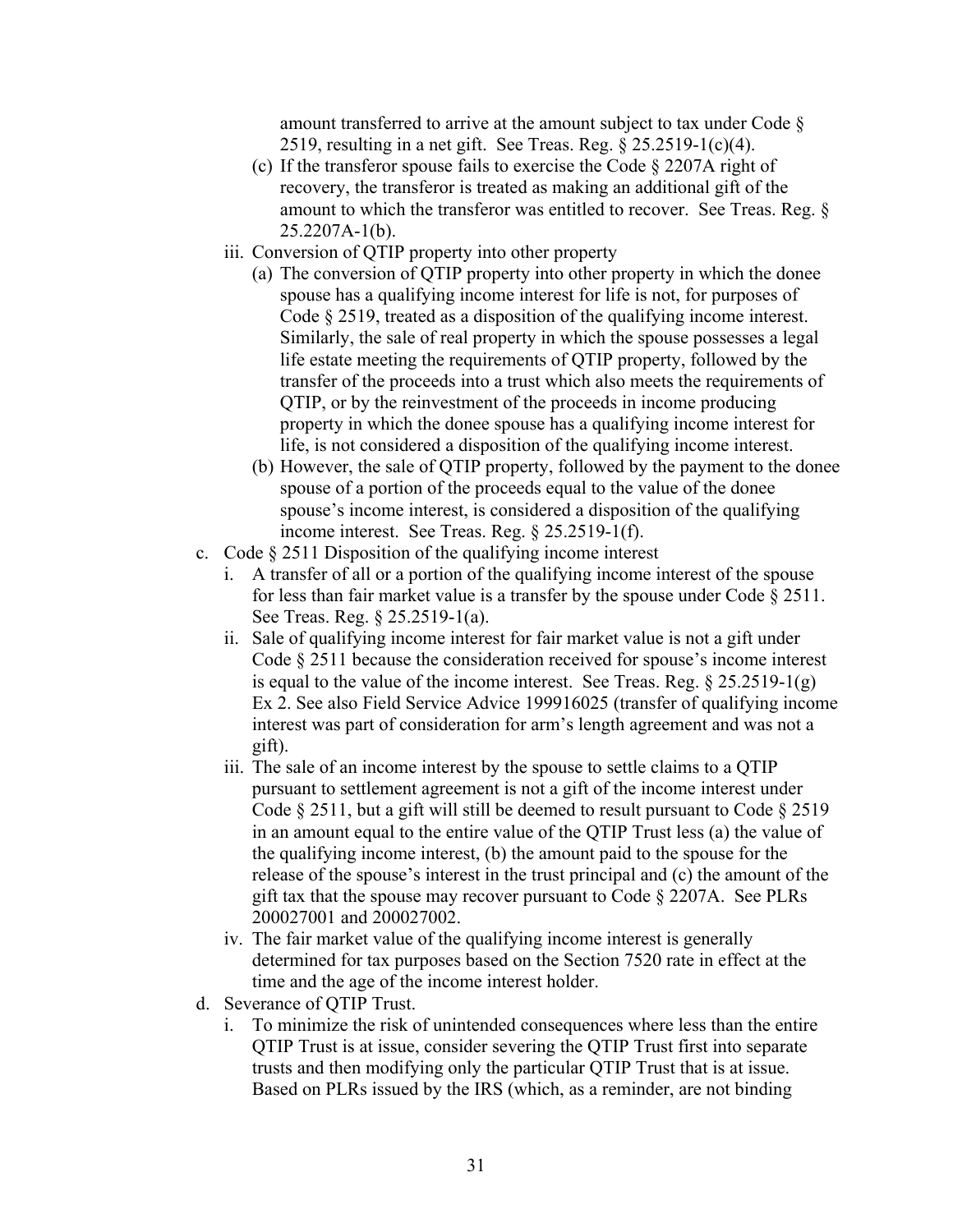amount transferred to arrive at the amount subject to tax under Code § 2519, resulting in a net gift. See Treas. Reg. § 25.2519-1(c)(4).

(c) If the transferor spouse fails to exercise the Code § 2207A right of recovery, the transferor is treated as making an additional gift of the amount to which the transferor was entitled to recover. See Treas. Reg. § 25.2207A-1(b).

iii. Conversion of QTIP property into other property

(a) The conversion of QTIP property into other property in which the donee spouse has a qualifying income interest for life is not, for purposes of Code § 2519, treated as a disposition of the qualifying income interest. Similarly, the sale of real property in which the spouse possesses a legal life estate meeting the requirements of QTIP property, followed by the transfer of the proceeds into a trust which also meets the requirements of QTIP, or by the reinvestment of the proceeds in income producing property in which the donee spouse has a qualifying income interest for life, is not considered a disposition of the qualifying income interest.

(b) However, the sale of QTIP property, followed by the payment to the donee spouse of a portion of the proceeds equal to the value of the donee spouse's income interest, is considered a disposition of the qualifying income interest. See Treas. Reg. § 25.2519-1(f).

c. Code § 2511 Disposition of the qualifying income interest

i. A transfer of all or a portion of the qualifying income interest of the spouse for less than fair market value is a transfer by the spouse under Code § 2511. See Treas. Reg. § 25.2519-1(a).

ii. Sale of qualifying income interest for fair market value is not a gift under Code § 2511 because the consideration received for spouse's income interest is equal to the value of the income interest. See Treas. Reg. § 25.2519-1(g) Ex 2. See also Field Service Advice 199916025 (transfer of qualifying income interest was part of consideration for arm's length agreement and was not a gift).

iii. The sale of an income interest by the spouse to settle claims to a QTIP pursuant to settlement agreement is not a gift of the income interest under Code § 2511, but a gift will still be deemed to result pursuant to Code § 2519 in an amount equal to the entire value of the QTIP Trust less (a) the value of the qualifying income interest, (b) the amount paid to the spouse for the release of the spouse's interest in the trust principal and (c) the amount of the gift tax that the spouse may recover pursuant to Code § 2207A. See PLRs 200027001 and 200027002.

iv. The fair market value of the qualifying income interest is generally determined for tax purposes based on the Section 7520 rate in effect at the time and the age of the income interest holder.

d. Severance of QTIP Trust.

i. To minimize the risk of unintended consequences where less than the entire QTIP Trust is at issue, consider severing the QTIP Trust first into separate trusts and then modifying only the particular QTIP Trust that is at issue. Based on PLRs issued by the IRS (which, as a reminder, are not binding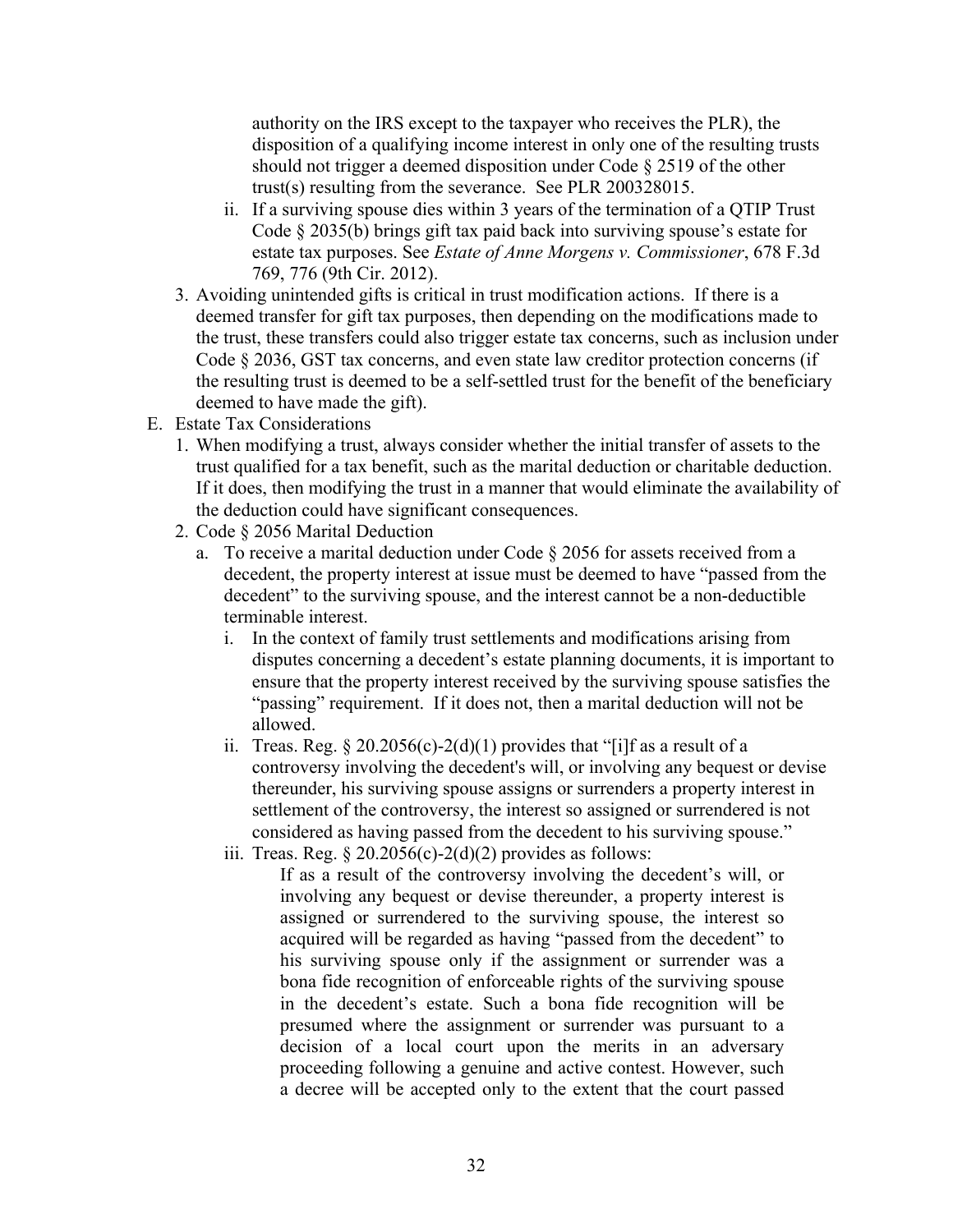authority on the IRS except to the taxpayer who receives the PLR), the disposition of a qualifying income interest in only one of the resulting trusts should not trigger a deemed disposition under Code § 2519 of the other trust(s) resulting from the severance. See PLR 200328015.

ii. If a surviving spouse dies within 3 years of the termination of a QTIP Trust Code § 2035(b) brings gift tax paid back into surviving spouse's estate for estate tax purposes. See *Estate of Anne Morgens v. Commissioner*, 678 F.3d 769, 776 (9th Cir. 2012).

3. Avoiding unintended gifts is critical in trust modification actions. If there is a deemed transfer for gift tax purposes, then depending on the modifications made to the trust, these transfers could also trigger estate tax concerns, such as inclusion under Code § 2036, GST tax concerns, and even state law creditor protection concerns (if the resulting trust is deemed to be a self-settled trust for the benefit of the beneficiary deemed to have made the gift).

E. Estate Tax Considerations

1. When modifying a trust, always consider whether the initial transfer of assets to the trust qualified for a tax benefit, such as the marital deduction or charitable deduction. If it does, then modifying the trust in a manner that would eliminate the availability of the deduction could have significant consequences.

2. Code § 2056 Marital Deduction

   a. To receive a marital deduction under Code § 2056 for assets received from a decedent, the property interest at issue must be deemed to have "passed from the decedent" to the surviving spouse, and the interest cannot be a non-deductible terminable interest.

      i. In the context of family trust settlements and modifications arising from disputes concerning a decedent's estate planning documents, it is important to ensure that the property interest received by the surviving spouse satisfies the "passing" requirement. If it does not, then a marital deduction will not be allowed.

      ii. Treas. Reg. § 20.2056(c)-2(d)(1) provides that "[i]f as a result of a controversy involving the decedent's will, or involving any bequest or devise thereunder, his surviving spouse assigns or surrenders a property interest in settlement of the controversy, the interest so assigned or surrendered is not considered as having passed from the decedent to his surviving spouse."

      iii. Treas. Reg. § 20.2056(c)-2(d)(2) provides as follows:

> If as a result of the controversy involving the decedent's will, or involving any bequest or devise thereunder, a property interest is assigned or surrendered to the surviving spouse, the interest so acquired will be regarded as having "passed from the decedent" to his surviving spouse only if the assignment or surrender was a bona fide recognition of enforceable rights of the surviving spouse in the decedent's estate. Such a bona fide recognition will be presumed where the assignment or surrender was pursuant to a decision of a local court upon the merits in an adversary proceeding following a genuine and active contest. However, such a decree will be accepted only to the extent that the court passed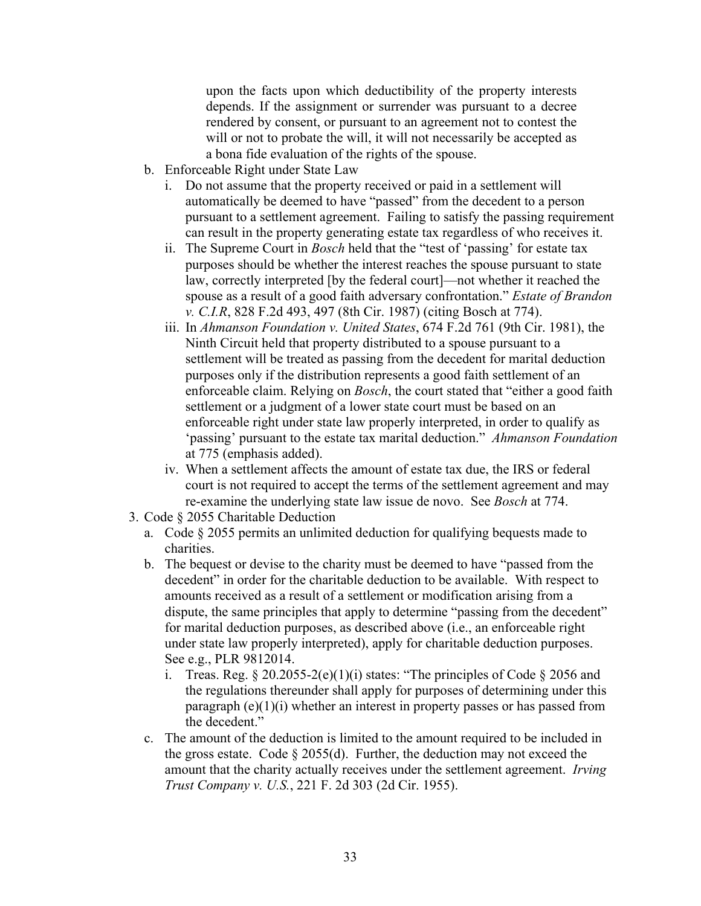upon the facts upon which deductibility of the property interests depends. If the assignment or surrender was pursuant to a decree rendered by consent, or pursuant to an agreement not to contest the will or not to probate the will, it will not necessarily be accepted as a bona fide evaluation of the rights of the spouse.

b. Enforceable Right under State Law

   i. Do not assume that the property received or paid in a settlement will automatically be deemed to have "passed" from the decedent to a person pursuant to a settlement agreement. Failing to satisfy the passing requirement can result in the property generating estate tax regardless of who receives it.

   ii. The Supreme Court in *Bosch* held that the "test of 'passing' for estate tax purposes should be whether the interest reaches the spouse pursuant to state law, correctly interpreted [by the federal court]—not whether it reached the spouse as a result of a good faith adversary confrontation." *Estate of Brandon v. C.I.R*, 828 F.2d 493, 497 (8th Cir. 1987) (citing Bosch at 774).

   iii. In *Ahmanson Foundation v. United States*, 674 F.2d 761 (9th Cir. 1981), the Ninth Circuit held that property distributed to a spouse pursuant to a settlement will be treated as passing from the decedent for marital deduction purposes only if the distribution represents a good faith settlement of an enforceable claim. Relying on *Bosch*, the court stated that "either a good faith settlement or a judgment of a lower state court must be based on an enforceable right under state law properly interpreted, in order to qualify as 'passing' pursuant to the estate tax marital deduction." *Ahmanson Foundation* at 775 (emphasis added).

   iv. When a settlement affects the amount of estate tax due, the IRS or federal court is not required to accept the terms of the settlement agreement and may re-examine the underlying state law issue de novo. See *Bosch* at 774.

3. Code § 2055 Charitable Deduction

   a. Code § 2055 permits an unlimited deduction for qualifying bequests made to charities.

   b. The bequest or devise to the charity must be deemed to have "passed from the decedent" in order for the charitable deduction to be available. With respect to amounts received as a result of a settlement or modification arising from a dispute, the same principles that apply to determine "passing from the decedent" for marital deduction purposes, as described above (i.e., an enforceable right under state law properly interpreted), apply for charitable deduction purposes. See e.g., PLR 9812014.

      i. Treas. Reg. § 20.2055-2(e)(1)(i) states: "The principles of Code § 2056 and the regulations thereunder shall apply for purposes of determining under this paragraph (e)(1)(i) whether an interest in property passes or has passed from the decedent."

   c. The amount of the deduction is limited to the amount required to be included in the gross estate. Code § 2055(d). Further, the deduction may not exceed the amount that the charity actually receives under the settlement agreement. *Irving Trust Company v. U.S.*, 221 F. 2d 303 (2d Cir. 1955).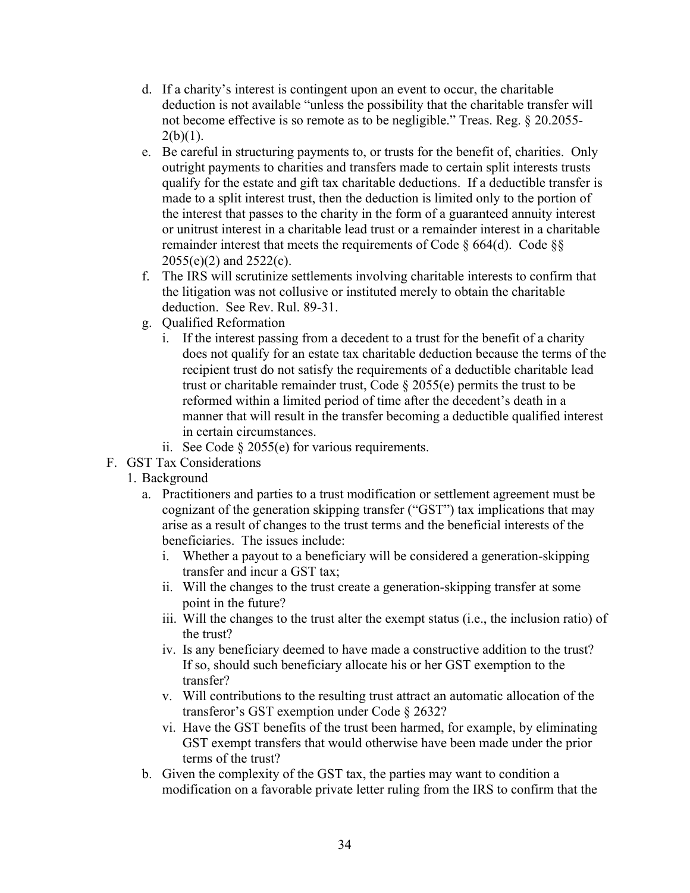d. If a charity's interest is contingent upon an event to occur, the charitable deduction is not available "unless the possibility that the charitable transfer will not become effective is so remote as to be negligible." Treas. Reg. § 20.2055-2(b)(1).

e. Be careful in structuring payments to, or trusts for the benefit of, charities. Only outright payments to charities and transfers made to certain split interests trusts qualify for the estate and gift tax charitable deductions. If a deductible transfer is made to a split interest trust, then the deduction is limited only to the portion of the interest that passes to the charity in the form of a guaranteed annuity interest or unitrust interest in a charitable lead trust or a remainder interest in a charitable remainder interest that meets the requirements of Code § 664(d). Code §§ 2055(e)(2) and 2522(c).

f. The IRS will scrutinize settlements involving charitable interests to confirm that the litigation was not collusive or instituted merely to obtain the charitable deduction. See Rev. Rul. 89-31.

g. Qualified Reformation
   i. If the interest passing from a decedent to a trust for the benefit of a charity does not qualify for an estate tax charitable deduction because the terms of the recipient trust do not satisfy the requirements of a deductible charitable lead trust or charitable remainder trust, Code § 2055(e) permits the trust to be reformed within a limited period of time after the decedent's death in a manner that will result in the transfer becoming a deductible qualified interest in certain circumstances.
   ii. See Code § 2055(e) for various requirements.

F. GST Tax Considerations

1. Background
   a. Practitioners and parties to a trust modification or settlement agreement must be cognizant of the generation skipping transfer ("GST") tax implications that may arise as a result of changes to the trust terms and the beneficial interests of the beneficiaries. The issues include:
      i. Whether a payout to a beneficiary will be considered a generation-skipping transfer and incur a GST tax;
      ii. Will the changes to the trust create a generation-skipping transfer at some point in the future?
      iii. Will the changes to the trust alter the exempt status (i.e., the inclusion ratio) of the trust?
      iv. Is any beneficiary deemed to have made a constructive addition to the trust? If so, should such beneficiary allocate his or her GST exemption to the transfer?
      v. Will contributions to the resulting trust attract an automatic allocation of the transferor's GST exemption under Code § 2632?
      vi. Have the GST benefits of the trust been harmed, for example, by eliminating GST exempt transfers that would otherwise have been made under the prior terms of the trust?
   b. Given the complexity of the GST tax, the parties may want to condition a modification on a favorable private letter ruling from the IRS to confirm that the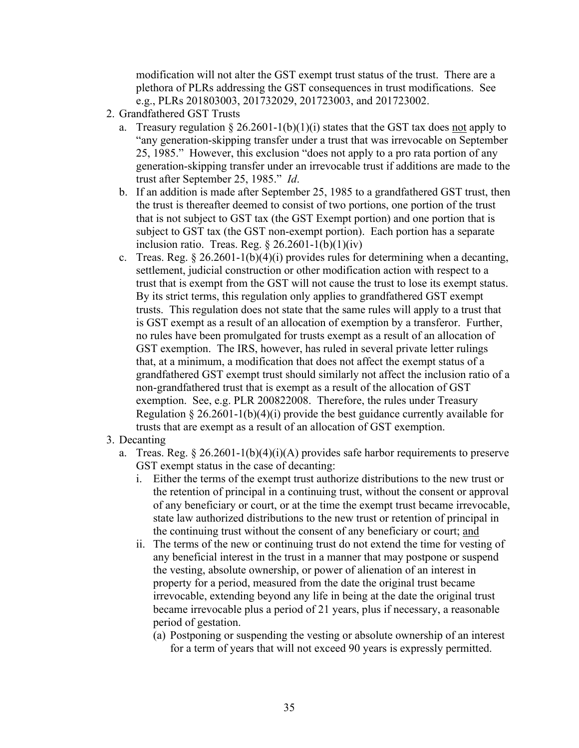modification will not alter the GST exempt trust status of the trust. There are a plethora of PLRs addressing the GST consequences in trust modifications. See e.g., PLRs 201803003, 201732029, 201723003, and 201723002.

2. Grandfathered GST Trusts
   a. Treasury regulation § 26.2601-1(b)(1)(i) states that the GST tax does <u>not</u> apply to "any generation-skipping transfer under a trust that was irrevocable on September 25, 1985." However, this exclusion "does not apply to a pro rata portion of any generation-skipping transfer under an irrevocable trust if additions are made to the trust after September 25, 1985." *Id*.
   b. If an addition is made after September 25, 1985 to a grandfathered GST trust, then the trust is thereafter deemed to consist of two portions, one portion of the trust that is not subject to GST tax (the GST Exempt portion) and one portion that is subject to GST tax (the GST non-exempt portion). Each portion has a separate inclusion ratio. Treas. Reg. § 26.2601-1(b)(1)(iv)
   c. Treas. Reg. § 26.2601-1(b)(4)(i) provides rules for determining when a decanting, settlement, judicial construction or other modification action with respect to a trust that is exempt from the GST will not cause the trust to lose its exempt status. By its strict terms, this regulation only applies to grandfathered GST exempt trusts. This regulation does not state that the same rules will apply to a trust that is GST exempt as a result of an allocation of exemption by a transferor. Further, no rules have been promulgated for trusts exempt as a result of an allocation of GST exemption. The IRS, however, has ruled in several private letter rulings that, at a minimum, a modification that does not affect the exempt status of a grandfathered GST exempt trust should similarly not affect the inclusion ratio of a non-grandfathered trust that is exempt as a result of the allocation of GST exemption. See, e.g. PLR 200822008. Therefore, the rules under Treasury Regulation § 26.2601-1(b)(4)(i) provide the best guidance currently available for trusts that are exempt as a result of an allocation of GST exemption.

3. Decanting
   a. Treas. Reg. § 26.2601-1(b)(4)(i)(A) provides safe harbor requirements to preserve GST exempt status in the case of decanting:
      i. Either the terms of the exempt trust authorize distributions to the new trust or the retention of principal in a continuing trust, without the consent or approval of any beneficiary or court, or at the time the exempt trust became irrevocable, state law authorized distributions to the new trust or retention of principal in the continuing trust without the consent of any beneficiary or court; <u>and</u>
      ii. The terms of the new or continuing trust do not extend the time for vesting of any beneficial interest in the trust in a manner that may postpone or suspend the vesting, absolute ownership, or power of alienation of an interest in property for a period, measured from the date the original trust became irrevocable, extending beyond any life in being at the date the original trust became irrevocable plus a period of 21 years, plus if necessary, a reasonable period of gestation.
         (a) Postponing or suspending the vesting or absolute ownership of an interest for a term of years that will not exceed 90 years is expressly permitted.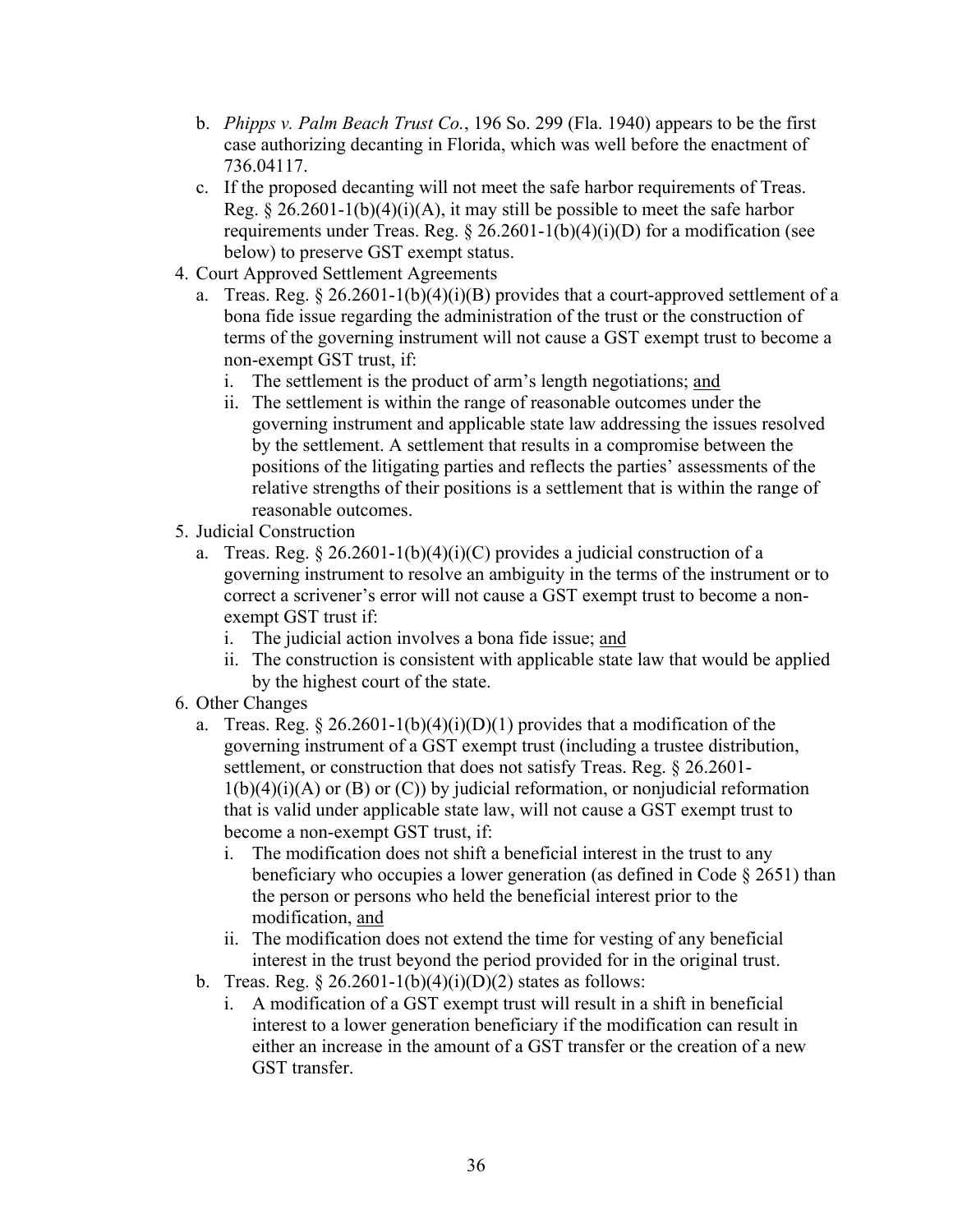b. *Phipps v. Palm Beach Trust Co.*, 196 So. 299 (Fla. 1940) appears to be the first case authorizing decanting in Florida, which was well before the enactment of 736.04117.

c. If the proposed decanting will not meet the safe harbor requirements of Treas. Reg. § 26.2601-1(b)(4)(i)(A), it may still be possible to meet the safe harbor requirements under Treas. Reg. § 26.2601-1(b)(4)(i)(D) for a modification (see below) to preserve GST exempt status.

4. Court Approved Settlement Agreements
   a. Treas. Reg. § 26.2601-1(b)(4)(i)(B) provides that a court-approved settlement of a bona fide issue regarding the administration of the trust or the construction of terms of the governing instrument will not cause a GST exempt trust to become a non-exempt GST trust, if:
      i. The settlement is the product of arm's length negotiations; <u>and</u>
      ii. The settlement is within the range of reasonable outcomes under the governing instrument and applicable state law addressing the issues resolved by the settlement. A settlement that results in a compromise between the positions of the litigating parties and reflects the parties' assessments of the relative strengths of their positions is a settlement that is within the range of reasonable outcomes.
5. Judicial Construction
   a. Treas. Reg. § 26.2601-1(b)(4)(i)(C) provides a judicial construction of a governing instrument to resolve an ambiguity in the terms of the instrument or to correct a scrivener's error will not cause a GST exempt trust to become a non-exempt GST trust if:
      i. The judicial action involves a bona fide issue; <u>and</u>
      ii. The construction is consistent with applicable state law that would be applied by the highest court of the state.
6. Other Changes
   a. Treas. Reg. § 26.2601-1(b)(4)(i)(D)(1) provides that a modification of the governing instrument of a GST exempt trust (including a trustee distribution, settlement, or construction that does not satisfy Treas. Reg. § 26.2601-1(b)(4)(i)(A) or (B) or (C)) by judicial reformation, or nonjudicial reformation that is valid under applicable state law, will not cause a GST exempt trust to become a non-exempt GST trust, if:
      i. The modification does not shift a beneficial interest in the trust to any beneficiary who occupies a lower generation (as defined in Code § 2651) than the person or persons who held the beneficial interest prior to the modification, <u>and</u>
      ii. The modification does not extend the time for vesting of any beneficial interest in the trust beyond the period provided for in the original trust.
   b. Treas. Reg. § 26.2601-1(b)(4)(i)(D)(2) states as follows:
      i. A modification of a GST exempt trust will result in a shift in beneficial interest to a lower generation beneficiary if the modification can result in either an increase in the amount of a GST transfer or the creation of a new GST transfer.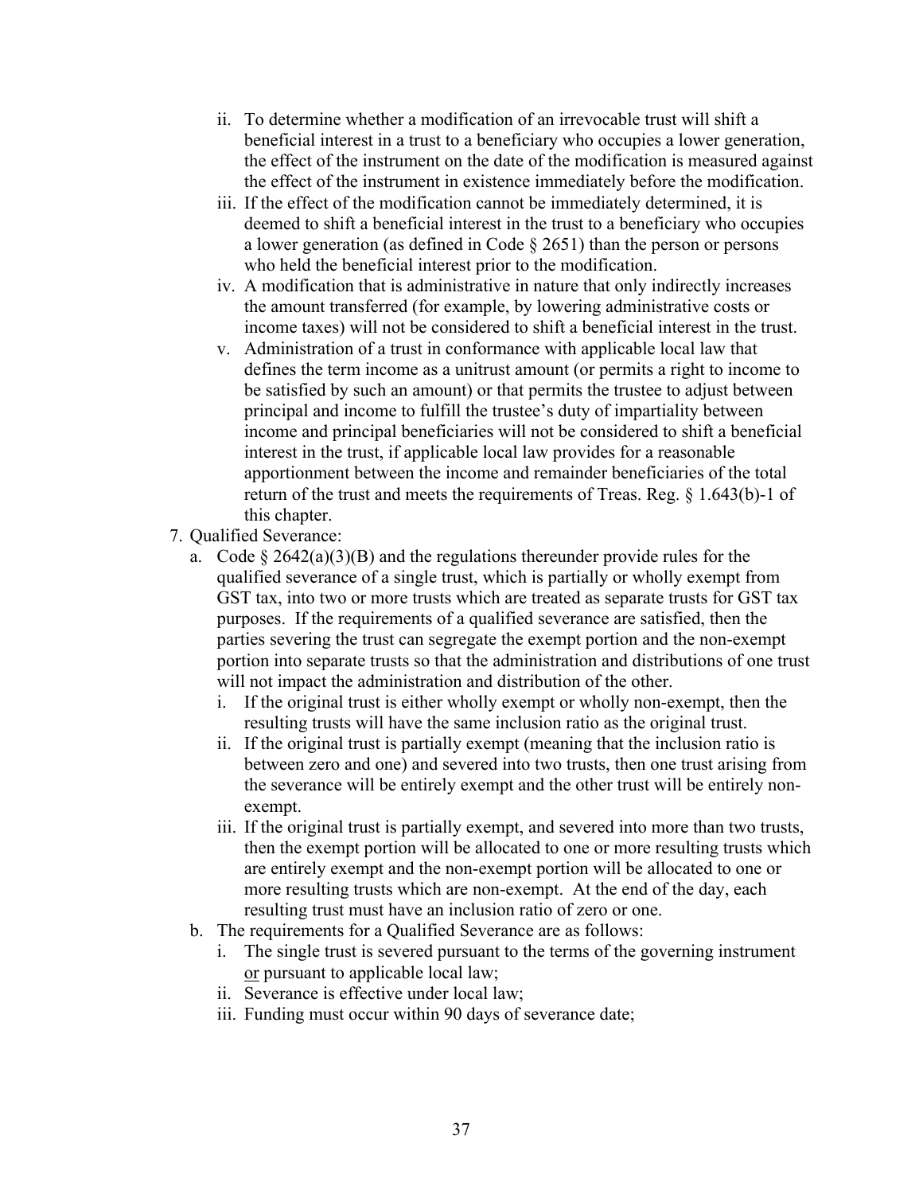ii. To determine whether a modification of an irrevocable trust will shift a beneficial interest in a trust to a beneficiary who occupies a lower generation, the effect of the instrument on the date of the modification is measured against the effect of the instrument in existence immediately before the modification.

   iii. If the effect of the modification cannot be immediately determined, it is deemed to shift a beneficial interest in the trust to a beneficiary who occupies a lower generation (as defined in Code § 2651) than the person or persons who held the beneficial interest prior to the modification.

   iv. A modification that is administrative in nature that only indirectly increases the amount transferred (for example, by lowering administrative costs or income taxes) will not be considered to shift a beneficial interest in the trust.

   v. Administration of a trust in conformance with applicable local law that defines the term income as a unitrust amount (or permits a right to income to be satisfied by such an amount) or that permits the trustee to adjust between principal and income to fulfill the trustee's duty of impartiality between income and principal beneficiaries will not be considered to shift a beneficial interest in the trust, if applicable local law provides for a reasonable apportionment between the income and remainder beneficiaries of the total return of the trust and meets the requirements of Treas. Reg. § 1.643(b)-1 of this chapter.

7. Qualified Severance:

   a. Code § 2642(a)(3)(B) and the regulations thereunder provide rules for the qualified severance of a single trust, which is partially or wholly exempt from GST tax, into two or more trusts which are treated as separate trusts for GST tax purposes. If the requirements of a qualified severance are satisfied, then the parties severing the trust can segregate the exempt portion and the non-exempt portion into separate trusts so that the administration and distributions of one trust will not impact the administration and distribution of the other.

      i. If the original trust is either wholly exempt or wholly non-exempt, then the resulting trusts will have the same inclusion ratio as the original trust.

      ii. If the original trust is partially exempt (meaning that the inclusion ratio is between zero and one) and severed into two trusts, then one trust arising from the severance will be entirely exempt and the other trust will be entirely non-exempt.

      iii. If the original trust is partially exempt, and severed into more than two trusts, then the exempt portion will be allocated to one or more resulting trusts which are entirely exempt and the non-exempt portion will be allocated to one or more resulting trusts which are non-exempt. At the end of the day, each resulting trust must have an inclusion ratio of zero or one.

   b. The requirements for a Qualified Severance are as follows:

      i. The single trust is severed pursuant to the terms of the governing instrument <u>or</u> pursuant to applicable local law;

      ii. Severance is effective under local law;

      iii. Funding must occur within 90 days of severance date;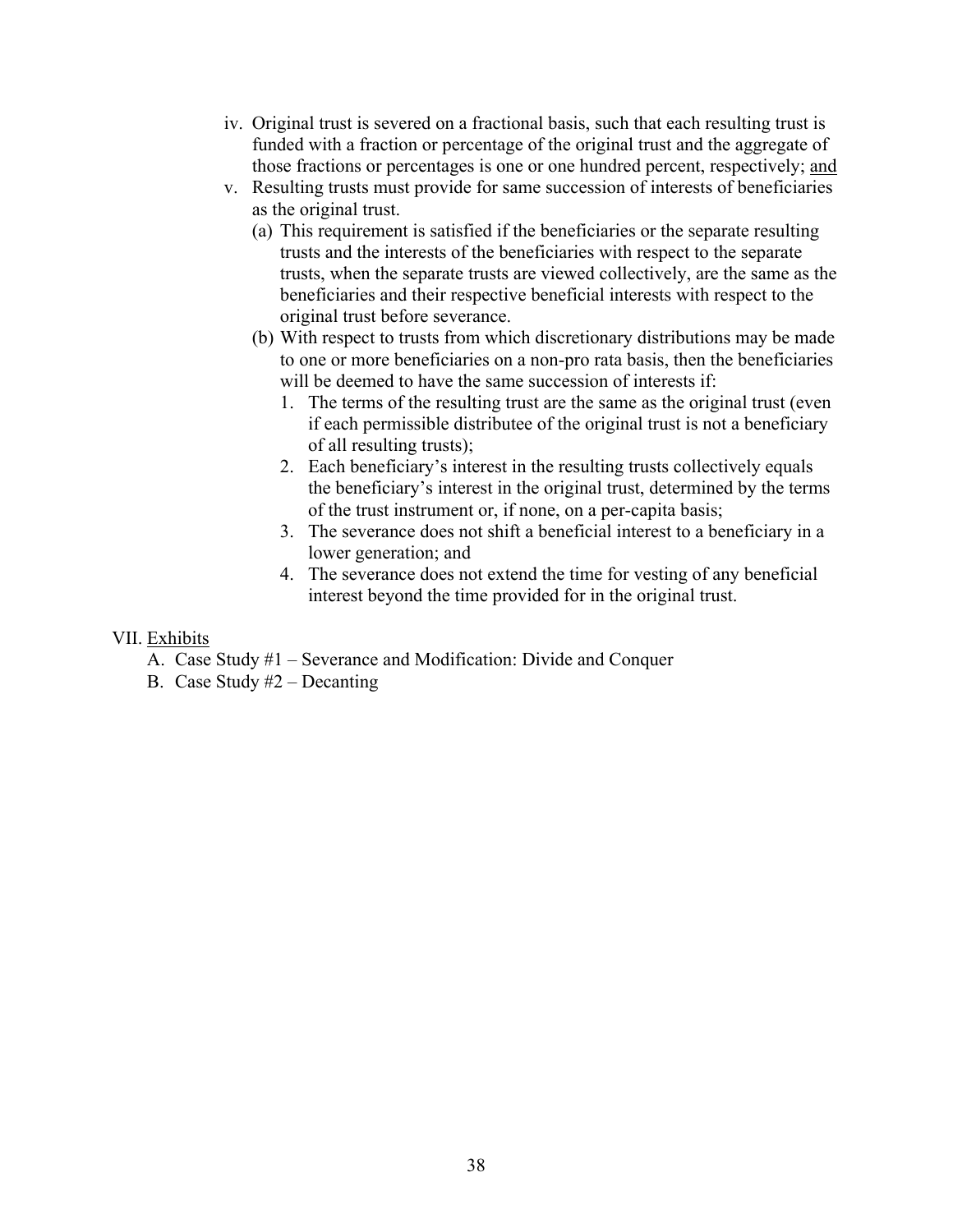iv. Original trust is severed on a fractional basis, such that each resulting trust is funded with a fraction or percentage of the original trust and the aggregate of those fractions or percentages is one or one hundred percent, respectively; <u>and</u>

v. Resulting trusts must provide for same succession of interests of beneficiaries as the original trust.

   (a) This requirement is satisfied if the beneficiaries or the separate resulting trusts and the interests of the beneficiaries with respect to the separate trusts, when the separate trusts are viewed collectively, are the same as the beneficiaries and their respective beneficial interests with respect to the original trust before severance.

   (b) With respect to trusts from which discretionary distributions may be made to one or more beneficiaries on a non-pro rata basis, then the beneficiaries will be deemed to have the same succession of interests if:

      1. The terms of the resulting trust are the same as the original trust (even if each permissible distributee of the original trust is not a beneficiary of all resulting trusts);
      2. Each beneficiary's interest in the resulting trusts collectively equals the beneficiary's interest in the original trust, determined by the terms of the trust instrument or, if none, on a per-capita basis;
      3. The severance does not shift a beneficial interest to a beneficiary in a lower generation; and
      4. The severance does not extend the time for vesting of any beneficial interest beyond the time provided for in the original trust.

VII. <u>Exhibits</u>

   A. Case Study #1 – Severance and Modification: Divide and Conquer
   B. Case Study #2 – Decanting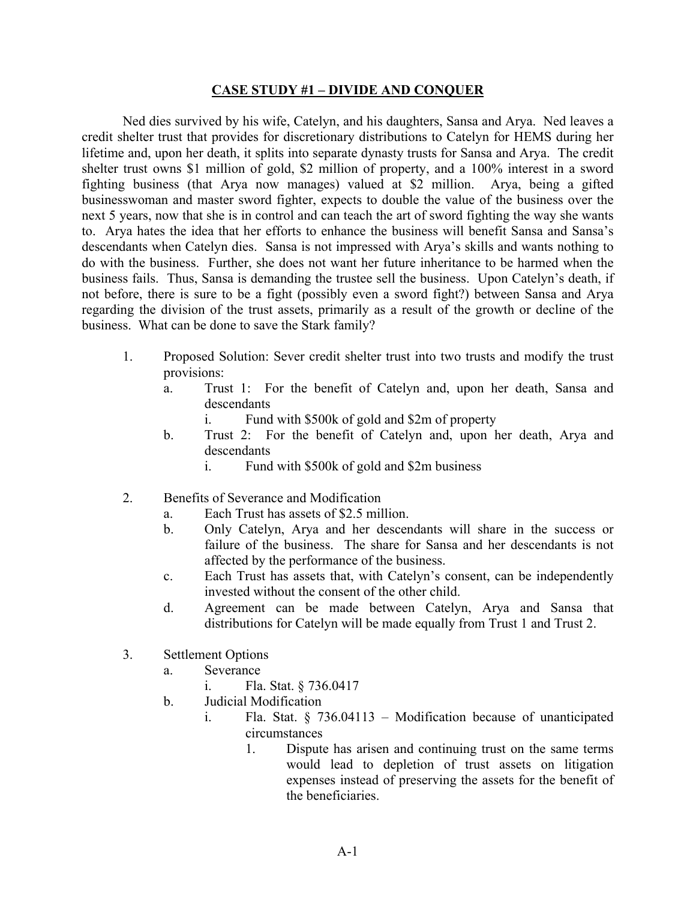## CASE STUDY #1 – DIVIDE AND CONQUER

Ned dies survived by his wife, Catelyn, and his daughters, Sansa and Arya. Ned leaves a credit shelter trust that provides for discretionary distributions to Catelyn for HEMS during her lifetime and, upon her death, it splits into separate dynasty trusts for Sansa and Arya. The credit shelter trust owns $1 million of gold, $2 million of property, and a 100% interest in a sword fighting business (that Arya now manages) valued at $2 million. Arya, being a gifted businesswoman and master sword fighter, expects to double the value of the business over the next 5 years, now that she is in control and can teach the art of sword fighting the way she wants to. Arya hates the idea that her efforts to enhance the business will benefit Sansa and Sansa's descendants when Catelyn dies. Sansa is not impressed with Arya's skills and wants nothing to do with the business. Further, she does not want her future inheritance to be harmed when the business fails. Thus, Sansa is demanding the trustee sell the business. Upon Catelyn's death, if not before, there is sure to be a fight (possibly even a sword fight?) between Sansa and Arya regarding the division of the trust assets, primarily as a result of the growth or decline of the business. What can be done to save the Stark family?

1. Proposed Solution: Sever credit shelter trust into two trusts and modify the trust provisions:
   a. Trust 1: For the benefit of Catelyn and, upon her death, Sansa and descendants
      i. Fund with $500k of gold and $2m of property
   b. Trust 2: For the benefit of Catelyn and, upon her death, Arya and descendants
      i. Fund with $500k of gold and $2m business

2. Benefits of Severance and Modification
   a. Each Trust has assets of $2.5 million.
   b. Only Catelyn, Arya and her descendants will share in the success or failure of the business. The share for Sansa and her descendants is not affected by the performance of the business.
   c. Each Trust has assets that, with Catelyn's consent, can be independently invested without the consent of the other child.
   d. Agreement can be made between Catelyn, Arya and Sansa that distributions for Catelyn will be made equally from Trust 1 and Trust 2.

3. Settlement Options
   a. Severance
      i. Fla. Stat. § 736.0417
   b. Judicial Modification
      i. Fla. Stat. § 736.04113 – Modification because of unanticipated circumstances
         1. Dispute has arisen and continuing trust on the same terms would lead to depletion of trust assets on litigation expenses instead of preserving the assets for the benefit of the beneficiaries.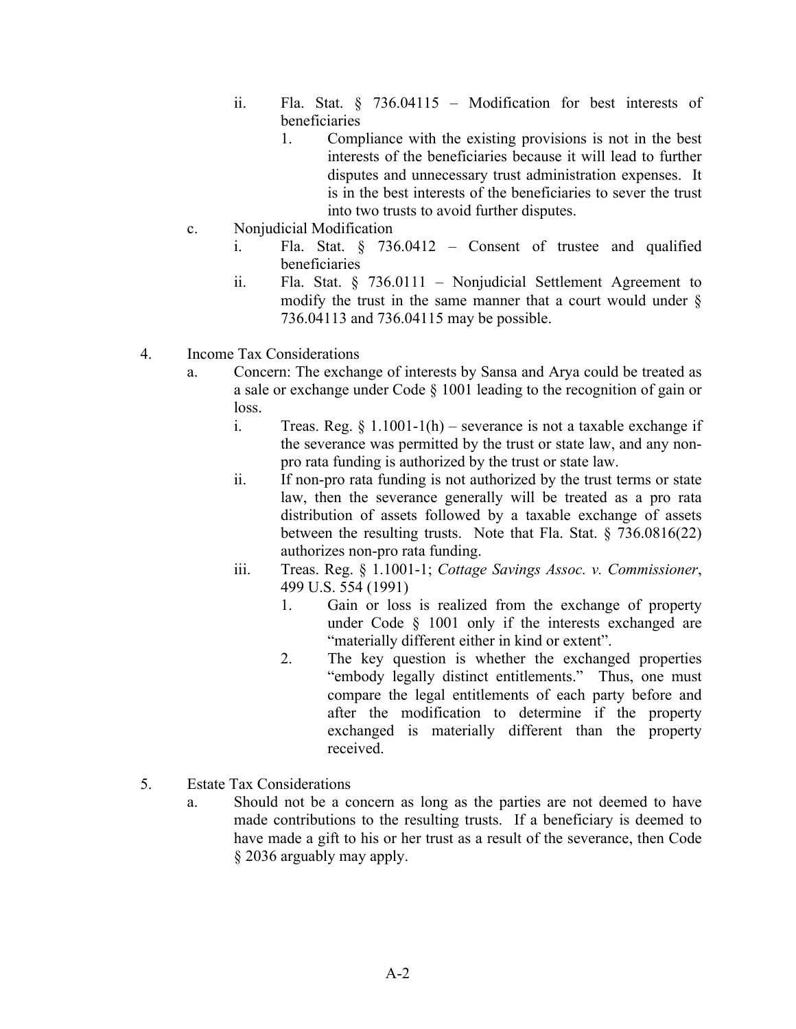- ii. Fla. Stat. § 736.04115 – Modification for best interests of beneficiaries
  - 1. Compliance with the existing provisions is not in the best interests of the beneficiaries because it will lead to further disputes and unnecessary trust administration expenses. It is in the best interests of the beneficiaries to sever the trust into two trusts to avoid further disputes.
- c. Nonjudicial Modification
  - i. Fla. Stat. § 736.0412 – Consent of trustee and qualified beneficiaries
  - ii. Fla. Stat. § 736.0111 – Nonjudicial Settlement Agreement to modify the trust in the same manner that a court would under § 736.04113 and 736.04115 may be possible.

4. Income Tax Considerations
   - a. Concern: The exchange of interests by Sansa and Arya could be treated as a sale or exchange under Code § 1001 leading to the recognition of gain or loss.
     - i. Treas. Reg. § 1.1001-1(h) – severance is not a taxable exchange if the severance was permitted by the trust or state law, and any non-pro rata funding is authorized by the trust or state law.
     - ii. If non-pro rata funding is not authorized by the trust terms or state law, then the severance generally will be treated as a pro rata distribution of assets followed by a taxable exchange of assets between the resulting trusts. Note that Fla. Stat. § 736.0816(22) authorizes non-pro rata funding.
     - iii. Treas. Reg. § 1.1001-1; *Cottage Savings Assoc. v. Commissioner*, 499 U.S. 554 (1991)
       - 1. Gain or loss is realized from the exchange of property under Code § 1001 only if the interests exchanged are "materially different either in kind or extent".
       - 2. The key question is whether the exchanged properties "embody legally distinct entitlements." Thus, one must compare the legal entitlements of each party before and after the modification to determine if the property exchanged is materially different than the property received.

5. Estate Tax Considerations
   - a. Should not be a concern as long as the parties are not deemed to have made contributions to the resulting trusts. If a beneficiary is deemed to have made a gift to his or her trust as a result of the severance, then Code § 2036 arguably may apply.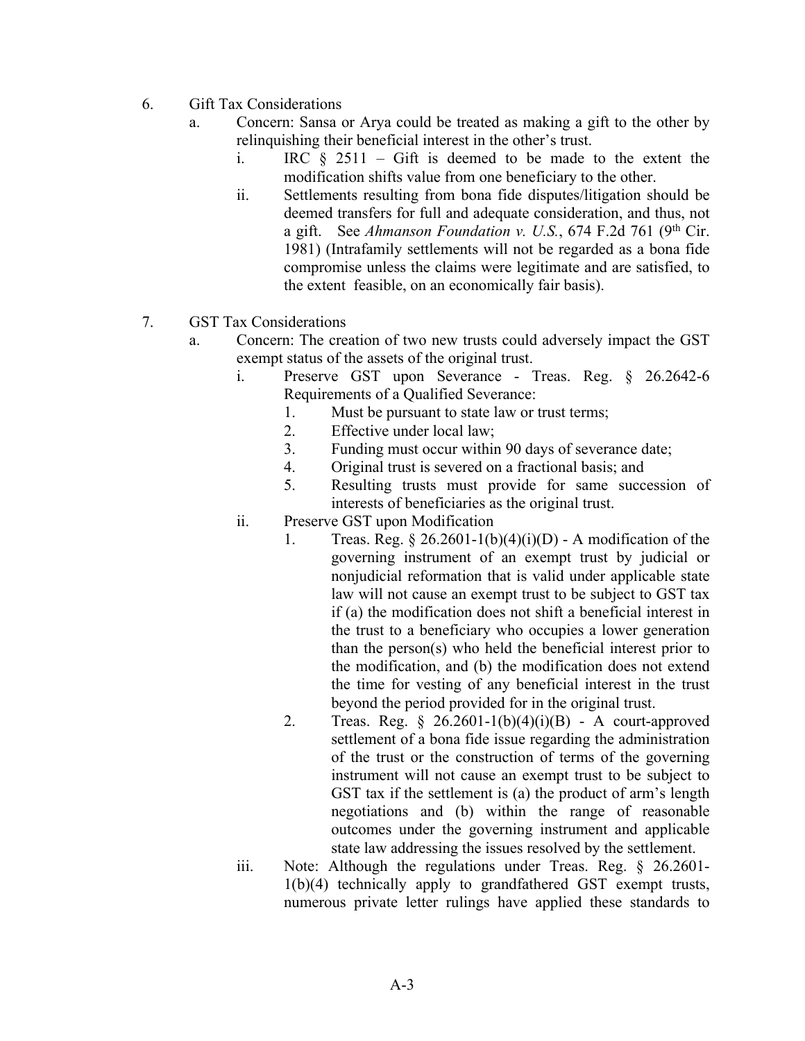6. Gift Tax Considerations
   a. Concern: Sansa or Arya could be treated as making a gift to the other by relinquishing their beneficial interest in the other's trust.
      i. IRC § 2511 – Gift is deemed to be made to the extent the modification shifts value from one beneficiary to the other.
      ii. Settlements resulting from bona fide disputes/litigation should be deemed transfers for full and adequate consideration, and thus, not a gift. See *Ahmanson Foundation v. U.S.*, 674 F.2d 761 (9th Cir. 1981) (Intrafamily settlements will not be regarded as a bona fide compromise unless the claims were legitimate and are satisfied, to the extent feasible, on an economically fair basis).

7. GST Tax Considerations
   a. Concern: The creation of two new trusts could adversely impact the GST exempt status of the assets of the original trust.
      i. Preserve GST upon Severance - Treas. Reg. § 26.2642-6 Requirements of a Qualified Severance:
         1. Must be pursuant to state law or trust terms;
         2. Effective under local law;
         3. Funding must occur within 90 days of severance date;
         4. Original trust is severed on a fractional basis; and
         5. Resulting trusts must provide for same succession of interests of beneficiaries as the original trust.
      ii. Preserve GST upon Modification
         1. Treas. Reg. § 26.2601-1(b)(4)(i)(D) - A modification of the governing instrument of an exempt trust by judicial or nonjudicial reformation that is valid under applicable state law will not cause an exempt trust to be subject to GST tax if (a) the modification does not shift a beneficial interest in the trust to a beneficiary who occupies a lower generation than the person(s) who held the beneficial interest prior to the modification, and (b) the modification does not extend the time for vesting of any beneficial interest in the trust beyond the period provided for in the original trust.
         2. Treas. Reg. § 26.2601-1(b)(4)(i)(B) - A court-approved settlement of a bona fide issue regarding the administration of the trust or the construction of terms of the governing instrument will not cause an exempt trust to be subject to GST tax if the settlement is (a) the product of arm's length negotiations and (b) within the range of reasonable outcomes under the governing instrument and applicable state law addressing the issues resolved by the settlement.
      iii. Note: Although the regulations under Treas. Reg. § 26.2601-1(b)(4) technically apply to grandfathered GST exempt trusts, numerous private letter rulings have applied these standards to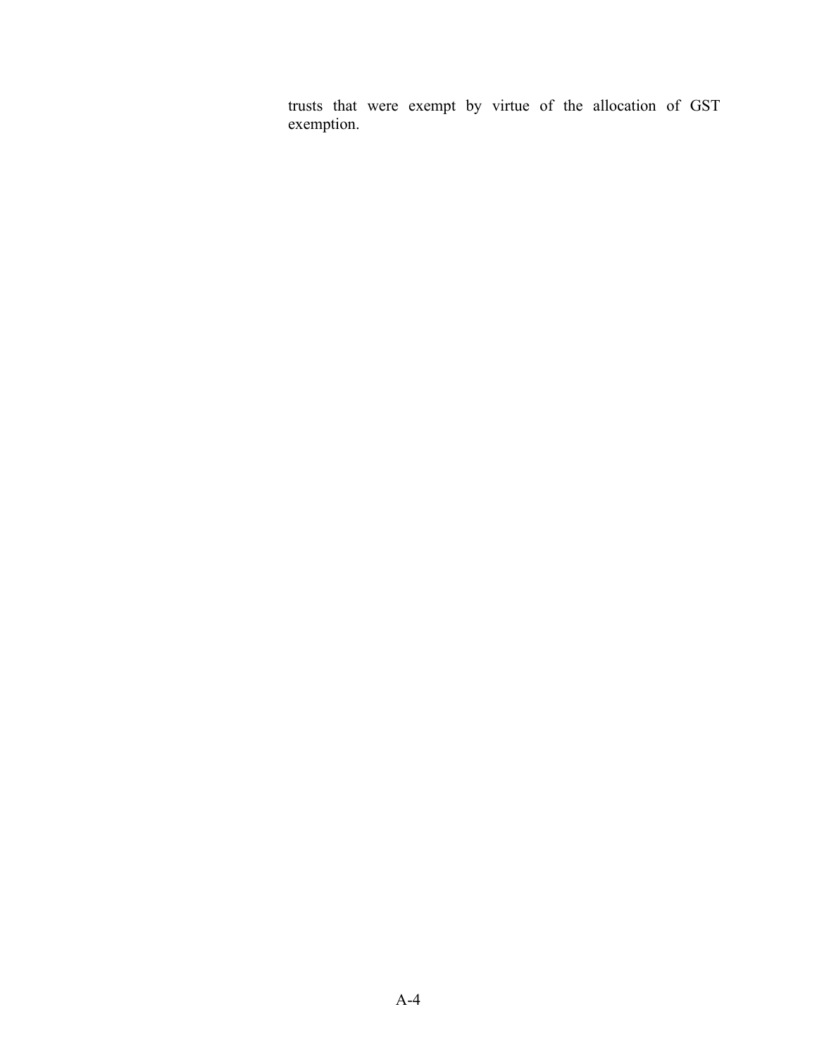trusts that were exempt by virtue of the allocation of GST exemption.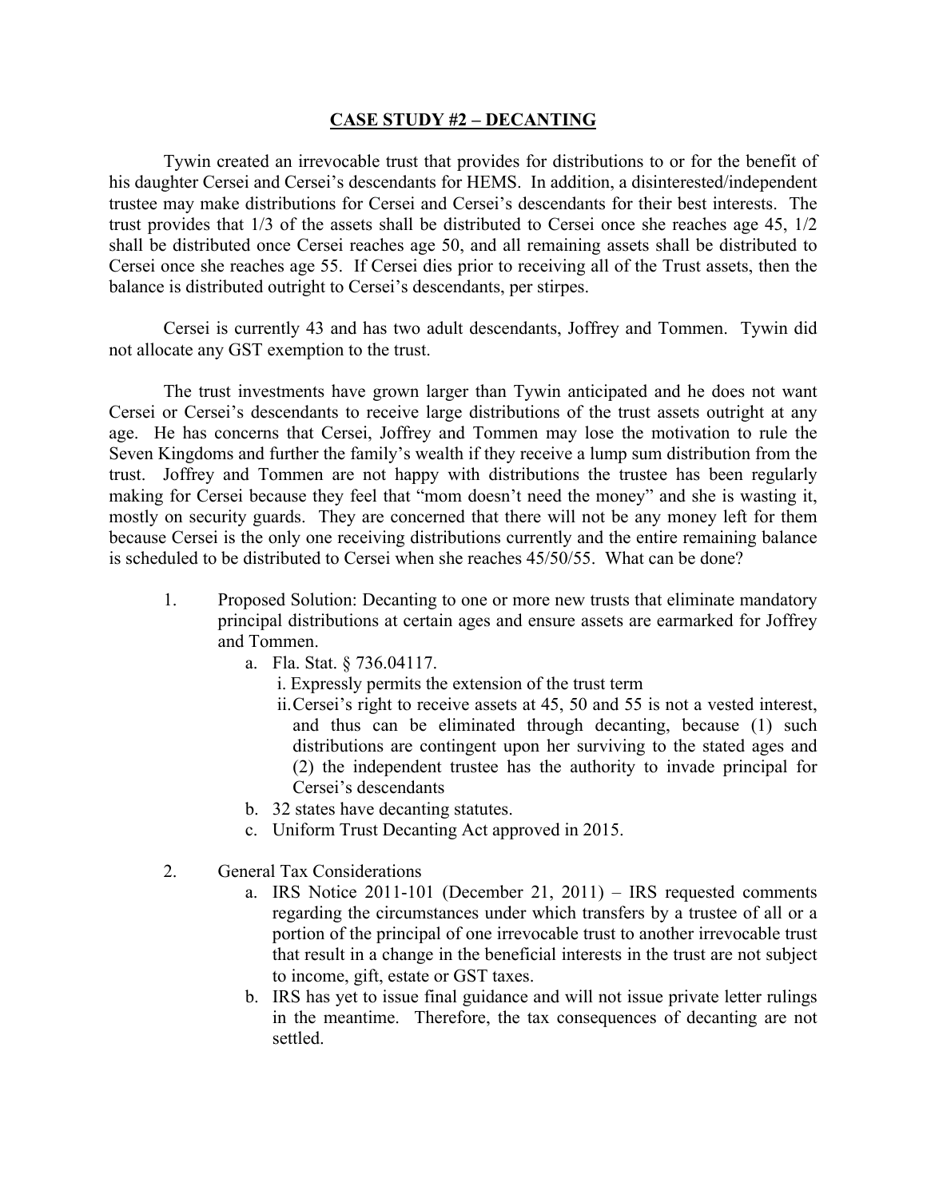## CASE STUDY #2 – DECANTING

Tywin created an irrevocable trust that provides for distributions to or for the benefit of his daughter Cersei and Cersei's descendants for HEMS. In addition, a disinterested/independent trustee may make distributions for Cersei and Cersei's descendants for their best interests. The trust provides that 1/3 of the assets shall be distributed to Cersei once she reaches age 45, 1/2 shall be distributed once Cersei reaches age 50, and all remaining assets shall be distributed to Cersei once she reaches age 55. If Cersei dies prior to receiving all of the Trust assets, then the balance is distributed outright to Cersei's descendants, per stirpes.

Cersei is currently 43 and has two adult descendants, Joffrey and Tommen. Tywin did not allocate any GST exemption to the trust.

The trust investments have grown larger than Tywin anticipated and he does not want Cersei or Cersei's descendants to receive large distributions of the trust assets outright at any age. He has concerns that Cersei, Joffrey and Tommen may lose the motivation to rule the Seven Kingdoms and further the family's wealth if they receive a lump sum distribution from the trust. Joffrey and Tommen are not happy with distributions the trustee has been regularly making for Cersei because they feel that "mom doesn't need the money" and she is wasting it, mostly on security guards. They are concerned that there will not be any money left for them because Cersei is the only one receiving distributions currently and the entire remaining balance is scheduled to be distributed to Cersei when she reaches 45/50/55. What can be done?

1. Proposed Solution: Decanting to one or more new trusts that eliminate mandatory principal distributions at certain ages and ensure assets are earmarked for Joffrey and Tommen.
   a. Fla. Stat. § 736.04117.
      i. Expressly permits the extension of the trust term
      ii. Cersei's right to receive assets at 45, 50 and 55 is not a vested interest, and thus can be eliminated through decanting, because (1) such distributions are contingent upon her surviving to the stated ages and (2) the independent trustee has the authority to invade principal for Cersei's descendants
   b. 32 states have decanting statutes.
   c. Uniform Trust Decanting Act approved in 2015.

2. General Tax Considerations
   a. IRS Notice 2011-101 (December 21, 2011) – IRS requested comments regarding the circumstances under which transfers by a trustee of all or a portion of the principal of one irrevocable trust to another irrevocable trust that result in a change in the beneficial interests in the trust are not subject to income, gift, estate or GST taxes.
   b. IRS has yet to issue final guidance and will not issue private letter rulings in the meantime. Therefore, the tax consequences of decanting are not settled.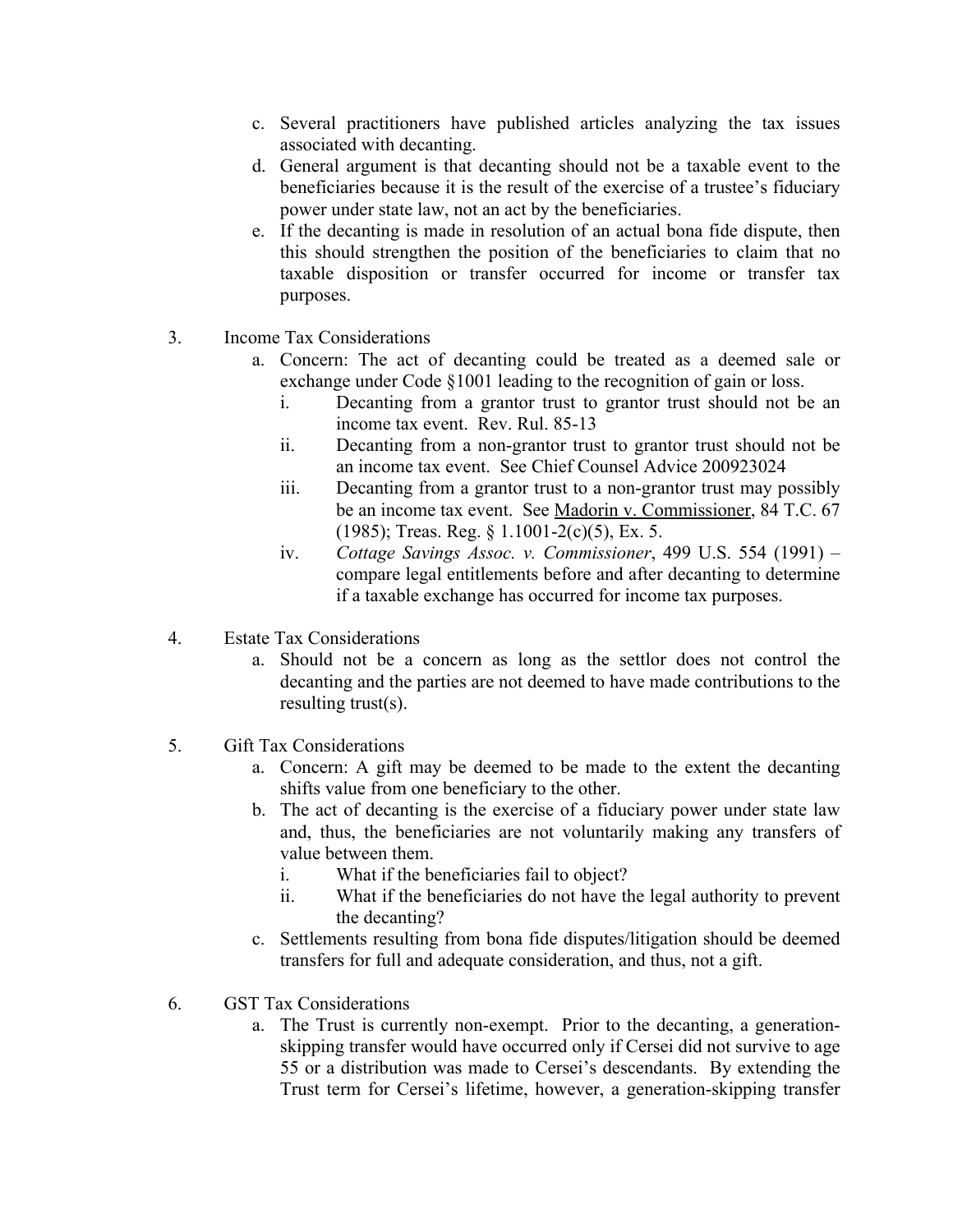c. Several practitioners have published articles analyzing the tax issues associated with decanting.
d. General argument is that decanting should not be a taxable event to the beneficiaries because it is the result of the exercise of a trustee's fiduciary power under state law, not an act by the beneficiaries.
e. If the decanting is made in resolution of an actual bona fide dispute, then this should strengthen the position of the beneficiaries to claim that no taxable disposition or transfer occurred for income or transfer tax purposes.

3. Income Tax Considerations
   a. Concern: The act of decanting could be treated as a deemed sale or exchange under Code §1001 leading to the recognition of gain or loss.
      i. Decanting from a grantor trust to grantor trust should not be an income tax event. Rev. Rul. 85-13
      ii. Decanting from a non-grantor trust to grantor trust should not be an income tax event. See Chief Counsel Advice 200923024
      iii. Decanting from a grantor trust to a non-grantor trust may possibly be an income tax event. See Madorin v. Commissioner, 84 T.C. 67 (1985); Treas. Reg. § 1.1001-2(c)(5), Ex. 5.
      iv. *Cottage Savings Assoc. v. Commissioner*, 499 U.S. 554 (1991) – compare legal entitlements before and after decanting to determine if a taxable exchange has occurred for income tax purposes.

4. Estate Tax Considerations
   a. Should not be a concern as long as the settlor does not control the decanting and the parties are not deemed to have made contributions to the resulting trust(s).

5. Gift Tax Considerations
   a. Concern: A gift may be deemed to be made to the extent the decanting shifts value from one beneficiary to the other.
   b. The act of decanting is the exercise of a fiduciary power under state law and, thus, the beneficiaries are not voluntarily making any transfers of value between them.
      i. What if the beneficiaries fail to object?
      ii. What if the beneficiaries do not have the legal authority to prevent the decanting?
   c. Settlements resulting from bona fide disputes/litigation should be deemed transfers for full and adequate consideration, and thus, not a gift.

6. GST Tax Considerations
   a. The Trust is currently non-exempt. Prior to the decanting, a generation-skipping transfer would have occurred only if Cersei did not survive to age 55 or a distribution was made to Cersei's descendants. By extending the Trust term for Cersei's lifetime, however, a generation-skipping transfer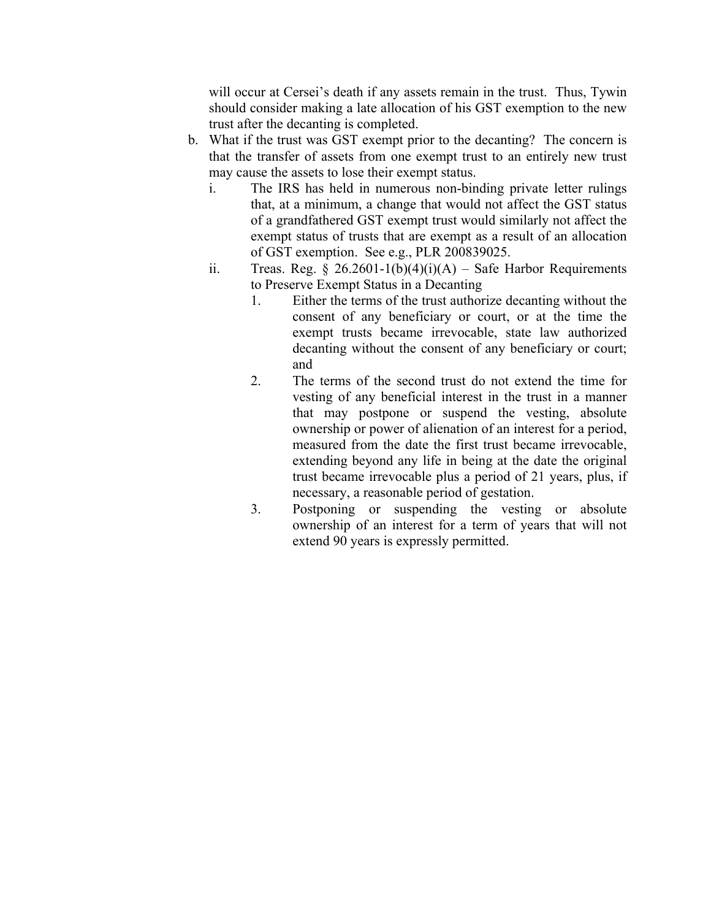will occur at Cersei's death if any assets remain in the trust. Thus, Tywin should consider making a late allocation of his GST exemption to the new trust after the decanting is completed.

b. What if the trust was GST exempt prior to the decanting? The concern is that the transfer of assets from one exempt trust to an entirely new trust may cause the assets to lose their exempt status.

   i. The IRS has held in numerous non-binding private letter rulings that, at a minimum, a change that would not affect the GST status of a grandfathered GST exempt trust would similarly not affect the exempt status of trusts that are exempt as a result of an allocation of GST exemption. See e.g., PLR 200839025.

   ii. Treas. Reg. § 26.2601-1(b)(4)(i)(A) – Safe Harbor Requirements to Preserve Exempt Status in a Decanting

      1. Either the terms of the trust authorize decanting without the consent of any beneficiary or court, or at the time the exempt trusts became irrevocable, state law authorized decanting without the consent of any beneficiary or court; and

      2. The terms of the second trust do not extend the time for vesting of any beneficial interest in the trust in a manner that may postpone or suspend the vesting, absolute ownership or power of alienation of an interest for a period, measured from the date the first trust became irrevocable, extending beyond any life in being at the date the original trust became irrevocable plus a period of 21 years, plus, if necessary, a reasonable period of gestation.

      3. Postponing or suspending the vesting or absolute ownership of an interest for a term of years that will not extend 90 years is expressly permitted.